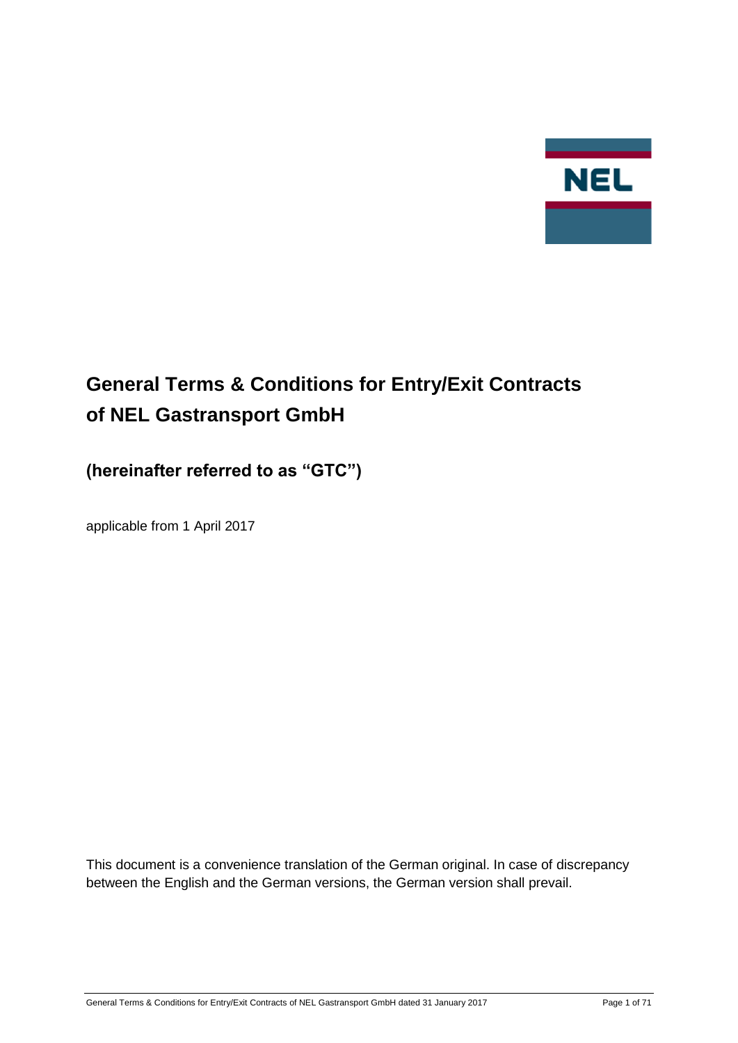# General Terms & Conditions for Entry/Exit Contracts of NEL Gastransport GmbH

## (hereinafter referred to as "GTC")

applicable from 1 April 2017

This document is a convenience translation of the German original. In case of discrepancy between the English and the German versions, the German version shall prevail.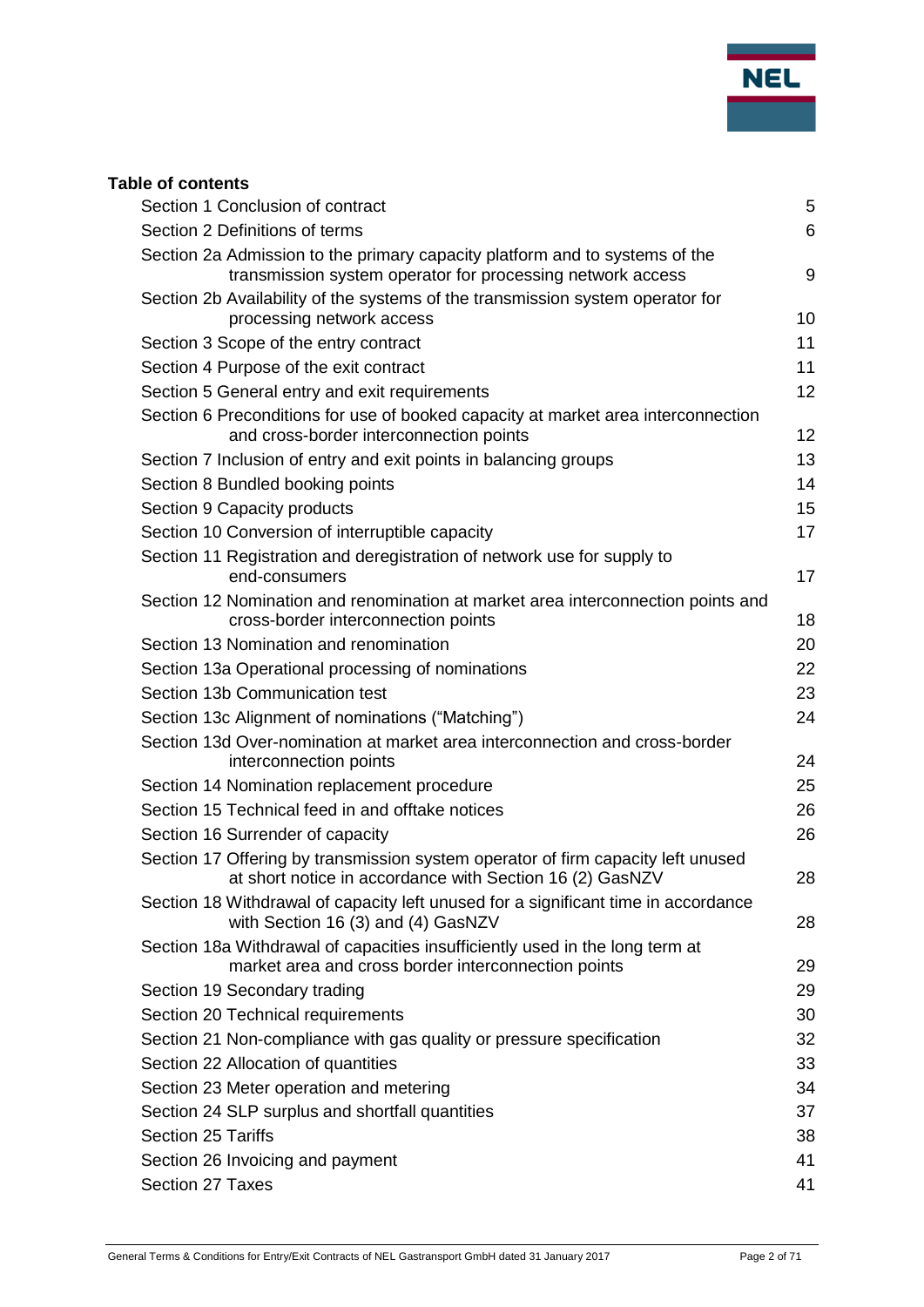**Table of contents**

| | |
|---|---|
| Section 1 Conclusion of contract | 5 |
| Section 2 Definitions of terms | 6 |
| Section 2a Admission to the primary capacity platform and to systems of the transmission system operator for processing network access | 9 |
| Section 2b Availability of the systems of the transmission system operator for processing network access | 10 |
| Section 3 Scope of the entry contract | 11 |
| Section 4 Purpose of the exit contract | 11 |
| Section 5 General entry and exit requirements | 12 |
| Section 6 Preconditions for use of booked capacity at market area interconnection and cross-border interconnection points | 12 |
| Section 7 Inclusion of entry and exit points in balancing groups | 13 |
| Section 8 Bundled booking points | 14 |
| Section 9 Capacity products | 15 |
| Section 10 Conversion of interruptible capacity | 17 |
| Section 11 Registration and deregistration of network use for supply to end-consumers | 17 |
| Section 12 Nomination and renomination at market area interconnection points and cross-border interconnection points | 18 |
| Section 13 Nomination and renomination | 20 |
| Section 13a Operational processing of nominations | 22 |
| Section 13b Communication test | 23 |
| Section 13c Alignment of nominations ("Matching") | 24 |
| Section 13d Over-nomination at market area interconnection and cross-border interconnection points | 24 |
| Section 14 Nomination replacement procedure | 25 |
| Section 15 Technical feed in and offtake notices | 26 |
| Section 16 Surrender of capacity | 26 |
| Section 17 Offering by transmission system operator of firm capacity left unused at short notice in accordance with Section 16 (2) GasNZV | 28 |
| Section 18 Withdrawal of capacity left unused for a significant time in accordance with Section 16 (3) and (4) GasNZV | 28 |
| Section 18a Withdrawal of capacities insufficiently used in the long term at market area and cross border interconnection points | 29 |
| Section 19 Secondary trading | 29 |
| Section 20 Technical requirements | 30 |
| Section 21 Non-compliance with gas quality or pressure specification | 32 |
| Section 22 Allocation of quantities | 33 |
| Section 23 Meter operation and metering | 34 |
| Section 24 SLP surplus and shortfall quantities | 37 |
| Section 25 Tariffs | 38 |
| Section 26 Invoicing and payment | 41 |
| Section 27 Taxes | 41 |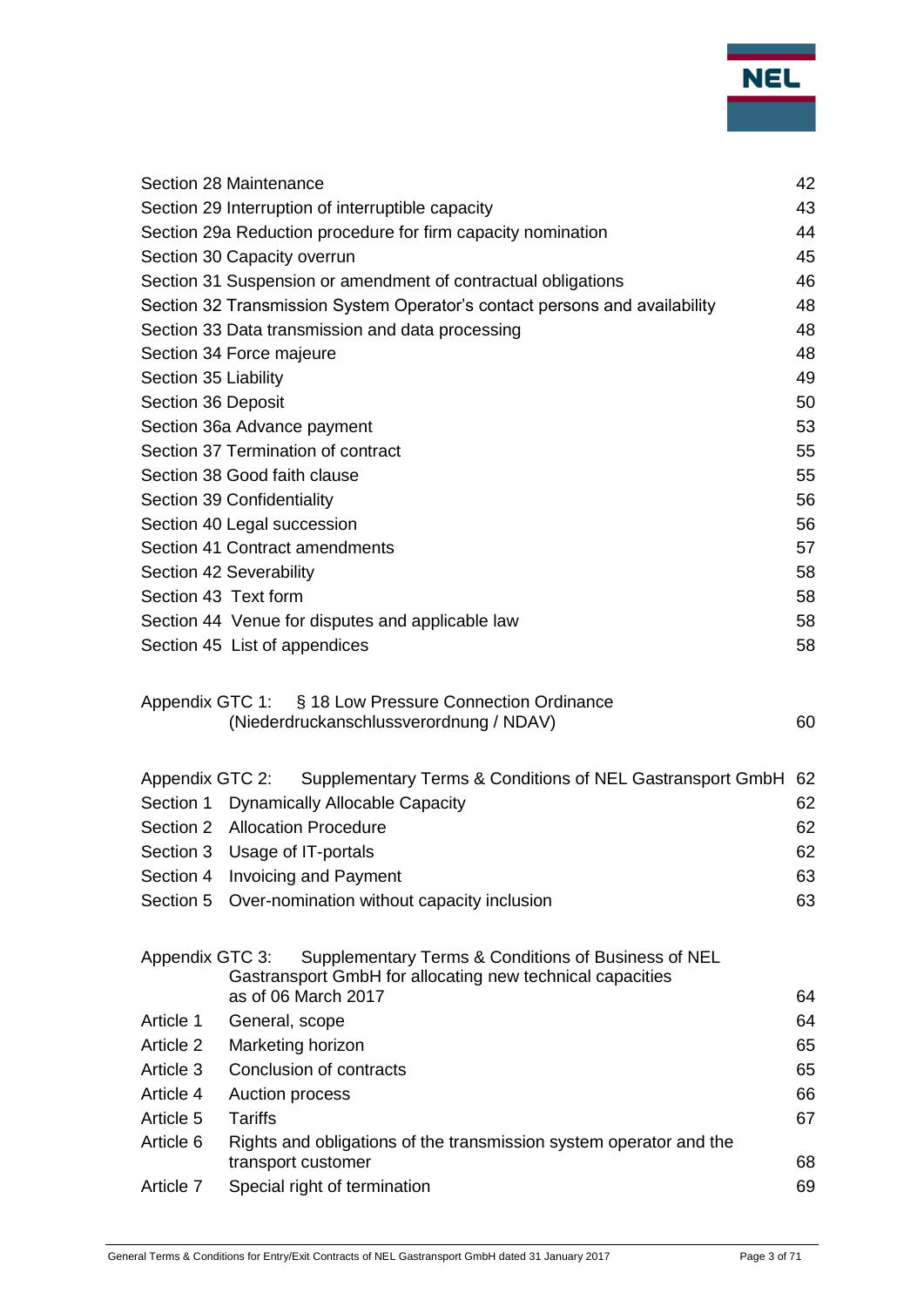| | |
|---|---|
| Section 28 Maintenance | 42 |
| Section 29 Interruption of interruptible capacity | 43 |
| Section 29a Reduction procedure for firm capacity nomination | 44 |
| Section 30 Capacity overrun | 45 |
| Section 31 Suspension or amendment of contractual obligations | 46 |
| Section 32 Transmission System Operator's contact persons and availability | 48 |
| Section 33 Data transmission and data processing | 48 |
| Section 34 Force majeure | 48 |
| Section 35 Liability | 49 |
| Section 36 Deposit | 50 |
| Section 36a Advance payment | 53 |
| Section 37 Termination of contract | 55 |
| Section 38 Good faith clause | 55 |
| Section 39 Confidentiality | 56 |
| Section 40 Legal succession | 56 |
| Section 41 Contract amendments | 57 |
| Section 42 Severability | 58 |
| Section 43 Text form | 58 |
| Section 44 Venue for disputes and applicable law | 58 |
| Section 45 List of appendices | 58 |

| | | |
|---|---|---|
| Appendix GTC 1: | § 18 Low Pressure Connection Ordinance (Niederdruckanschlussverordnung / NDAV) | 60 |

| | | |
|---|---|---|
| Appendix GTC 2: | Supplementary Terms & Conditions of NEL Gastransport GmbH | 62 |
| Section 1 | Dynamically Allocable Capacity | 62 |
| Section 2 | Allocation Procedure | 62 |
| Section 3 | Usage of IT-portals | 62 |
| Section 4 | Invoicing and Payment | 63 |
| Section 5 | Over-nomination without capacity inclusion | 63 |

| | | |
|---|---|---|
| Appendix GTC 3: | Supplementary Terms & Conditions of Business of NEL Gastransport GmbH for allocating new technical capacities as of 06 March 2017 | 64 |
| Article 1 | General, scope | 64 |
| Article 2 | Marketing horizon | 65 |
| Article 3 | Conclusion of contracts | 65 |
| Article 4 | Auction process | 66 |
| Article 5 | Tariffs | 67 |
| Article 6 | Rights and obligations of the transmission system operator and the transport customer | 68 |
| Article 7 | Special right of termination | 69 |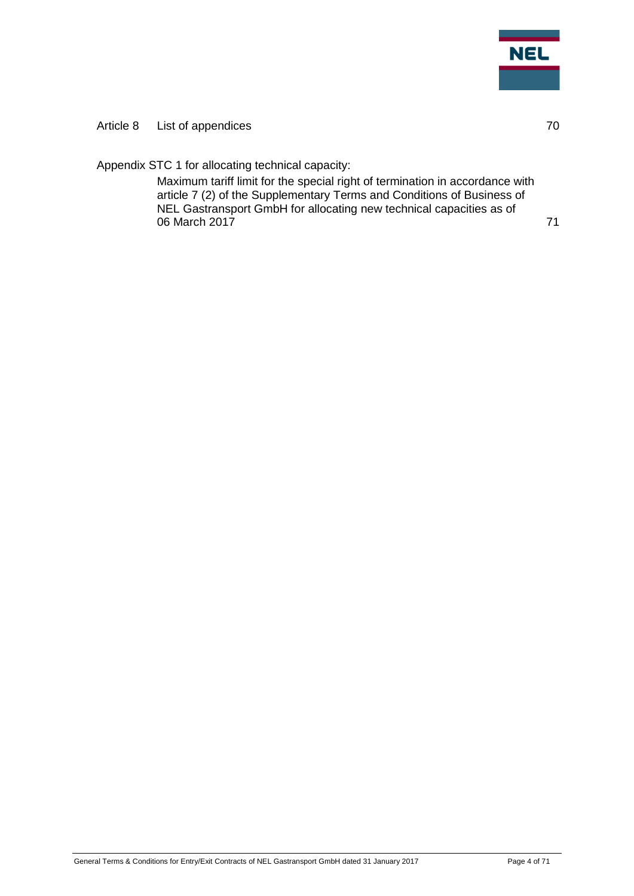Article 8 List of appendices 70

Appendix STC 1 for allocating technical capacity:

Maximum tariff limit for the special right of termination in accordance with article 7 (2) of the Supplementary Terms and Conditions of Business of NEL Gastransport GmbH for allocating new technical capacities as of 06 March 2017 71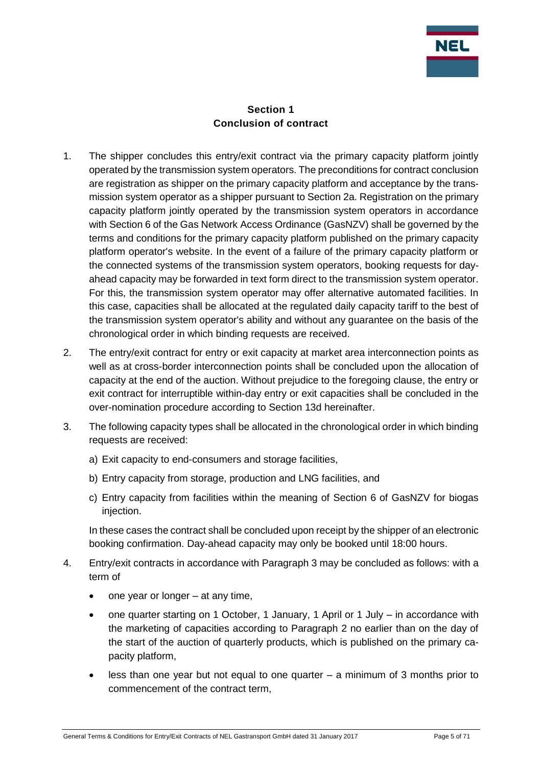## Section 1
## Conclusion of contract

1. The shipper concludes this entry/exit contract via the primary capacity platform jointly operated by the transmission system operators. The preconditions for contract conclusion are registration as shipper on the primary capacity platform and acceptance by the transmission system operator as a shipper pursuant to Section 2a. Registration on the primary capacity platform jointly operated by the transmission system operators in accordance with Section 6 of the Gas Network Access Ordinance (GasNZV) shall be governed by the terms and conditions for the primary capacity platform published on the primary capacity platform operator's website. In the event of a failure of the primary capacity platform or the connected systems of the transmission system operators, booking requests for day-ahead capacity may be forwarded in text form direct to the transmission system operator. For this, the transmission system operator may offer alternative automated facilities. In this case, capacities shall be allocated at the regulated daily capacity tariff to the best of the transmission system operator's ability and without any guarantee on the basis of the chronological order in which binding requests are received.

2. The entry/exit contract for entry or exit capacity at market area interconnection points as well as at cross-border interconnection points shall be concluded upon the allocation of capacity at the end of the auction. Without prejudice to the foregoing clause, the entry or exit contract for interruptible within-day entry or exit capacities shall be concluded in the over-nomination procedure according to Section 13d hereinafter.

3. The following capacity types shall be allocated in the chronological order in which binding requests are received:

   a) Exit capacity to end-consumers and storage facilities,

   b) Entry capacity from storage, production and LNG facilities, and

   c) Entry capacity from facilities within the meaning of Section 6 of GasNZV for biogas injection.

   In these cases the contract shall be concluded upon receipt by the shipper of an electronic booking confirmation. Day-ahead capacity may only be booked until 18:00 hours.

4. Entry/exit contracts in accordance with Paragraph 3 may be concluded as follows: with a term of

   - one year or longer – at any time,
   - one quarter starting on 1 October, 1 January, 1 April or 1 July – in accordance with the marketing of capacities according to Paragraph 2 no earlier than on the day of the start of the auction of quarterly products, which is published on the primary capacity platform,
   - less than one year but not equal to one quarter – a minimum of 3 months prior to commencement of the contract term,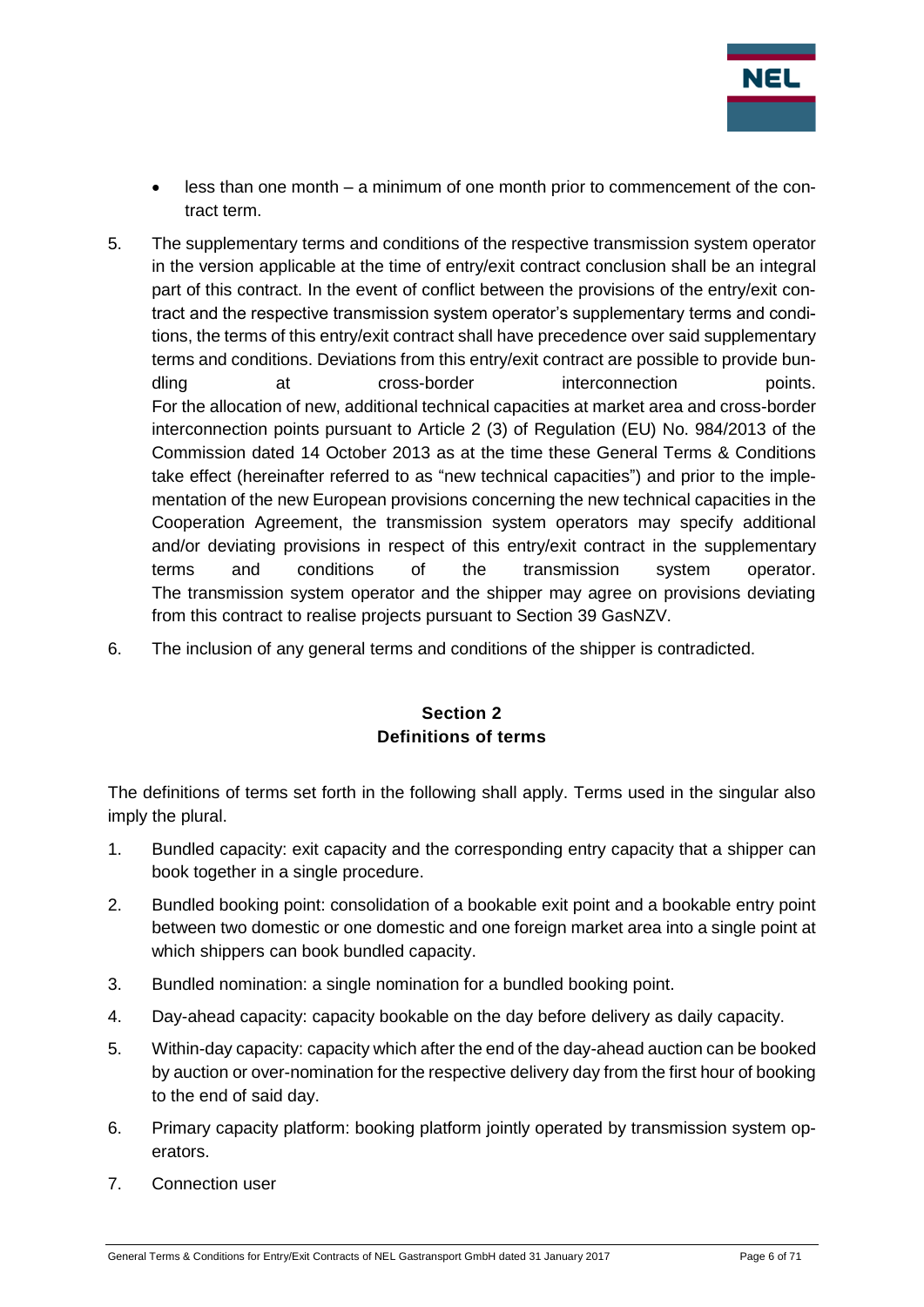- less than one month – a minimum of one month prior to commencement of the contract term.

5. The supplementary terms and conditions of the respective transmission system operator in the version applicable at the time of entry/exit contract conclusion shall be an integral part of this contract. In the event of conflict between the provisions of the entry/exit contract and the respective transmission system operator's supplementary terms and conditions, the terms of this entry/exit contract shall have precedence over said supplementary terms and conditions. Deviations from this entry/exit contract are possible to provide bundling at cross-border interconnection points.
For the allocation of new, additional technical capacities at market area and cross-border interconnection points pursuant to Article 2 (3) of Regulation (EU) No. 984/2013 of the Commission dated 14 October 2013 as at the time these General Terms & Conditions take effect (hereinafter referred to as "new technical capacities") and prior to the implementation of the new European provisions concerning the new technical capacities in the Cooperation Agreement, the transmission system operators may specify additional and/or deviating provisions in respect of this entry/exit contract in the supplementary terms and conditions of the transmission system operator.
The transmission system operator and the shipper may agree on provisions deviating from this contract to realise projects pursuant to Section 39 GasNZV.

6. The inclusion of any general terms and conditions of the shipper is contradicted.

## Section 2
## Definitions of terms

The definitions of terms set forth in the following shall apply. Terms used in the singular also imply the plural.

1. Bundled capacity: exit capacity and the corresponding entry capacity that a shipper can book together in a single procedure.
2. Bundled booking point: consolidation of a bookable exit point and a bookable entry point between two domestic or one domestic and one foreign market area into a single point at which shippers can book bundled capacity.
3. Bundled nomination: a single nomination for a bundled booking point.
4. Day-ahead capacity: capacity bookable on the day before delivery as daily capacity.
5. Within-day capacity: capacity which after the end of the day-ahead auction can be booked by auction or over-nomination for the respective delivery day from the first hour of booking to the end of said day.
6. Primary capacity platform: booking platform jointly operated by transmission system operators.
7. Connection user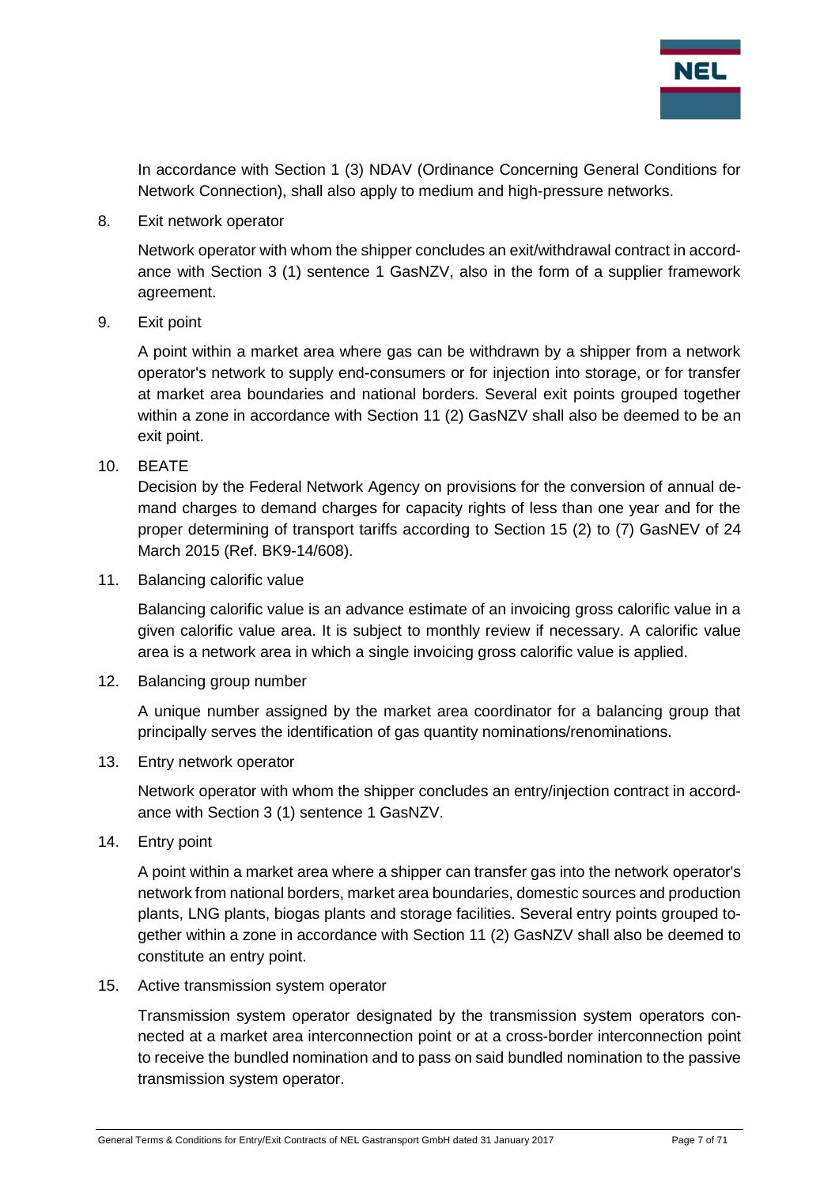In accordance with Section 1 (3) NDAV (Ordinance Concerning General Conditions for Network Connection), shall also apply to medium and high-pressure networks.

8. Exit network operator

   Network operator with whom the shipper concludes an exit/withdrawal contract in accordance with Section 3 (1) sentence 1 GasNZV, also in the form of a supplier framework agreement.

9. Exit point

   A point within a market area where gas can be withdrawn by a shipper from a network operator's network to supply end-consumers or for injection into storage, or for transfer at market area boundaries and national borders. Several exit points grouped together within a zone in accordance with Section 11 (2) GasNZV shall also be deemed to be an exit point.

10. BEATE

    Decision by the Federal Network Agency on provisions for the conversion of annual demand charges to demand charges for capacity rights of less than one year and for the proper determining of transport tariffs according to Section 15 (2) to (7) GasNEV of 24 March 2015 (Ref. BK9-14/608).

11. Balancing calorific value

    Balancing calorific value is an advance estimate of an invoicing gross calorific value in a given calorific value area. It is subject to monthly review if necessary. A calorific value area is a network area in which a single invoicing gross calorific value is applied.

12. Balancing group number

    A unique number assigned by the market area coordinator for a balancing group that principally serves the identification of gas quantity nominations/renominations.

13. Entry network operator

    Network operator with whom the shipper concludes an entry/injection contract in accordance with Section 3 (1) sentence 1 GasNZV.

14. Entry point

    A point within a market area where a shipper can transfer gas into the network operator's network from national borders, market area boundaries, domestic sources and production plants, LNG plants, biogas plants and storage facilities. Several entry points grouped together within a zone in accordance with Section 11 (2) GasNZV shall also be deemed to constitute an entry point.

15. Active transmission system operator

    Transmission system operator designated by the transmission system operators connected at a market area interconnection point or at a cross-border interconnection point to receive the bundled nomination and to pass on said bundled nomination to the passive transmission system operator.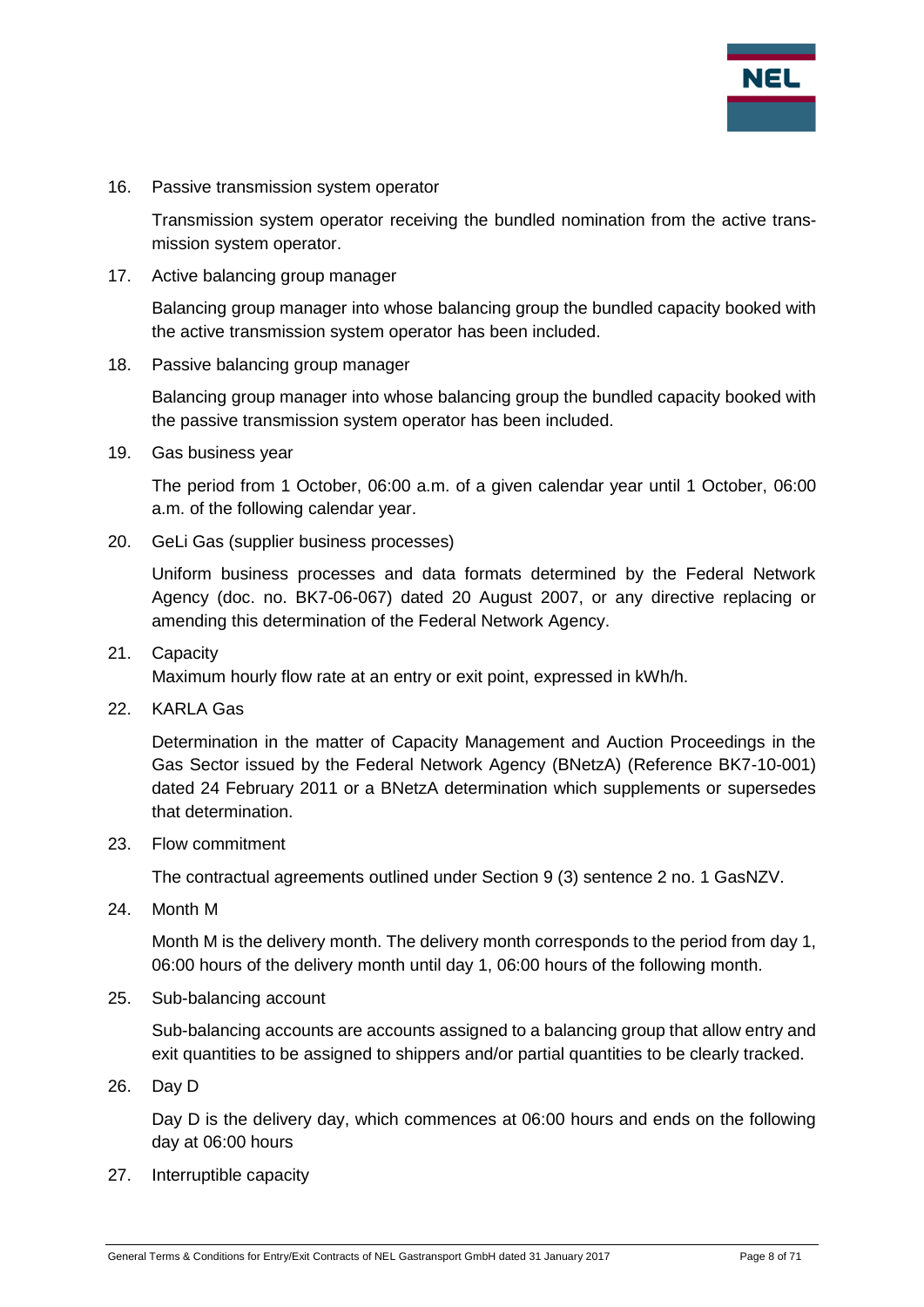16. Passive transmission system operator

    Transmission system operator receiving the bundled nomination from the active transmission system operator.

17. Active balancing group manager

    Balancing group manager into whose balancing group the bundled capacity booked with the active transmission system operator has been included.

18. Passive balancing group manager

    Balancing group manager into whose balancing group the bundled capacity booked with the passive transmission system operator has been included.

19. Gas business year

    The period from 1 October, 06:00 a.m. of a given calendar year until 1 October, 06:00 a.m. of the following calendar year.

20. GeLi Gas (supplier business processes)

    Uniform business processes and data formats determined by the Federal Network Agency (doc. no. BK7-06-067) dated 20 August 2007, or any directive replacing or amending this determination of the Federal Network Agency.

21. Capacity

    Maximum hourly flow rate at an entry or exit point, expressed in kWh/h.

22. KARLA Gas

    Determination in the matter of Capacity Management and Auction Proceedings in the Gas Sector issued by the Federal Network Agency (BNetzA) (Reference BK7-10-001) dated 24 February 2011 or a BNetzA determination which supplements or supersedes that determination.

23. Flow commitment

    The contractual agreements outlined under Section 9 (3) sentence 2 no. 1 GasNZV.

24. Month M

    Month M is the delivery month. The delivery month corresponds to the period from day 1, 06:00 hours of the delivery month until day 1, 06:00 hours of the following month.

25. Sub-balancing account

    Sub-balancing accounts are accounts assigned to a balancing group that allow entry and exit quantities to be assigned to shippers and/or partial quantities to be clearly tracked.

26. Day D

    Day D is the delivery day, which commences at 06:00 hours and ends on the following day at 06:00 hours

27. Interruptible capacity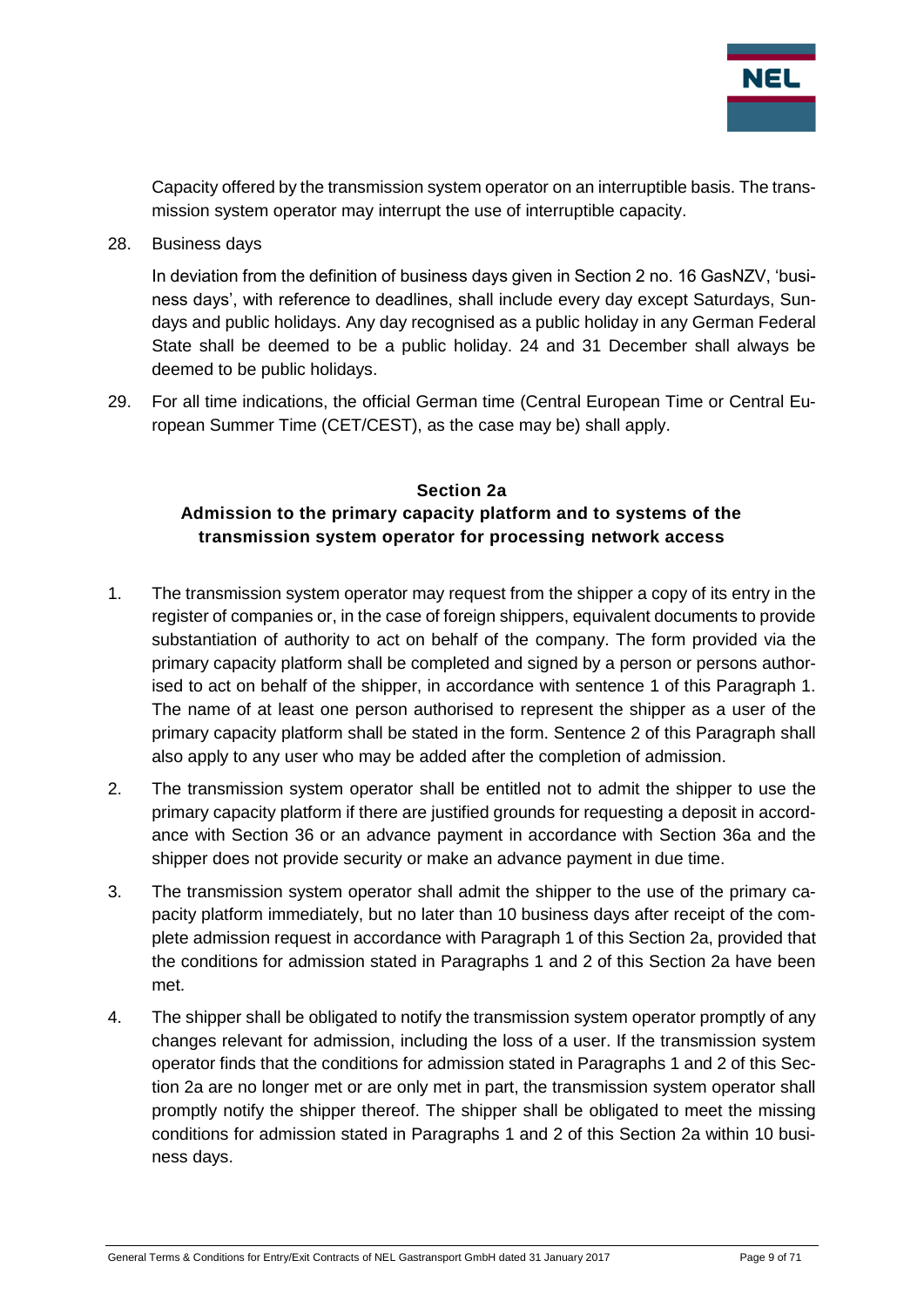Capacity offered by the transmission system operator on an interruptible basis. The transmission system operator may interrupt the use of interruptible capacity.

28. Business days

    In deviation from the definition of business days given in Section 2 no. 16 GasNZV, 'business days', with reference to deadlines, shall include every day except Saturdays, Sundays and public holidays. Any day recognised as a public holiday in any German Federal State shall be deemed to be a public holiday. 24 and 31 December shall always be deemed to be public holidays.

29. For all time indications, the official German time (Central European Time or Central European Summer Time (CET/CEST), as the case may be) shall apply.

## Section 2a
## Admission to the primary capacity platform and to systems of the transmission system operator for processing network access

1. The transmission system operator may request from the shipper a copy of its entry in the register of companies or, in the case of foreign shippers, equivalent documents to provide substantiation of authority to act on behalf of the company. The form provided via the primary capacity platform shall be completed and signed by a person or persons authorised to act on behalf of the shipper, in accordance with sentence 1 of this Paragraph 1. The name of at least one person authorised to represent the shipper as a user of the primary capacity platform shall be stated in the form. Sentence 2 of this Paragraph shall also apply to any user who may be added after the completion of admission.

2. The transmission system operator shall be entitled not to admit the shipper to use the primary capacity platform if there are justified grounds for requesting a deposit in accordance with Section 36 or an advance payment in accordance with Section 36a and the shipper does not provide security or make an advance payment in due time.

3. The transmission system operator shall admit the shipper to the use of the primary capacity platform immediately, but no later than 10 business days after receipt of the complete admission request in accordance with Paragraph 1 of this Section 2a, provided that the conditions for admission stated in Paragraphs 1 and 2 of this Section 2a have been met.

4. The shipper shall be obligated to notify the transmission system operator promptly of any changes relevant for admission, including the loss of a user. If the transmission system operator finds that the conditions for admission stated in Paragraphs 1 and 2 of this Section 2a are no longer met or are only met in part, the transmission system operator shall promptly notify the shipper thereof. The shipper shall be obligated to meet the missing conditions for admission stated in Paragraphs 1 and 2 of this Section 2a within 10 business days.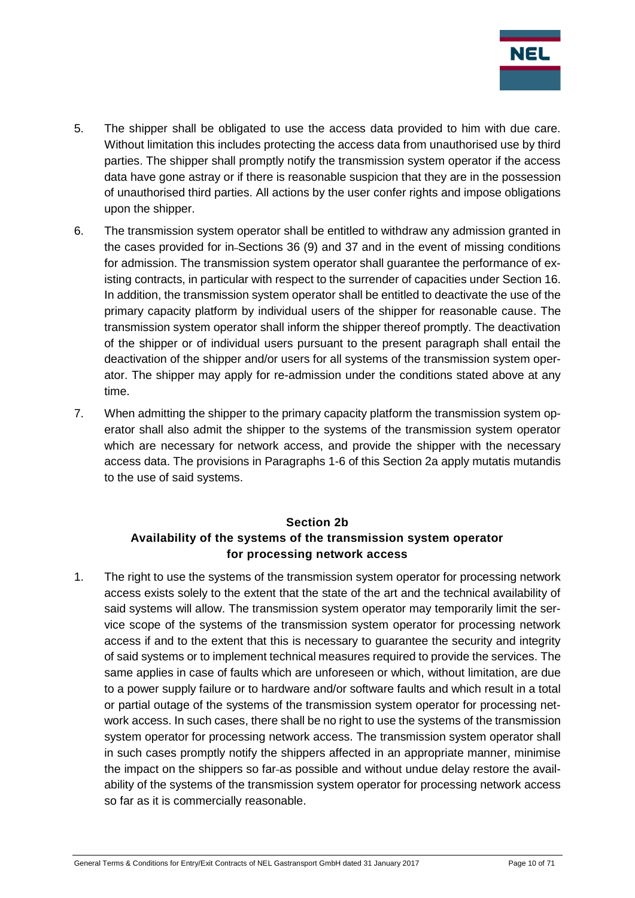5. The shipper shall be obligated to use the access data provided to him with due care. Without limitation this includes protecting the access data from unauthorised use by third parties. The shipper shall promptly notify the transmission system operator if the access data have gone astray or if there is reasonable suspicion that they are in the possession of unauthorised third parties. All actions by the user confer rights and impose obligations upon the shipper.

6. The transmission system operator shall be entitled to withdraw any admission granted in the cases provided for in Sections 36 (9) and 37 and in the event of missing conditions for admission. The transmission system operator shall guarantee the performance of existing contracts, in particular with respect to the surrender of capacities under Section 16. In addition, the transmission system operator shall be entitled to deactivate the use of the primary capacity platform by individual users of the shipper for reasonable cause. The transmission system operator shall inform the shipper thereof promptly. The deactivation of the shipper or of individual users pursuant to the present paragraph shall entail the deactivation of the shipper and/or users for all systems of the transmission system operator. The shipper may apply for re-admission under the conditions stated above at any time.

7. When admitting the shipper to the primary capacity platform the transmission system operator shall also admit the shipper to the systems of the transmission system operator which are necessary for network access, and provide the shipper with the necessary access data. The provisions in Paragraphs 1-6 of this Section 2a apply mutatis mutandis to the use of said systems.

## Section 2b
## Availability of the systems of the transmission system operator for processing network access

1. The right to use the systems of the transmission system operator for processing network access exists solely to the extent that the state of the art and the technical availability of said systems will allow. The transmission system operator may temporarily limit the service scope of the systems of the transmission system operator for processing network access if and to the extent that this is necessary to guarantee the security and integrity of said systems or to implement technical measures required to provide the services. The same applies in case of faults which are unforeseen or which, without limitation, are due to a power supply failure or to hardware and/or software faults and which result in a total or partial outage of the systems of the transmission system operator for processing network access. In such cases, there shall be no right to use the systems of the transmission system operator for processing network access. The transmission system operator shall in such cases promptly notify the shippers affected in an appropriate manner, minimise the impact on the shippers so far as possible and without undue delay restore the availability of the systems of the transmission system operator for processing network access so far as it is commercially reasonable.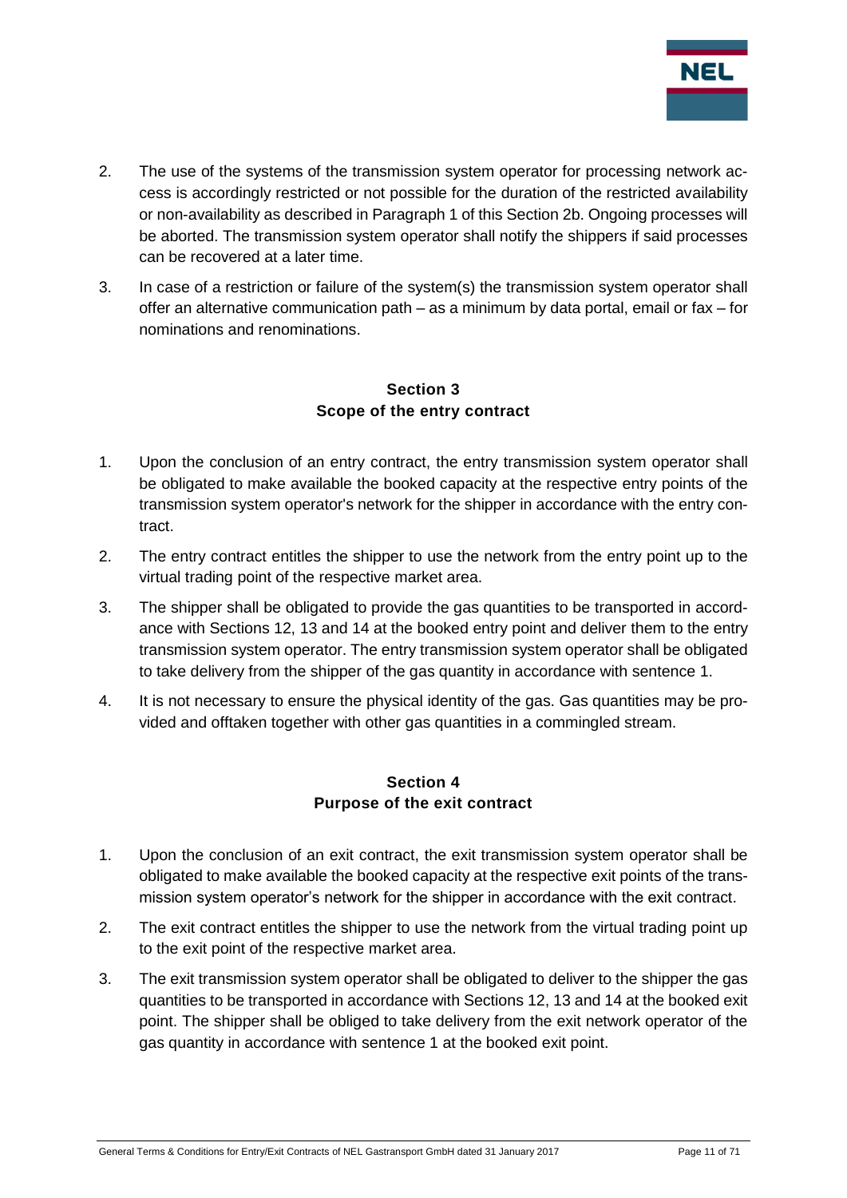2. The use of the systems of the transmission system operator for processing network access is accordingly restricted or not possible for the duration of the restricted availability or non-availability as described in Paragraph 1 of this Section 2b. Ongoing processes will be aborted. The transmission system operator shall notify the shippers if said processes can be recovered at a later time.

3. In case of a restriction or failure of the system(s) the transmission system operator shall offer an alternative communication path – as a minimum by data portal, email or fax – for nominations and renominations.

## Section 3
## Scope of the entry contract

1. Upon the conclusion of an entry contract, the entry transmission system operator shall be obligated to make available the booked capacity at the respective entry points of the transmission system operator's network for the shipper in accordance with the entry contract.

2. The entry contract entitles the shipper to use the network from the entry point up to the virtual trading point of the respective market area.

3. The shipper shall be obligated to provide the gas quantities to be transported in accordance with Sections 12, 13 and 14 at the booked entry point and deliver them to the entry transmission system operator. The entry transmission system operator shall be obligated to take delivery from the shipper of the gas quantity in accordance with sentence 1.

4. It is not necessary to ensure the physical identity of the gas. Gas quantities may be provided and offtaken together with other gas quantities in a commingled stream.

## Section 4
## Purpose of the exit contract

1. Upon the conclusion of an exit contract, the exit transmission system operator shall be obligated to make available the booked capacity at the respective exit points of the transmission system operator's network for the shipper in accordance with the exit contract.

2. The exit contract entitles the shipper to use the network from the virtual trading point up to the exit point of the respective market area.

3. The exit transmission system operator shall be obligated to deliver to the shipper the gas quantities to be transported in accordance with Sections 12, 13 and 14 at the booked exit point. The shipper shall be obliged to take delivery from the exit network operator of the gas quantity in accordance with sentence 1 at the booked exit point.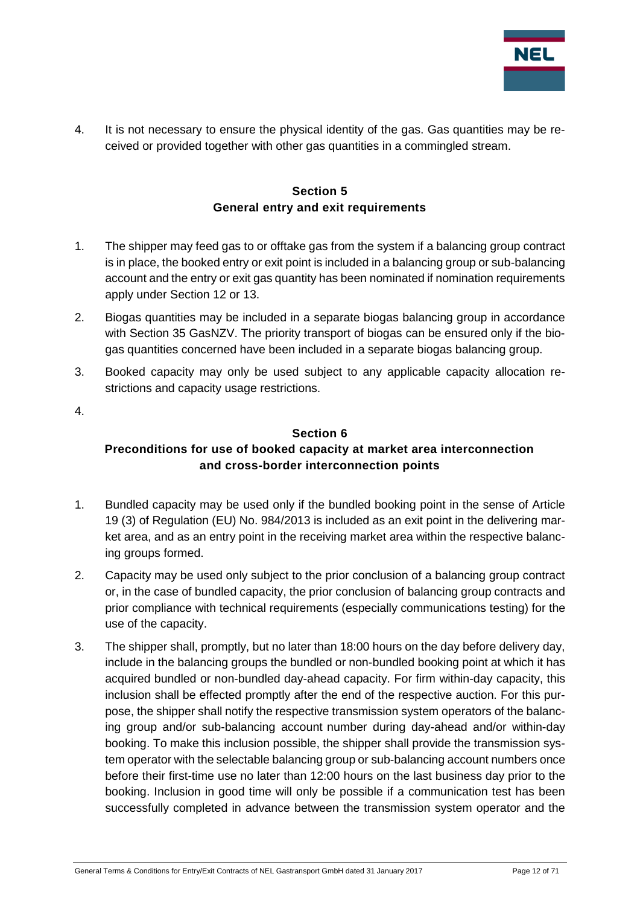4. It is not necessary to ensure the physical identity of the gas. Gas quantities may be received or provided together with other gas quantities in a commingled stream.

## Section 5
## General entry and exit requirements

1. The shipper may feed gas to or offtake gas from the system if a balancing group contract is in place, the booked entry or exit point is included in a balancing group or sub-balancing account and the entry or exit gas quantity has been nominated if nomination requirements apply under Section 12 or 13.
2. Biogas quantities may be included in a separate biogas balancing group in accordance with Section 35 GasNZV. The priority transport of biogas can be ensured only if the biogas quantities concerned have been included in a separate biogas balancing group.
3. Booked capacity may only be used subject to any applicable capacity allocation restrictions and capacity usage restrictions.
4. 

## Section 6
## Preconditions for use of booked capacity at market area interconnection and cross-border interconnection points

1. Bundled capacity may be used only if the bundled booking point in the sense of Article 19 (3) of Regulation (EU) No. 984/2013 is included as an exit point in the delivering market area, and as an entry point in the receiving market area within the respective balancing groups formed.
2. Capacity may be used only subject to the prior conclusion of a balancing group contract or, in the case of bundled capacity, the prior conclusion of balancing group contracts and prior compliance with technical requirements (especially communications testing) for the use of the capacity.
3. The shipper shall, promptly, but no later than 18:00 hours on the day before delivery day, include in the balancing groups the bundled or non-bundled booking point at which it has acquired bundled or non-bundled day-ahead capacity. For firm within-day capacity, this inclusion shall be effected promptly after the end of the respective auction. For this purpose, the shipper shall notify the respective transmission system operators of the balancing group and/or sub-balancing account number during day-ahead and/or within-day booking. To make this inclusion possible, the shipper shall provide the transmission system operator with the selectable balancing group or sub-balancing account numbers once before their first-time use no later than 12:00 hours on the last business day prior to the booking. Inclusion in good time will only be possible if a communication test has been successfully completed in advance between the transmission system operator and the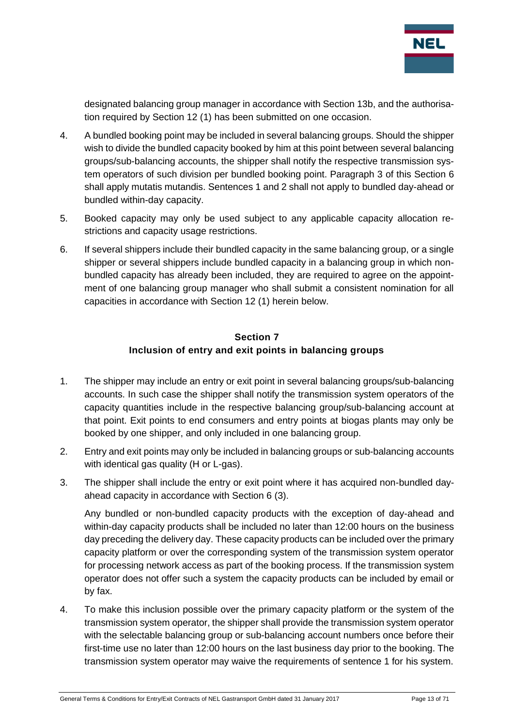designated balancing group manager in accordance with Section 13b, and the authorisation required by Section 12 (1) has been submitted on one occasion.

4. A bundled booking point may be included in several balancing groups. Should the shipper wish to divide the bundled capacity booked by him at this point between several balancing groups/sub-balancing accounts, the shipper shall notify the respective transmission system operators of such division per bundled booking point. Paragraph 3 of this Section 6 shall apply mutatis mutandis. Sentences 1 and 2 shall not apply to bundled day-ahead or bundled within-day capacity.

5. Booked capacity may only be used subject to any applicable capacity allocation restrictions and capacity usage restrictions.

6. If several shippers include their bundled capacity in the same balancing group, or a single shipper or several shippers include bundled capacity in a balancing group in which non-bundled capacity has already been included, they are required to agree on the appointment of one balancing group manager who shall submit a consistent nomination for all capacities in accordance with Section 12 (1) herein below.

## Section 7
## Inclusion of entry and exit points in balancing groups

1. The shipper may include an entry or exit point in several balancing groups/sub-balancing accounts. In such case the shipper shall notify the transmission system operators of the capacity quantities include in the respective balancing group/sub-balancing account at that point. Exit points to end consumers and entry points at biogas plants may only be booked by one shipper, and only included in one balancing group.

2. Entry and exit points may only be included in balancing groups or sub-balancing accounts with identical gas quality (H or L-gas).

3. The shipper shall include the entry or exit point where it has acquired non-bundled day-ahead capacity in accordance with Section 6 (3).

   Any bundled or non-bundled capacity products with the exception of day-ahead and within-day capacity products shall be included no later than 12:00 hours on the business day preceding the delivery day. These capacity products can be included over the primary capacity platform or over the corresponding system of the transmission system operator for processing network access as part of the booking process. If the transmission system operator does not offer such a system the capacity products can be included by email or by fax.

4. To make this inclusion possible over the primary capacity platform or the system of the transmission system operator, the shipper shall provide the transmission system operator with the selectable balancing group or sub-balancing account numbers once before their first-time use no later than 12:00 hours on the last business day prior to the booking. The transmission system operator may waive the requirements of sentence 1 for his system.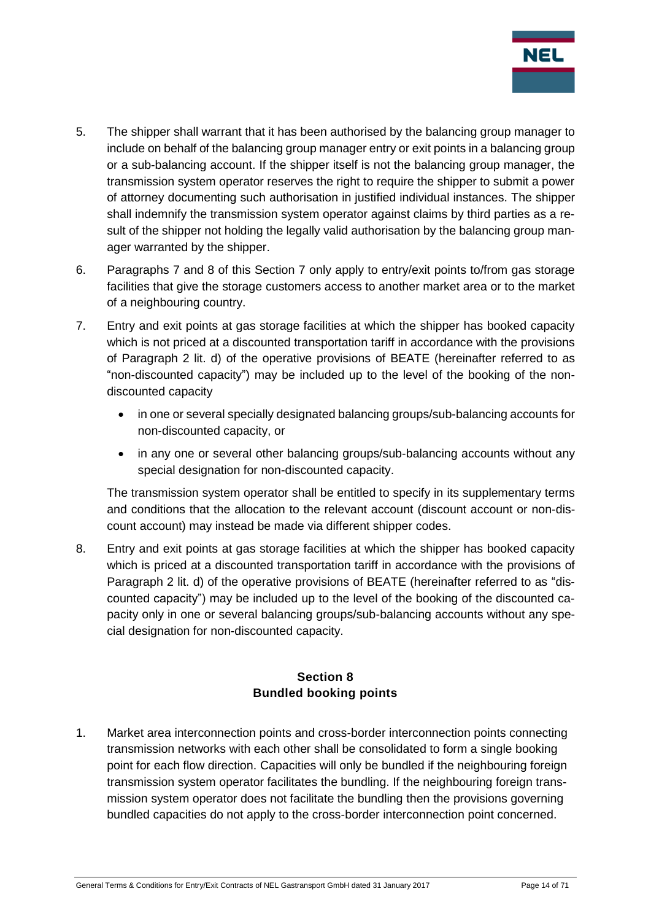5. The shipper shall warrant that it has been authorised by the balancing group manager to include on behalf of the balancing group manager entry or exit points in a balancing group or a sub-balancing account. If the shipper itself is not the balancing group manager, the transmission system operator reserves the right to require the shipper to submit a power of attorney documenting such authorisation in justified individual instances. The shipper shall indemnify the transmission system operator against claims by third parties as a result of the shipper not holding the legally valid authorisation by the balancing group manager warranted by the shipper.

6. Paragraphs 7 and 8 of this Section 7 only apply to entry/exit points to/from gas storage facilities that give the storage customers access to another market area or to the market of a neighbouring country.

7. Entry and exit points at gas storage facilities at which the shipper has booked capacity which is not priced at a discounted transportation tariff in accordance with the provisions of Paragraph 2 lit. d) of the operative provisions of BEATE (hereinafter referred to as "non-discounted capacity") may be included up to the level of the booking of the non-discounted capacity

   - in one or several specially designated balancing groups/sub-balancing accounts for non-discounted capacity, or
   - in any one or several other balancing groups/sub-balancing accounts without any special designation for non-discounted capacity.

   The transmission system operator shall be entitled to specify in its supplementary terms and conditions that the allocation to the relevant account (discount account or non-discount account) may instead be made via different shipper codes.

8. Entry and exit points at gas storage facilities at which the shipper has booked capacity which is priced at a discounted transportation tariff in accordance with the provisions of Paragraph 2 lit. d) of the operative provisions of BEATE (hereinafter referred to as "discounted capacity") may be included up to the level of the booking of the discounted capacity only in one or several balancing groups/sub-balancing accounts without any special designation for non-discounted capacity.

## Section 8
## Bundled booking points

1. Market area interconnection points and cross-border interconnection points connecting transmission networks with each other shall be consolidated to form a single booking point for each flow direction. Capacities will only be bundled if the neighbouring foreign transmission system operator facilitates the bundling. If the neighbouring foreign transmission system operator does not facilitate the bundling then the provisions governing bundled capacities do not apply to the cross-border interconnection point concerned.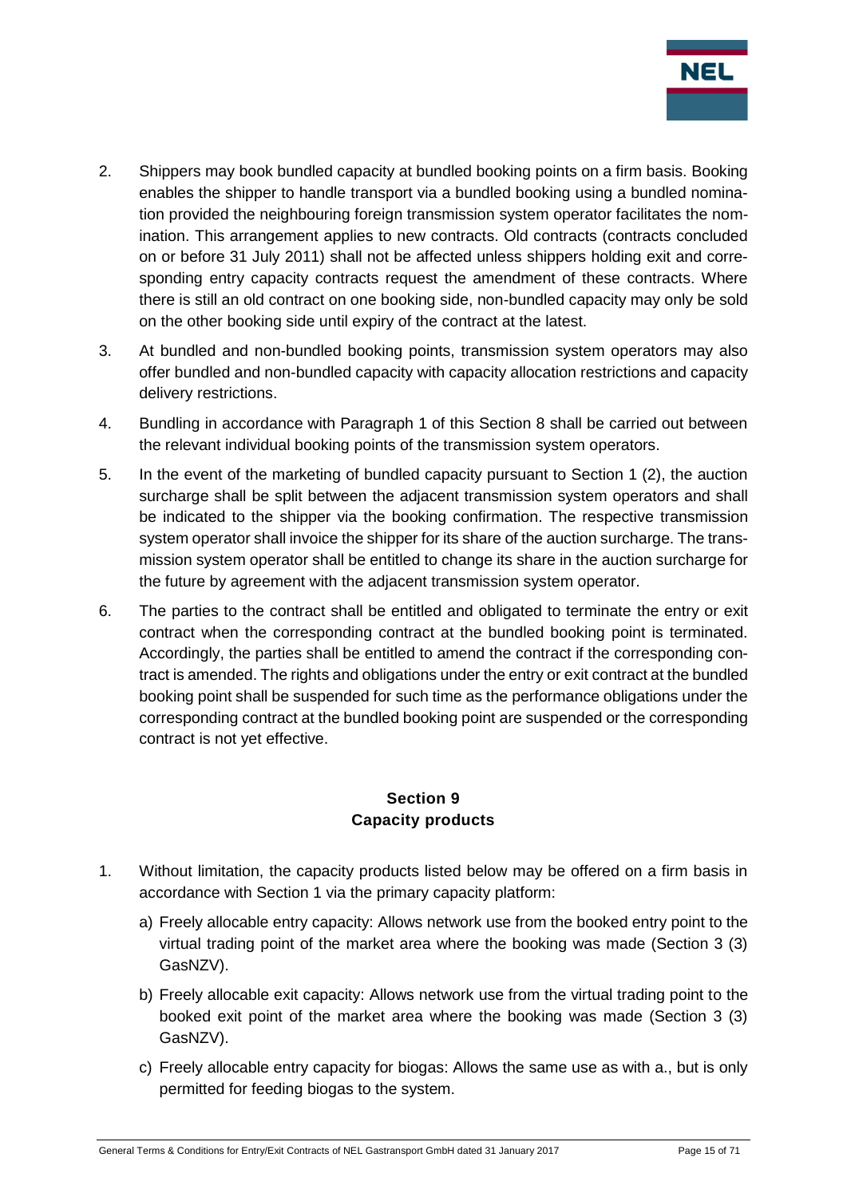2. Shippers may book bundled capacity at bundled booking points on a firm basis. Booking enables the shipper to handle transport via a bundled booking using a bundled nomination provided the neighbouring foreign transmission system operator facilitates the nomination. This arrangement applies to new contracts. Old contracts (contracts concluded on or before 31 July 2011) shall not be affected unless shippers holding exit and corresponding entry capacity contracts request the amendment of these contracts. Where there is still an old contract on one booking side, non-bundled capacity may only be sold on the other booking side until expiry of the contract at the latest.

3. At bundled and non-bundled booking points, transmission system operators may also offer bundled and non-bundled capacity with capacity allocation restrictions and capacity delivery restrictions.

4. Bundling in accordance with Paragraph 1 of this Section 8 shall be carried out between the relevant individual booking points of the transmission system operators.

5. In the event of the marketing of bundled capacity pursuant to Section 1 (2), the auction surcharge shall be split between the adjacent transmission system operators and shall be indicated to the shipper via the booking confirmation. The respective transmission system operator shall invoice the shipper for its share of the auction surcharge. The transmission system operator shall be entitled to change its share in the auction surcharge for the future by agreement with the adjacent transmission system operator.

6. The parties to the contract shall be entitled and obligated to terminate the entry or exit contract when the corresponding contract at the bundled booking point is terminated. Accordingly, the parties shall be entitled to amend the contract if the corresponding contract is amended. The rights and obligations under the entry or exit contract at the bundled booking point shall be suspended for such time as the performance obligations under the corresponding contract at the bundled booking point are suspended or the corresponding contract is not yet effective.

## Section 9
## Capacity products

1. Without limitation, the capacity products listed below may be offered on a firm basis in accordance with Section 1 via the primary capacity platform:

   a) Freely allocable entry capacity: Allows network use from the booked entry point to the virtual trading point of the market area where the booking was made (Section 3 (3) GasNZV).

   b) Freely allocable exit capacity: Allows network use from the virtual trading point to the booked exit point of the market area where the booking was made (Section 3 (3) GasNZV).

   c) Freely allocable entry capacity for biogas: Allows the same use as with a., but is only permitted for feeding biogas to the system.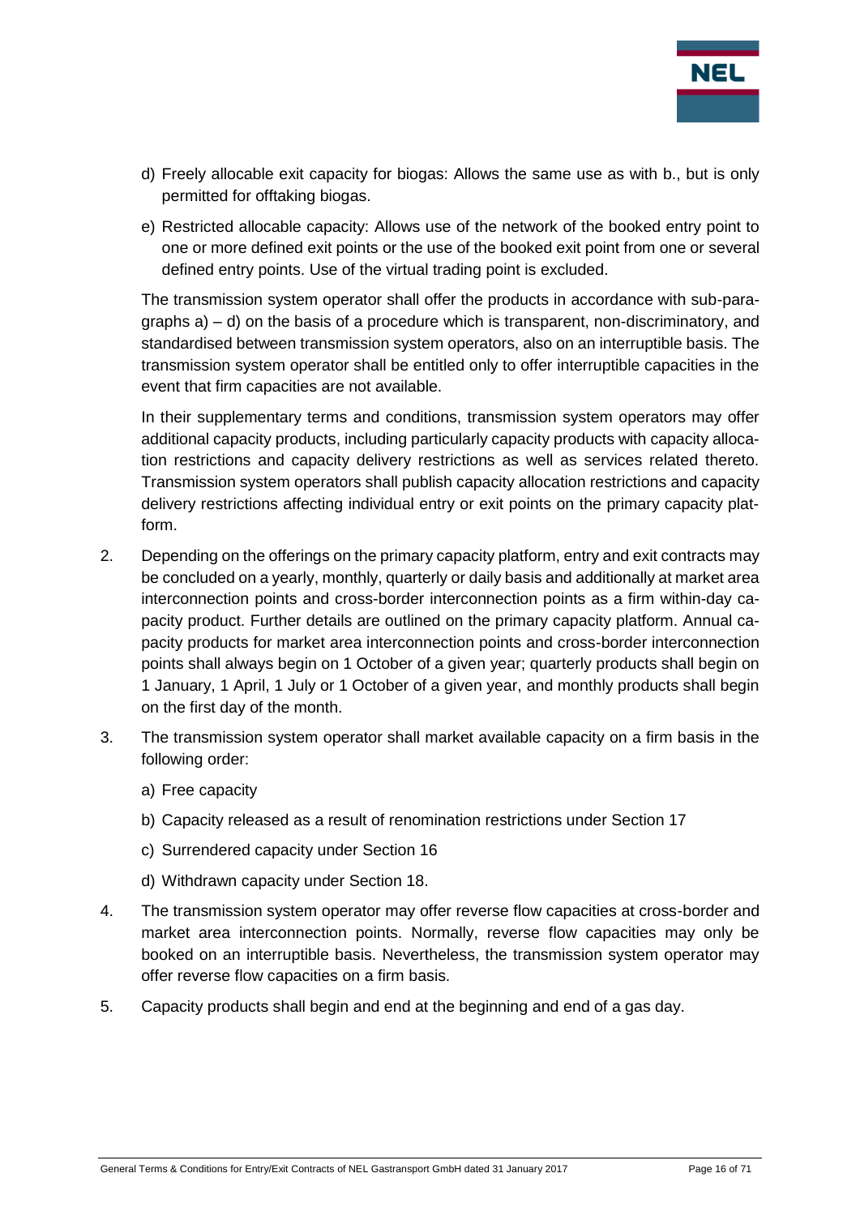d) Freely allocable exit capacity for biogas: Allows the same use as with b., but is only permitted for offtaking biogas.

e) Restricted allocable capacity: Allows use of the network of the booked entry point to one or more defined exit points or the use of the booked exit point from one or several defined entry points. Use of the virtual trading point is excluded.

The transmission system operator shall offer the products in accordance with sub-paragraphs a) – d) on the basis of a procedure which is transparent, non-discriminatory, and standardised between transmission system operators, also on an interruptible basis. The transmission system operator shall be entitled only to offer interruptible capacities in the event that firm capacities are not available.

In their supplementary terms and conditions, transmission system operators may offer additional capacity products, including particularly capacity products with capacity allocation restrictions and capacity delivery restrictions as well as services related thereto. Transmission system operators shall publish capacity allocation restrictions and capacity delivery restrictions affecting individual entry or exit points on the primary capacity platform.

2. Depending on the offerings on the primary capacity platform, entry and exit contracts may be concluded on a yearly, monthly, quarterly or daily basis and additionally at market area interconnection points and cross-border interconnection points as a firm within-day capacity product. Further details are outlined on the primary capacity platform. Annual capacity products for market area interconnection points and cross-border interconnection points shall always begin on 1 October of a given year; quarterly products shall begin on 1 January, 1 April, 1 July or 1 October of a given year, and monthly products shall begin on the first day of the month.

3. The transmission system operator shall market available capacity on a firm basis in the following order:

   a) Free capacity

   b) Capacity released as a result of renomination restrictions under Section 17

   c) Surrendered capacity under Section 16

   d) Withdrawn capacity under Section 18.

4. The transmission system operator may offer reverse flow capacities at cross-border and market area interconnection points. Normally, reverse flow capacities may only be booked on an interruptible basis. Nevertheless, the transmission system operator may offer reverse flow capacities on a firm basis.

5. Capacity products shall begin and end at the beginning and end of a gas day.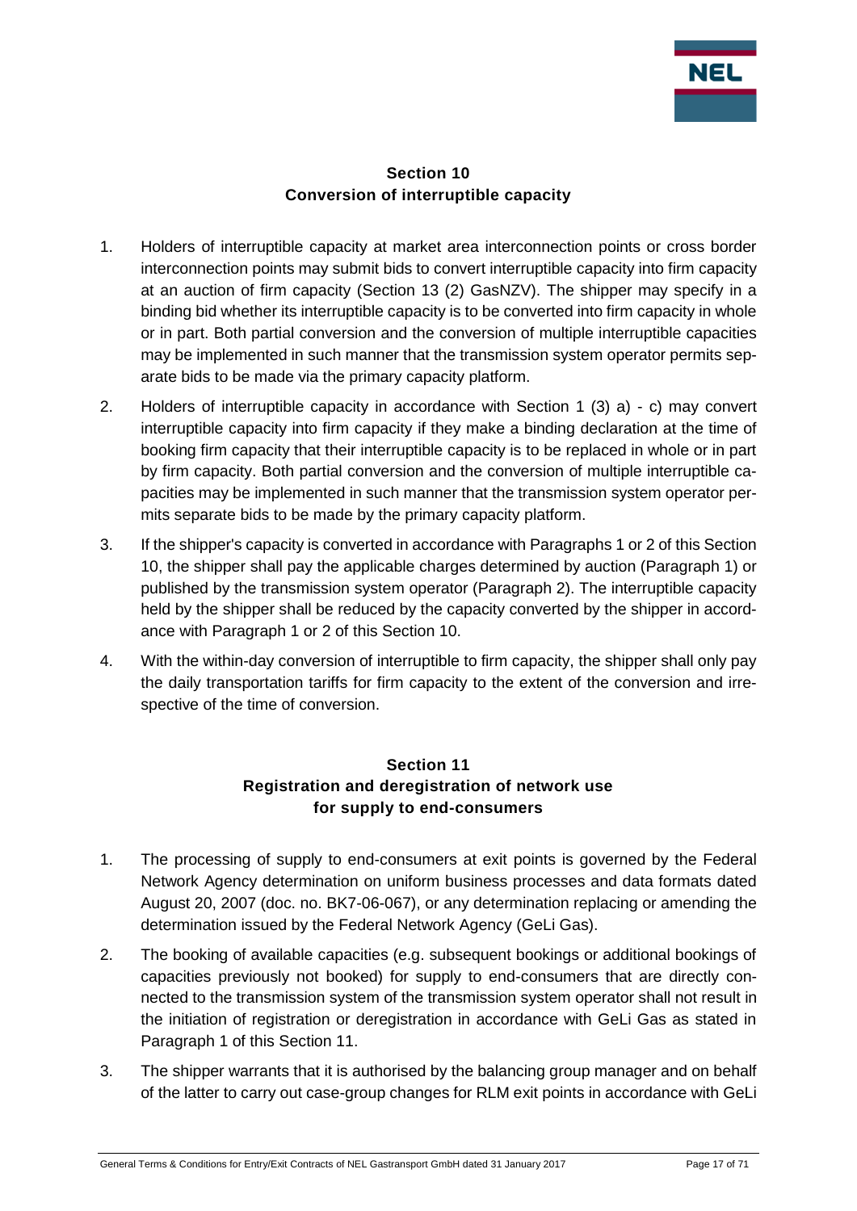## Section 10
## Conversion of interruptible capacity

1. Holders of interruptible capacity at market area interconnection points or cross border interconnection points may submit bids to convert interruptible capacity into firm capacity at an auction of firm capacity (Section 13 (2) GasNZV). The shipper may specify in a binding bid whether its interruptible capacity is to be converted into firm capacity in whole or in part. Both partial conversion and the conversion of multiple interruptible capacities may be implemented in such manner that the transmission system operator permits separate bids to be made via the primary capacity platform.
2. Holders of interruptible capacity in accordance with Section 1 (3) a) - c) may convert interruptible capacity into firm capacity if they make a binding declaration at the time of booking firm capacity that their interruptible capacity is to be replaced in whole or in part by firm capacity. Both partial conversion and the conversion of multiple interruptible capacities may be implemented in such manner that the transmission system operator permits separate bids to be made by the primary capacity platform.
3. If the shipper's capacity is converted in accordance with Paragraphs 1 or 2 of this Section 10, the shipper shall pay the applicable charges determined by auction (Paragraph 1) or published by the transmission system operator (Paragraph 2). The interruptible capacity held by the shipper shall be reduced by the capacity converted by the shipper in accordance with Paragraph 1 or 2 of this Section 10.
4. With the within-day conversion of interruptible to firm capacity, the shipper shall only pay the daily transportation tariffs for firm capacity to the extent of the conversion and irrespective of the time of conversion.

## Section 11
## Registration and deregistration of network use for supply to end-consumers

1. The processing of supply to end-consumers at exit points is governed by the Federal Network Agency determination on uniform business processes and data formats dated August 20, 2007 (doc. no. BK7-06-067), or any determination replacing or amending the determination issued by the Federal Network Agency (GeLi Gas).
2. The booking of available capacities (e.g. subsequent bookings or additional bookings of capacities previously not booked) for supply to end-consumers that are directly connected to the transmission system of the transmission system operator shall not result in the initiation of registration or deregistration in accordance with GeLi Gas as stated in Paragraph 1 of this Section 11.
3. The shipper warrants that it is authorised by the balancing group manager and on behalf of the latter to carry out case-group changes for RLM exit points in accordance with GeLi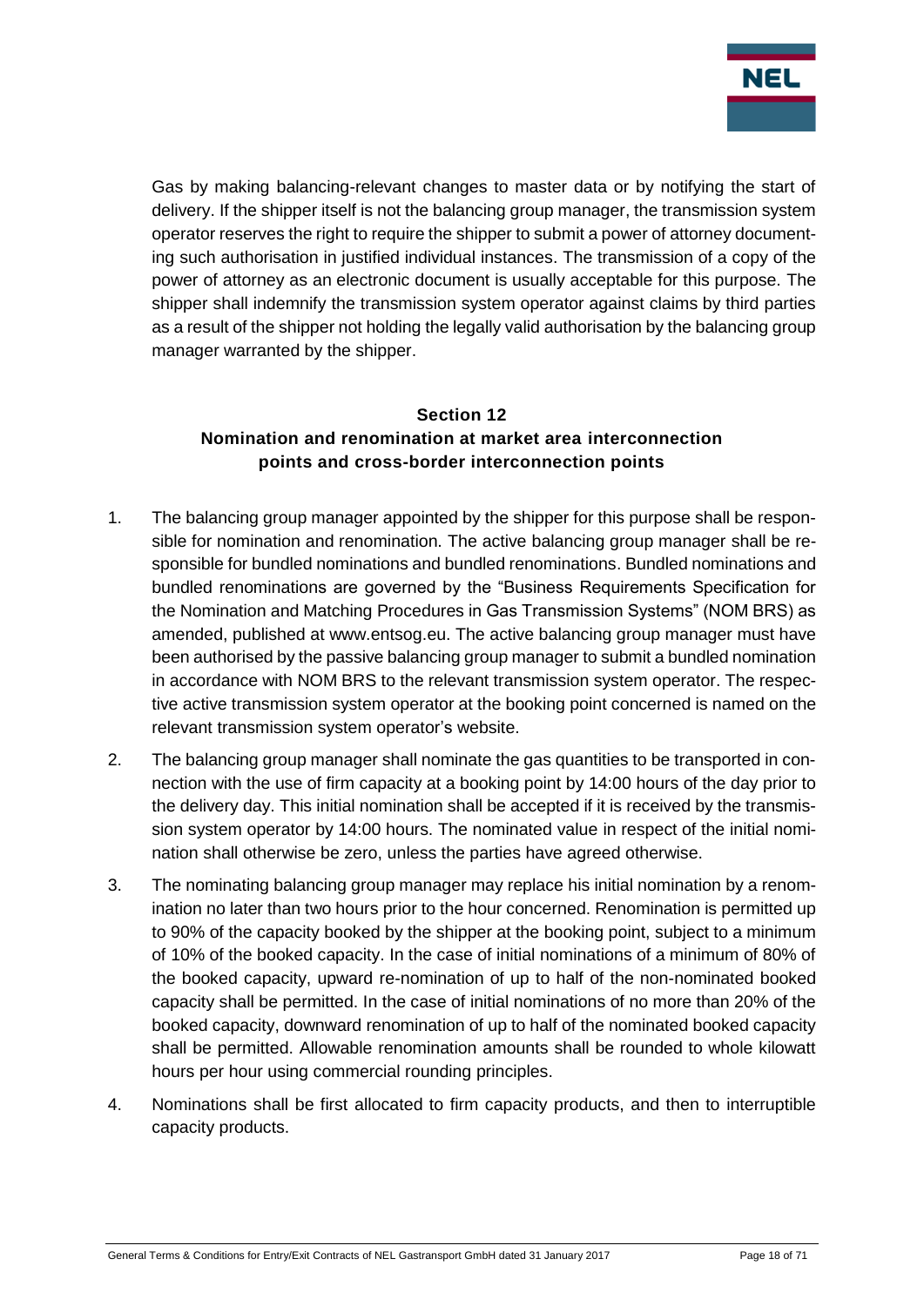Gas by making balancing-relevant changes to master data or by notifying the start of delivery. If the shipper itself is not the balancing group manager, the transmission system operator reserves the right to require the shipper to submit a power of attorney documenting such authorisation in justified individual instances. The transmission of a copy of the power of attorney as an electronic document is usually acceptable for this purpose. The shipper shall indemnify the transmission system operator against claims by third parties as a result of the shipper not holding the legally valid authorisation by the balancing group manager warranted by the shipper.

## Section 12
## Nomination and renomination at market area interconnection points and cross-border interconnection points

1. The balancing group manager appointed by the shipper for this purpose shall be responsible for nomination and renomination. The active balancing group manager shall be responsible for bundled nominations and bundled renominations. Bundled nominations and bundled renominations are governed by the "Business Requirements Specification for the Nomination and Matching Procedures in Gas Transmission Systems" (NOM BRS) as amended, published at www.entsog.eu. The active balancing group manager must have been authorised by the passive balancing group manager to submit a bundled nomination in accordance with NOM BRS to the relevant transmission system operator. The respective active transmission system operator at the booking point concerned is named on the relevant transmission system operator's website.
2. The balancing group manager shall nominate the gas quantities to be transported in connection with the use of firm capacity at a booking point by 14:00 hours of the day prior to the delivery day. This initial nomination shall be accepted if it is received by the transmission system operator by 14:00 hours. The nominated value in respect of the initial nomination shall otherwise be zero, unless the parties have agreed otherwise.
3. The nominating balancing group manager may replace his initial nomination by a renomination no later than two hours prior to the hour concerned. Renomination is permitted up to 90% of the capacity booked by the shipper at the booking point, subject to a minimum of 10% of the booked capacity. In the case of initial nominations of a minimum of 80% of the booked capacity, upward re-nomination of up to half of the non-nominated booked capacity shall be permitted. In the case of initial nominations of no more than 20% of the booked capacity, downward renomination of up to half of the nominated booked capacity shall be permitted. Allowable renomination amounts shall be rounded to whole kilowatt hours per hour using commercial rounding principles.
4. Nominations shall be first allocated to firm capacity products, and then to interruptible capacity products.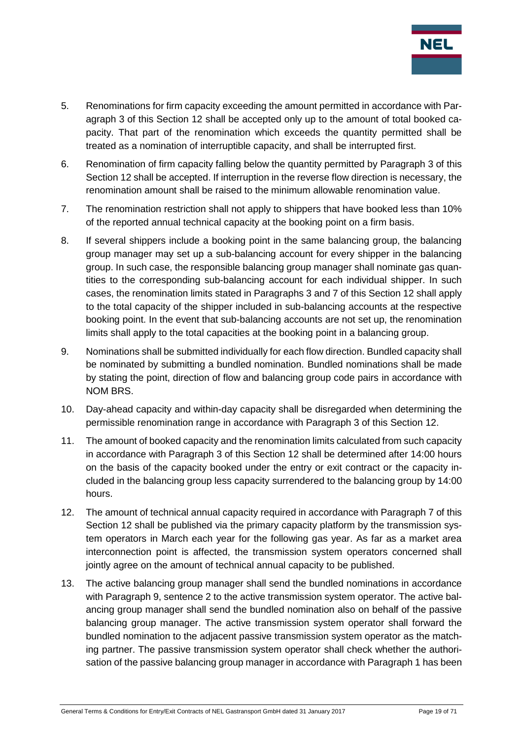5. Renominations for firm capacity exceeding the amount permitted in accordance with Paragraph 3 of this Section 12 shall be accepted only up to the amount of total booked capacity. That part of the renomination which exceeds the quantity permitted shall be treated as a nomination of interruptible capacity, and shall be interrupted first.

6. Renomination of firm capacity falling below the quantity permitted by Paragraph 3 of this Section 12 shall be accepted. If interruption in the reverse flow direction is necessary, the renomination amount shall be raised to the minimum allowable renomination value.

7. The renomination restriction shall not apply to shippers that have booked less than 10% of the reported annual technical capacity at the booking point on a firm basis.

8. If several shippers include a booking point in the same balancing group, the balancing group manager may set up a sub-balancing account for every shipper in the balancing group. In such case, the responsible balancing group manager shall nominate gas quantities to the corresponding sub-balancing account for each individual shipper. In such cases, the renomination limits stated in Paragraphs 3 and 7 of this Section 12 shall apply to the total capacity of the shipper included in sub-balancing accounts at the respective booking point. In the event that sub-balancing accounts are not set up, the renomination limits shall apply to the total capacities at the booking point in a balancing group.

9. Nominations shall be submitted individually for each flow direction. Bundled capacity shall be nominated by submitting a bundled nomination. Bundled nominations shall be made by stating the point, direction of flow and balancing group code pairs in accordance with NOM BRS.

10. Day-ahead capacity and within-day capacity shall be disregarded when determining the permissible renomination range in accordance with Paragraph 3 of this Section 12.

11. The amount of booked capacity and the renomination limits calculated from such capacity in accordance with Paragraph 3 of this Section 12 shall be determined after 14:00 hours on the basis of the capacity booked under the entry or exit contract or the capacity included in the balancing group less capacity surrendered to the balancing group by 14:00 hours.

12. The amount of technical annual capacity required in accordance with Paragraph 7 of this Section 12 shall be published via the primary capacity platform by the transmission system operators in March each year for the following gas year. As far as a market area interconnection point is affected, the transmission system operators concerned shall jointly agree on the amount of technical annual capacity to be published.

13. The active balancing group manager shall send the bundled nominations in accordance with Paragraph 9, sentence 2 to the active transmission system operator. The active balancing group manager shall send the bundled nomination also on behalf of the passive balancing group manager. The active transmission system operator shall forward the bundled nomination to the adjacent passive transmission system operator as the matching partner. The passive transmission system operator shall check whether the authorisation of the passive balancing group manager in accordance with Paragraph 1 has been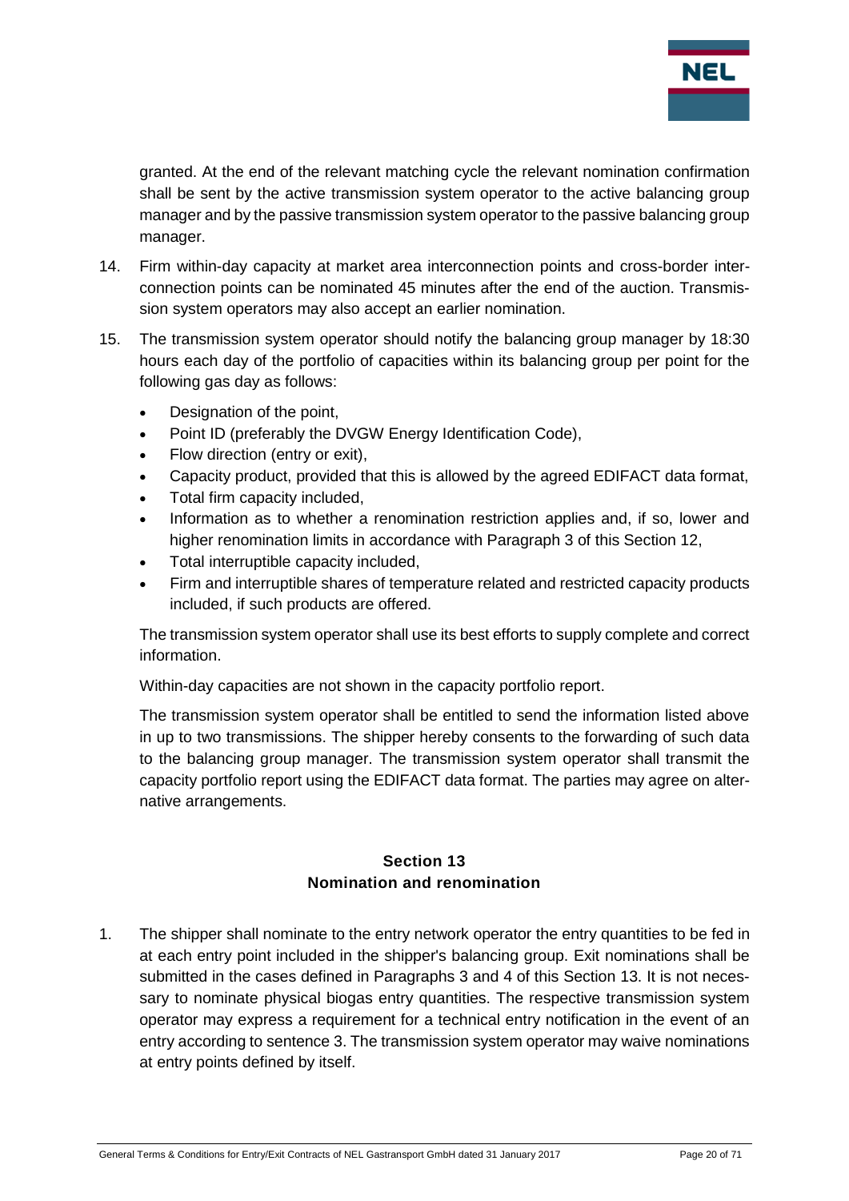granted. At the end of the relevant matching cycle the relevant nomination confirmation shall be sent by the active transmission system operator to the active balancing group manager and by the passive transmission system operator to the passive balancing group manager.

14. Firm within-day capacity at market area interconnection points and cross-border interconnection points can be nominated 45 minutes after the end of the auction. Transmission system operators may also accept an earlier nomination.

15. The transmission system operator should notify the balancing group manager by 18:30 hours each day of the portfolio of capacities within its balancing group per point for the following gas day as follows:

    - Designation of the point,
    - Point ID (preferably the DVGW Energy Identification Code),
    - Flow direction (entry or exit),
    - Capacity product, provided that this is allowed by the agreed EDIFACT data format,
    - Total firm capacity included,
    - Information as to whether a renomination restriction applies and, if so, lower and higher renomination limits in accordance with Paragraph 3 of this Section 12,
    - Total interruptible capacity included,
    - Firm and interruptible shares of temperature related and restricted capacity products included, if such products are offered.

    The transmission system operator shall use its best efforts to supply complete and correct information.

    Within-day capacities are not shown in the capacity portfolio report.

    The transmission system operator shall be entitled to send the information listed above in up to two transmissions. The shipper hereby consents to the forwarding of such data to the balancing group manager. The transmission system operator shall transmit the capacity portfolio report using the EDIFACT data format. The parties may agree on alternative arrangements.

## Section 13
## Nomination and renomination

1. The shipper shall nominate to the entry network operator the entry quantities to be fed in at each entry point included in the shipper's balancing group. Exit nominations shall be submitted in the cases defined in Paragraphs 3 and 4 of this Section 13. It is not necessary to nominate physical biogas entry quantities. The respective transmission system operator may express a requirement for a technical entry notification in the event of an entry according to sentence 3. The transmission system operator may waive nominations at entry points defined by itself.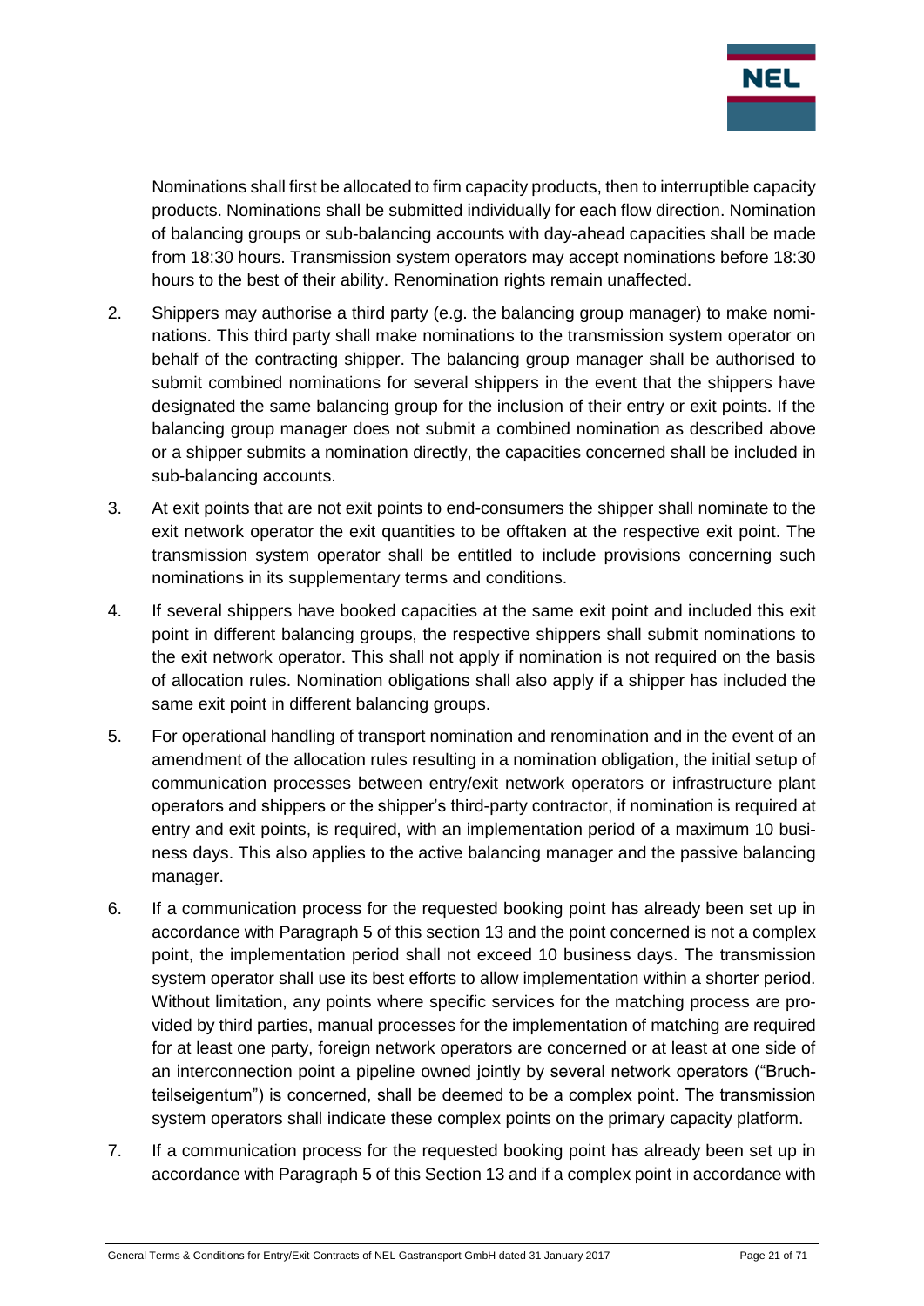Nominations shall first be allocated to firm capacity products, then to interruptible capacity products. Nominations shall be submitted individually for each flow direction. Nomination of balancing groups or sub-balancing accounts with day-ahead capacities shall be made from 18:30 hours. Transmission system operators may accept nominations before 18:30 hours to the best of their ability. Renomination rights remain unaffected.

2. Shippers may authorise a third party (e.g. the balancing group manager) to make nominations. This third party shall make nominations to the transmission system operator on behalf of the contracting shipper. The balancing group manager shall be authorised to submit combined nominations for several shippers in the event that the shippers have designated the same balancing group for the inclusion of their entry or exit points. If the balancing group manager does not submit a combined nomination as described above or a shipper submits a nomination directly, the capacities concerned shall be included in sub-balancing accounts.

3. At exit points that are not exit points to end-consumers the shipper shall nominate to the exit network operator the exit quantities to be offtaken at the respective exit point. The transmission system operator shall be entitled to include provisions concerning such nominations in its supplementary terms and conditions.

4. If several shippers have booked capacities at the same exit point and included this exit point in different balancing groups, the respective shippers shall submit nominations to the exit network operator. This shall not apply if nomination is not required on the basis of allocation rules. Nomination obligations shall also apply if a shipper has included the same exit point in different balancing groups.

5. For operational handling of transport nomination and renomination and in the event of an amendment of the allocation rules resulting in a nomination obligation, the initial setup of communication processes between entry/exit network operators or infrastructure plant operators and shippers or the shipper's third-party contractor, if nomination is required at entry and exit points, is required, with an implementation period of a maximum 10 business days. This also applies to the active balancing manager and the passive balancing manager.

6. If a communication process for the requested booking point has already been set up in accordance with Paragraph 5 of this section 13 and the point concerned is not a complex point, the implementation period shall not exceed 10 business days. The transmission system operator shall use its best efforts to allow implementation within a shorter period. Without limitation, any points where specific services for the matching process are provided by third parties, manual processes for the implementation of matching are required for at least one party, foreign network operators are concerned or at least at one side of an interconnection point a pipeline owned jointly by several network operators ("Bruchteilseigentum") is concerned, shall be deemed to be a complex point. The transmission system operators shall indicate these complex points on the primary capacity platform.

7. If a communication process for the requested booking point has already been set up in accordance with Paragraph 5 of this Section 13 and if a complex point in accordance with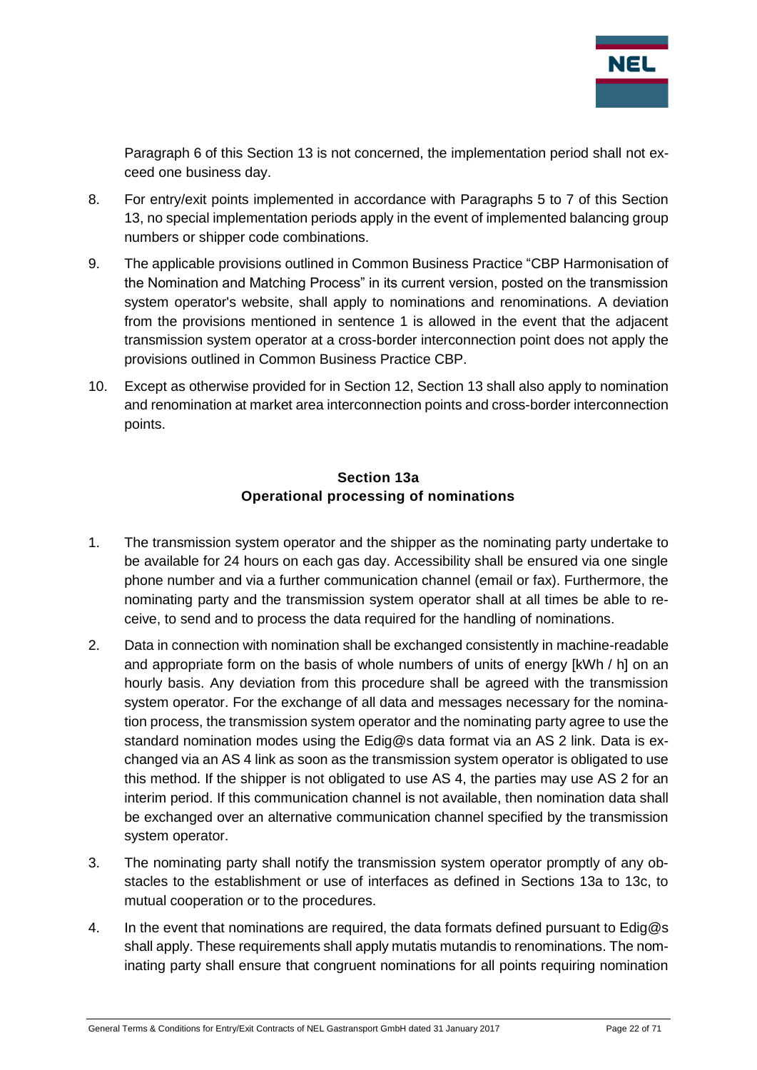Paragraph 6 of this Section 13 is not concerned, the implementation period shall not exceed one business day.

8. For entry/exit points implemented in accordance with Paragraphs 5 to 7 of this Section 13, no special implementation periods apply in the event of implemented balancing group numbers or shipper code combinations.

9. The applicable provisions outlined in Common Business Practice "CBP Harmonisation of the Nomination and Matching Process" in its current version, posted on the transmission system operator's website, shall apply to nominations and renominations. A deviation from the provisions mentioned in sentence 1 is allowed in the event that the adjacent transmission system operator at a cross-border interconnection point does not apply the provisions outlined in Common Business Practice CBP.

10. Except as otherwise provided for in Section 12, Section 13 shall also apply to nomination and renomination at market area interconnection points and cross-border interconnection points.

**Section 13a**
**Operational processing of nominations**

1. The transmission system operator and the shipper as the nominating party undertake to be available for 24 hours on each gas day. Accessibility shall be ensured via one single phone number and via a further communication channel (email or fax). Furthermore, the nominating party and the transmission system operator shall at all times be able to receive, to send and to process the data required for the handling of nominations.

2. Data in connection with nomination shall be exchanged consistently in machine-readable and appropriate form on the basis of whole numbers of units of energy [kWh / h] on an hourly basis. Any deviation from this procedure shall be agreed with the transmission system operator. For the exchange of all data and messages necessary for the nomination process, the transmission system operator and the nominating party agree to use the standard nomination modes using the Edig@s data format via an AS 2 link. Data is exchanged via an AS 4 link as soon as the transmission system operator is obligated to use this method. If the shipper is not obligated to use AS 4, the parties may use AS 2 for an interim period. If this communication channel is not available, then nomination data shall be exchanged over an alternative communication channel specified by the transmission system operator.

3. The nominating party shall notify the transmission system operator promptly of any obstacles to the establishment or use of interfaces as defined in Sections 13a to 13c, to mutual cooperation or to the procedures.

4. In the event that nominations are required, the data formats defined pursuant to Edig@s shall apply. These requirements shall apply mutatis mutandis to renominations. The nominating party shall ensure that congruent nominations for all points requiring nomination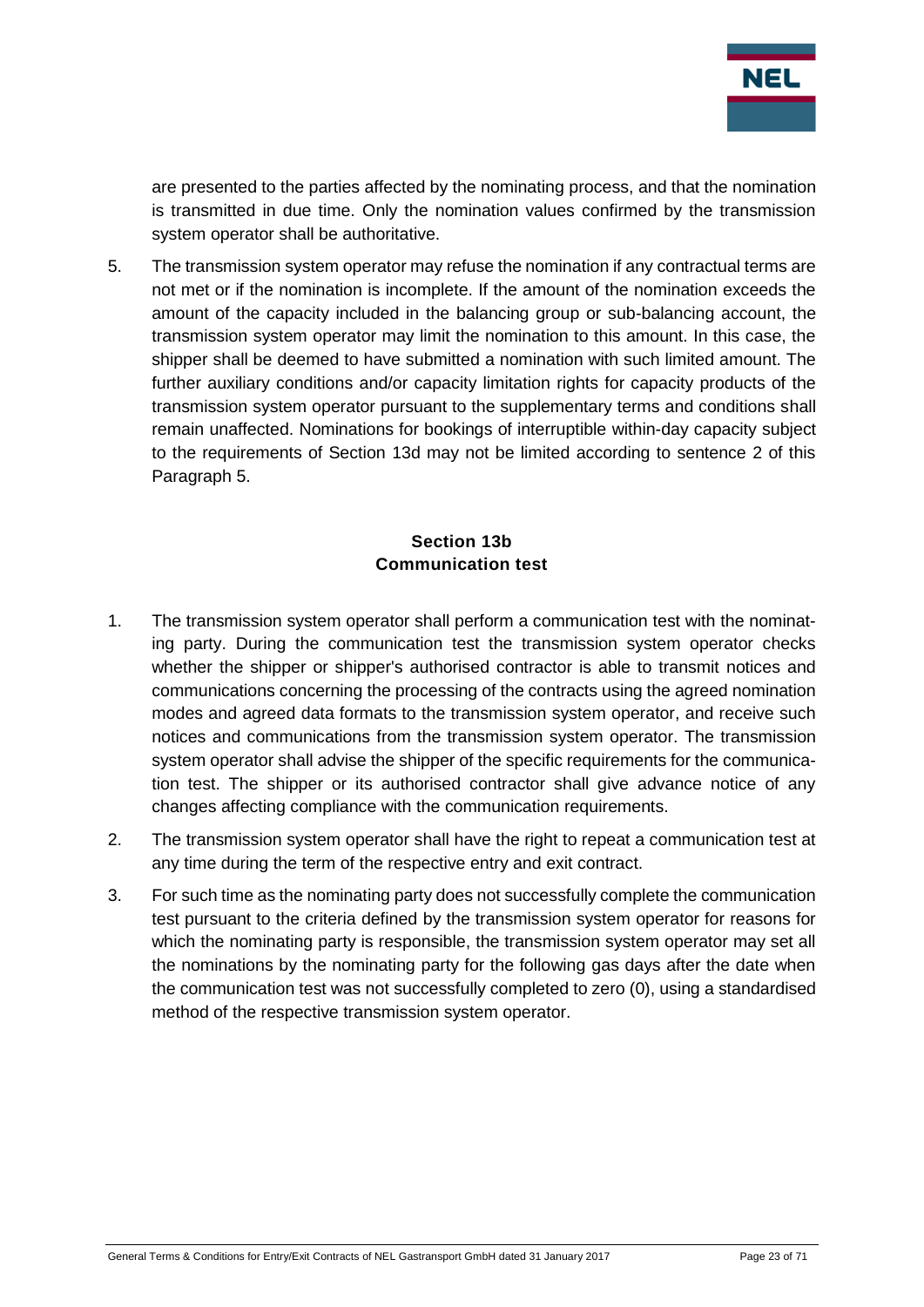are presented to the parties affected by the nominating process, and that the nomination is transmitted in due time. Only the nomination values confirmed by the transmission system operator shall be authoritative.

5. The transmission system operator may refuse the nomination if any contractual terms are not met or if the nomination is incomplete. If the amount of the nomination exceeds the amount of the capacity included in the balancing group or sub-balancing account, the transmission system operator may limit the nomination to this amount. In this case, the shipper shall be deemed to have submitted a nomination with such limited amount. The further auxiliary conditions and/or capacity limitation rights for capacity products of the transmission system operator pursuant to the supplementary terms and conditions shall remain unaffected. Nominations for bookings of interruptible within-day capacity subject to the requirements of Section 13d may not be limited according to sentence 2 of this Paragraph 5.

## Section 13b
## Communication test

1. The transmission system operator shall perform a communication test with the nominating party. During the communication test the transmission system operator checks whether the shipper or shipper's authorised contractor is able to transmit notices and communications concerning the processing of the contracts using the agreed nomination modes and agreed data formats to the transmission system operator, and receive such notices and communications from the transmission system operator. The transmission system operator shall advise the shipper of the specific requirements for the communication test. The shipper or its authorised contractor shall give advance notice of any changes affecting compliance with the communication requirements.
2. The transmission system operator shall have the right to repeat a communication test at any time during the term of the respective entry and exit contract.
3. For such time as the nominating party does not successfully complete the communication test pursuant to the criteria defined by the transmission system operator for reasons for which the nominating party is responsible, the transmission system operator may set all the nominations by the nominating party for the following gas days after the date when the communication test was not successfully completed to zero (0), using a standardised method of the respective transmission system operator.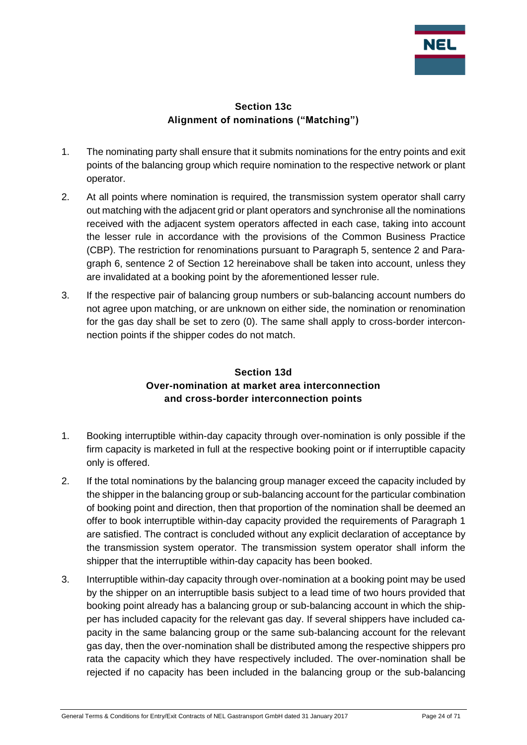## Section 13c
## Alignment of nominations ("Matching")

1. The nominating party shall ensure that it submits nominations for the entry points and exit points of the balancing group which require nomination to the respective network or plant operator.
2. At all points where nomination is required, the transmission system operator shall carry out matching with the adjacent grid or plant operators and synchronise all the nominations received with the adjacent system operators affected in each case, taking into account the lesser rule in accordance with the provisions of the Common Business Practice (CBP). The restriction for renominations pursuant to Paragraph 5, sentence 2 and Paragraph 6, sentence 2 of Section 12 hereinabove shall be taken into account, unless they are invalidated at a booking point by the aforementioned lesser rule.
3. If the respective pair of balancing group numbers or sub-balancing account numbers do not agree upon matching, or are unknown on either side, the nomination or renomination for the gas day shall be set to zero (0). The same shall apply to cross-border interconnection points if the shipper codes do not match.

## Section 13d
## Over-nomination at market area interconnection and cross-border interconnection points

1. Booking interruptible within-day capacity through over-nomination is only possible if the firm capacity is marketed in full at the respective booking point or if interruptible capacity only is offered.
2. If the total nominations by the balancing group manager exceed the capacity included by the shipper in the balancing group or sub-balancing account for the particular combination of booking point and direction, then that proportion of the nomination shall be deemed an offer to book interruptible within-day capacity provided the requirements of Paragraph 1 are satisfied. The contract is concluded without any explicit declaration of acceptance by the transmission system operator. The transmission system operator shall inform the shipper that the interruptible within-day capacity has been booked.
3. Interruptible within-day capacity through over-nomination at a booking point may be used by the shipper on an interruptible basis subject to a lead time of two hours provided that booking point already has a balancing group or sub-balancing account in which the shipper has included capacity for the relevant gas day. If several shippers have included capacity in the same balancing group or the same sub-balancing account for the relevant gas day, then the over-nomination shall be distributed among the respective shippers pro rata the capacity which they have respectively included. The over-nomination shall be rejected if no capacity has been included in the balancing group or the sub-balancing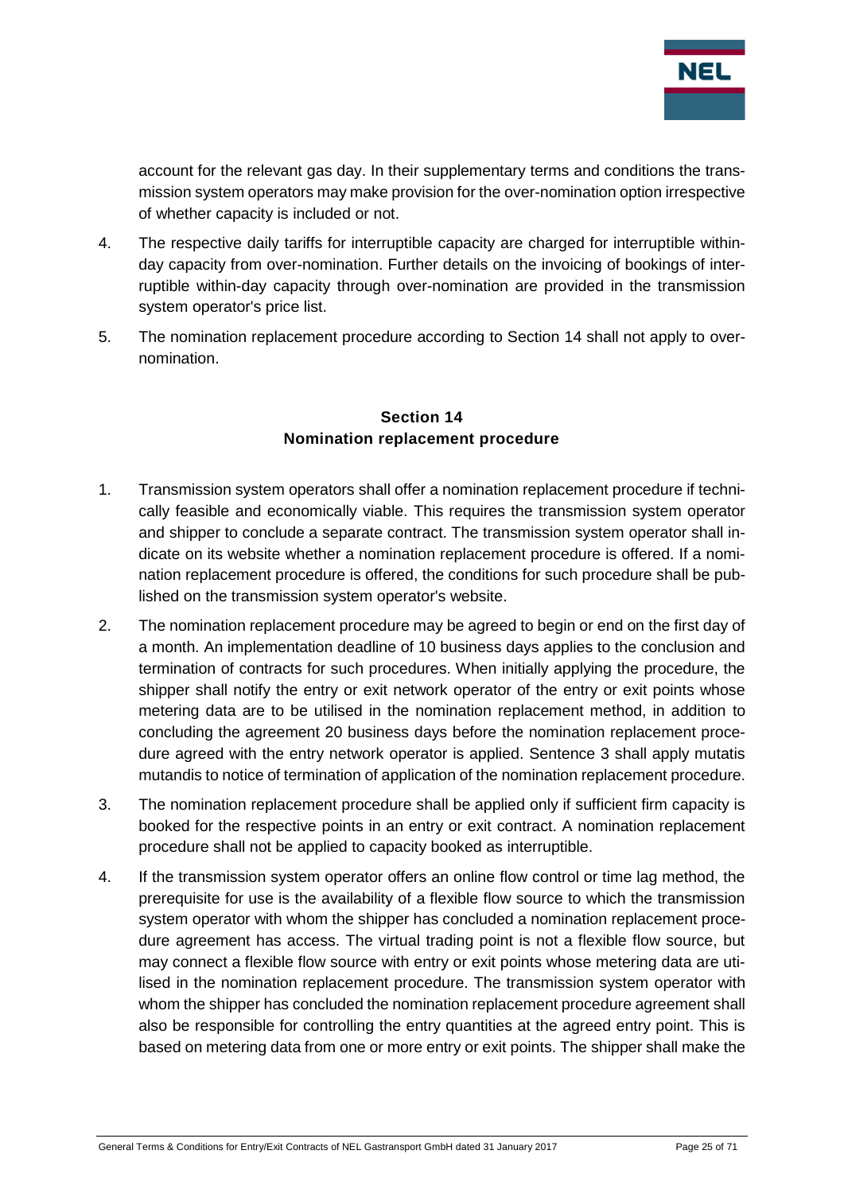account for the relevant gas day. In their supplementary terms and conditions the transmission system operators may make provision for the over-nomination option irrespective of whether capacity is included or not.

4. The respective daily tariffs for interruptible capacity are charged for interruptible within-day capacity from over-nomination. Further details on the invoicing of bookings of interruptible within-day capacity through over-nomination are provided in the transmission system operator's price list.
5. The nomination replacement procedure according to Section 14 shall not apply to over-nomination.

## Section 14
## Nomination replacement procedure

1. Transmission system operators shall offer a nomination replacement procedure if technically feasible and economically viable. This requires the transmission system operator and shipper to conclude a separate contract. The transmission system operator shall indicate on its website whether a nomination replacement procedure is offered. If a nomination replacement procedure is offered, the conditions for such procedure shall be published on the transmission system operator's website.
2. The nomination replacement procedure may be agreed to begin or end on the first day of a month. An implementation deadline of 10 business days applies to the conclusion and termination of contracts for such procedures. When initially applying the procedure, the shipper shall notify the entry or exit network operator of the entry or exit points whose metering data are to be utilised in the nomination replacement method, in addition to concluding the agreement 20 business days before the nomination replacement procedure agreed with the entry network operator is applied. Sentence 3 shall apply mutatis mutandis to notice of termination of application of the nomination replacement procedure.
3. The nomination replacement procedure shall be applied only if sufficient firm capacity is booked for the respective points in an entry or exit contract. A nomination replacement procedure shall not be applied to capacity booked as interruptible.
4. If the transmission system operator offers an online flow control or time lag method, the prerequisite for use is the availability of a flexible flow source to which the transmission system operator with whom the shipper has concluded a nomination replacement procedure agreement has access. The virtual trading point is not a flexible flow source, but may connect a flexible flow source with entry or exit points whose metering data are utilised in the nomination replacement procedure. The transmission system operator with whom the shipper has concluded the nomination replacement procedure agreement shall also be responsible for controlling the entry quantities at the agreed entry point. This is based on metering data from one or more entry or exit points. The shipper shall make the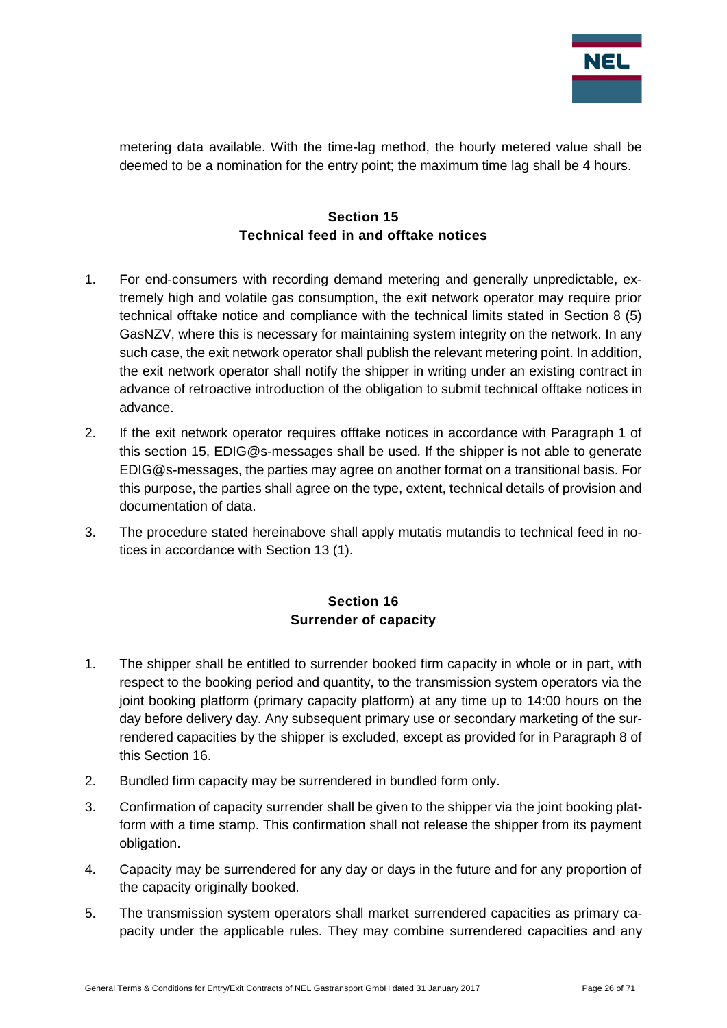metering data available. With the time-lag method, the hourly metered value shall be deemed to be a nomination for the entry point; the maximum time lag shall be 4 hours.

## Section 15
## Technical feed in and offtake notices

1. For end-consumers with recording demand metering and generally unpredictable, extremely high and volatile gas consumption, the exit network operator may require prior technical offtake notice and compliance with the technical limits stated in Section 8 (5) GasNZV, where this is necessary for maintaining system integrity on the network. In any such case, the exit network operator shall publish the relevant metering point. In addition, the exit network operator shall notify the shipper in writing under an existing contract in advance of retroactive introduction of the obligation to submit technical offtake notices in advance.
2. If the exit network operator requires offtake notices in accordance with Paragraph 1 of this section 15, EDIG@s-messages shall be used. If the shipper is not able to generate EDIG@s-messages, the parties may agree on another format on a transitional basis. For this purpose, the parties shall agree on the type, extent, technical details of provision and documentation of data.
3. The procedure stated hereinabove shall apply mutatis mutandis to technical feed in notices in accordance with Section 13 (1).

## Section 16
## Surrender of capacity

1. The shipper shall be entitled to surrender booked firm capacity in whole or in part, with respect to the booking period and quantity, to the transmission system operators via the joint booking platform (primary capacity platform) at any time up to 14:00 hours on the day before delivery day. Any subsequent primary use or secondary marketing of the surrendered capacities by the shipper is excluded, except as provided for in Paragraph 8 of this Section 16.
2. Bundled firm capacity may be surrendered in bundled form only.
3. Confirmation of capacity surrender shall be given to the shipper via the joint booking platform with a time stamp. This confirmation shall not release the shipper from its payment obligation.
4. Capacity may be surrendered for any day or days in the future and for any proportion of the capacity originally booked.
5. The transmission system operators shall market surrendered capacities as primary capacity under the applicable rules. They may combine surrendered capacities and any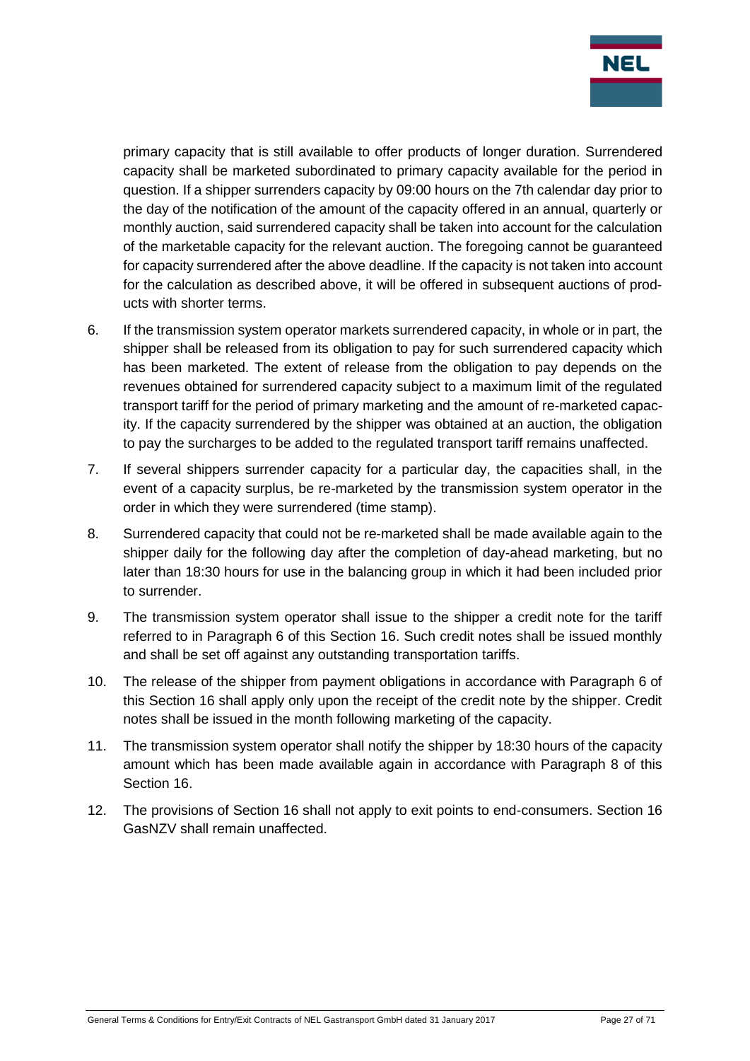primary capacity that is still available to offer products of longer duration. Surrendered capacity shall be marketed subordinated to primary capacity available for the period in question. If a shipper surrenders capacity by 09:00 hours on the 7th calendar day prior to the day of the notification of the amount of the capacity offered in an annual, quarterly or monthly auction, said surrendered capacity shall be taken into account for the calculation of the marketable capacity for the relevant auction. The foregoing cannot be guaranteed for capacity surrendered after the above deadline. If the capacity is not taken into account for the calculation as described above, it will be offered in subsequent auctions of products with shorter terms.

6. If the transmission system operator markets surrendered capacity, in whole or in part, the shipper shall be released from its obligation to pay for such surrendered capacity which has been marketed. The extent of release from the obligation to pay depends on the revenues obtained for surrendered capacity subject to a maximum limit of the regulated transport tariff for the period of primary marketing and the amount of re-marketed capacity. If the capacity surrendered by the shipper was obtained at an auction, the obligation to pay the surcharges to be added to the regulated transport tariff remains unaffected.

7. If several shippers surrender capacity for a particular day, the capacities shall, in the event of a capacity surplus, be re-marketed by the transmission system operator in the order in which they were surrendered (time stamp).

8. Surrendered capacity that could not be re-marketed shall be made available again to the shipper daily for the following day after the completion of day-ahead marketing, but no later than 18:30 hours for use in the balancing group in which it had been included prior to surrender.

9. The transmission system operator shall issue to the shipper a credit note for the tariff referred to in Paragraph 6 of this Section 16. Such credit notes shall be issued monthly and shall be set off against any outstanding transportation tariffs.

10. The release of the shipper from payment obligations in accordance with Paragraph 6 of this Section 16 shall apply only upon the receipt of the credit note by the shipper. Credit notes shall be issued in the month following marketing of the capacity.

11. The transmission system operator shall notify the shipper by 18:30 hours of the capacity amount which has been made available again in accordance with Paragraph 8 of this Section 16.

12. The provisions of Section 16 shall not apply to exit points to end-consumers. Section 16 GasNZV shall remain unaffected.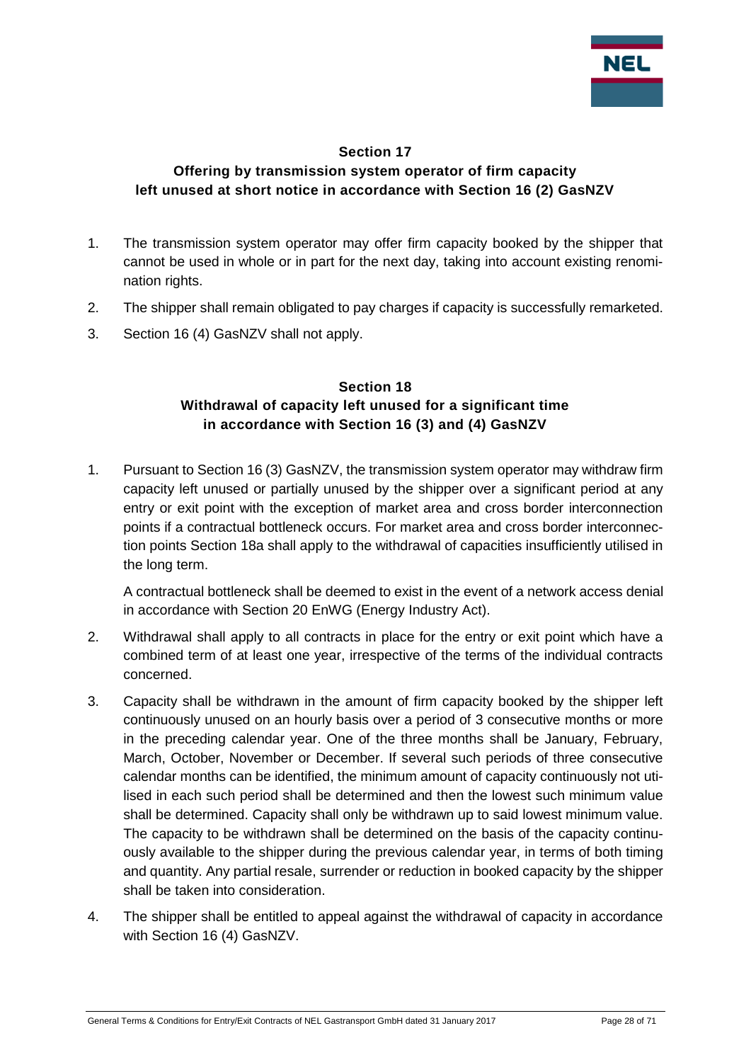## Section 17
## Offering by transmission system operator of firm capacity left unused at short notice in accordance with Section 16 (2) GasNZV

1. The transmission system operator may offer firm capacity booked by the shipper that cannot be used in whole or in part for the next day, taking into account existing renomination rights.
2. The shipper shall remain obligated to pay charges if capacity is successfully remarketed.
3. Section 16 (4) GasNZV shall not apply.

## Section 18
## Withdrawal of capacity left unused for a significant time in accordance with Section 16 (3) and (4) GasNZV

1. Pursuant to Section 16 (3) GasNZV, the transmission system operator may withdraw firm capacity left unused or partially unused by the shipper over a significant period at any entry or exit point with the exception of market area and cross border interconnection points if a contractual bottleneck occurs. For market area and cross border interconnection points Section 18a shall apply to the withdrawal of capacities insufficiently utilised in the long term.

   A contractual bottleneck shall be deemed to exist in the event of a network access denial in accordance with Section 20 EnWG (Energy Industry Act).

2. Withdrawal shall apply to all contracts in place for the entry or exit point which have a combined term of at least one year, irrespective of the terms of the individual contracts concerned.
3. Capacity shall be withdrawn in the amount of firm capacity booked by the shipper left continuously unused on an hourly basis over a period of 3 consecutive months or more in the preceding calendar year. One of the three months shall be January, February, March, October, November or December. If several such periods of three consecutive calendar months can be identified, the minimum amount of capacity continuously not utilised in each such period shall be determined and then the lowest such minimum value shall be determined. Capacity shall only be withdrawn up to said lowest minimum value. The capacity to be withdrawn shall be determined on the basis of the capacity continuously available to the shipper during the previous calendar year, in terms of both timing and quantity. Any partial resale, surrender or reduction in booked capacity by the shipper shall be taken into consideration.
4. The shipper shall be entitled to appeal against the withdrawal of capacity in accordance with Section 16 (4) GasNZV.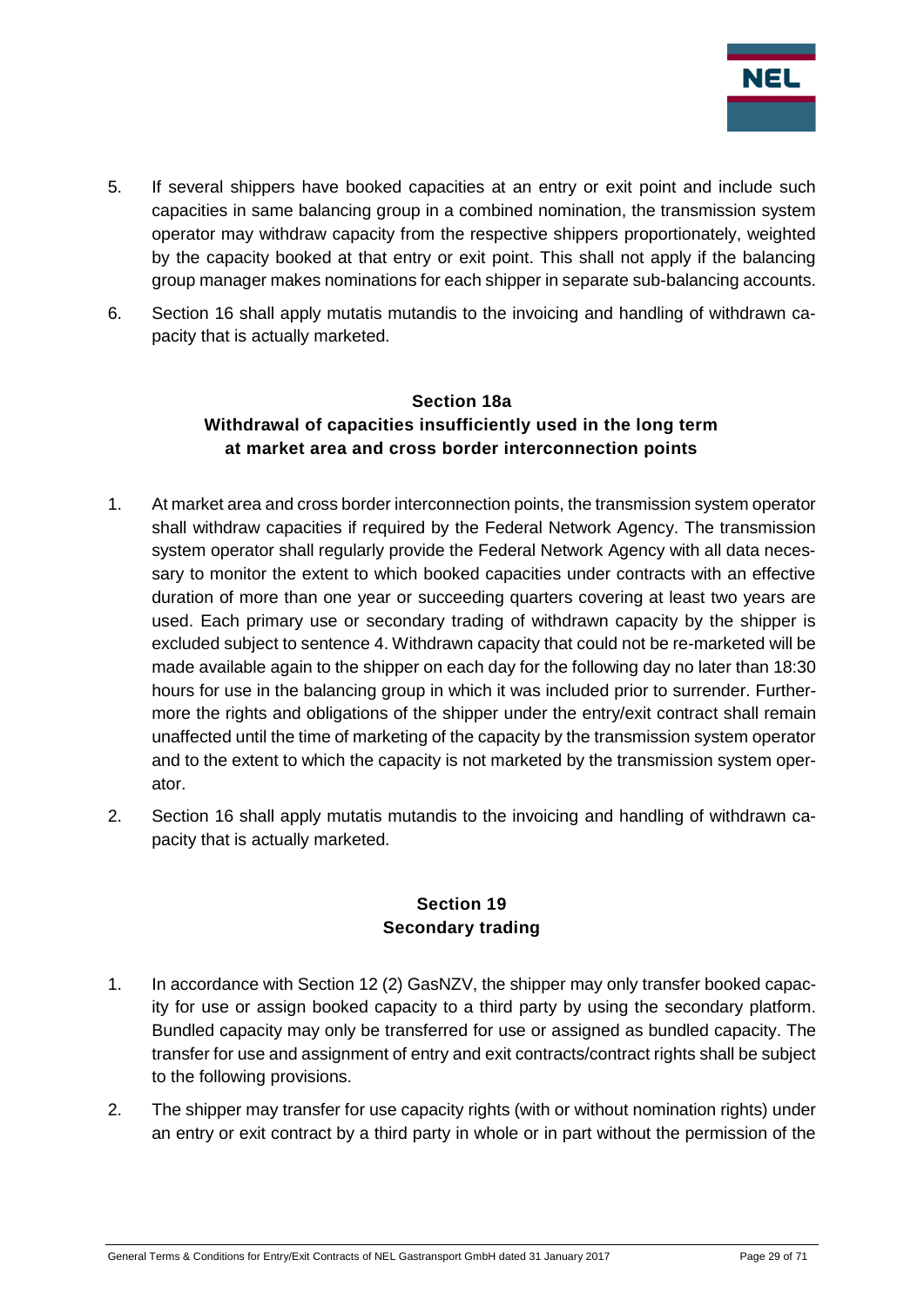5. If several shippers have booked capacities at an entry or exit point and include such capacities in same balancing group in a combined nomination, the transmission system operator may withdraw capacity from the respective shippers proportionately, weighted by the capacity booked at that entry or exit point. This shall not apply if the balancing group manager makes nominations for each shipper in separate sub-balancing accounts.

6. Section 16 shall apply mutatis mutandis to the invoicing and handling of withdrawn capacity that is actually marketed.

## Section 18a
## Withdrawal of capacities insufficiently used in the long term at market area and cross border interconnection points

1. At market area and cross border interconnection points, the transmission system operator shall withdraw capacities if required by the Federal Network Agency. The transmission system operator shall regularly provide the Federal Network Agency with all data necessary to monitor the extent to which booked capacities under contracts with an effective duration of more than one year or succeeding quarters covering at least two years are used. Each primary use or secondary trading of withdrawn capacity by the shipper is excluded subject to sentence 4. Withdrawn capacity that could not be re-marketed will be made available again to the shipper on each day for the following day no later than 18:30 hours for use in the balancing group in which it was included prior to surrender. Furthermore the rights and obligations of the shipper under the entry/exit contract shall remain unaffected until the time of marketing of the capacity by the transmission system operator and to the extent to which the capacity is not marketed by the transmission system operator.

2. Section 16 shall apply mutatis mutandis to the invoicing and handling of withdrawn capacity that is actually marketed.

## Section 19
## Secondary trading

1. In accordance with Section 12 (2) GasNZV, the shipper may only transfer booked capacity for use or assign booked capacity to a third party by using the secondary platform. Bundled capacity may only be transferred for use or assigned as bundled capacity. The transfer for use and assignment of entry and exit contracts/contract rights shall be subject to the following provisions.

2. The shipper may transfer for use capacity rights (with or without nomination rights) under an entry or exit contract by a third party in whole or in part without the permission of the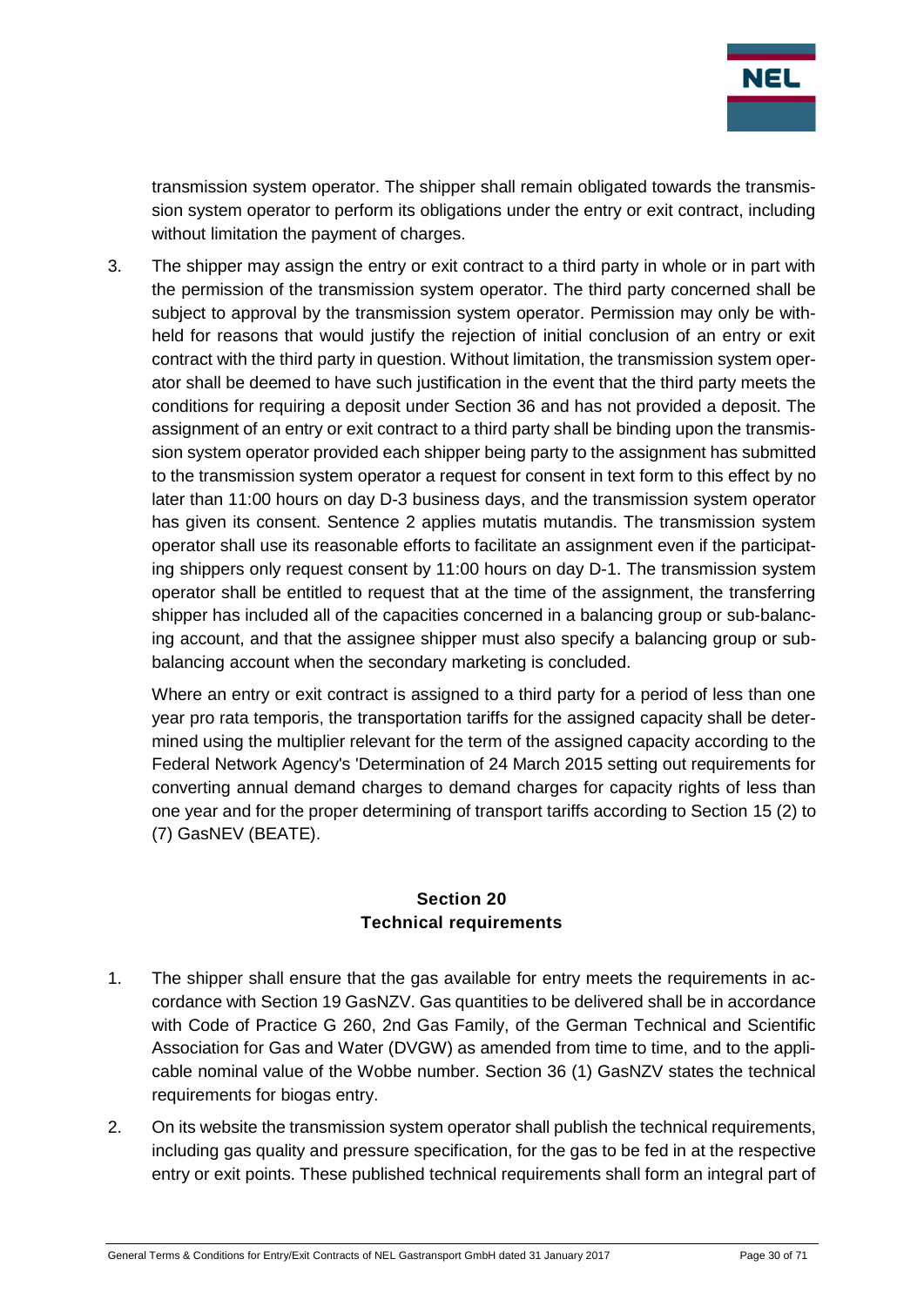transmission system operator. The shipper shall remain obligated towards the transmission system operator to perform its obligations under the entry or exit contract, including without limitation the payment of charges.

3. The shipper may assign the entry or exit contract to a third party in whole or in part with the permission of the transmission system operator. The third party concerned shall be subject to approval by the transmission system operator. Permission may only be withheld for reasons that would justify the rejection of initial conclusion of an entry or exit contract with the third party in question. Without limitation, the transmission system operator shall be deemed to have such justification in the event that the third party meets the conditions for requiring a deposit under Section 36 and has not provided a deposit. The assignment of an entry or exit contract to a third party shall be binding upon the transmission system operator provided each shipper being party to the assignment has submitted to the transmission system operator a request for consent in text form to this effect by no later than 11:00 hours on day D-3 business days, and the transmission system operator has given its consent. Sentence 2 applies mutatis mutandis. The transmission system operator shall use its reasonable efforts to facilitate an assignment even if the participating shippers only request consent by 11:00 hours on day D-1. The transmission system operator shall be entitled to request that at the time of the assignment, the transferring shipper has included all of the capacities concerned in a balancing group or sub-balancing account, and that the assignee shipper must also specify a balancing group or sub-balancing account when the secondary marketing is concluded.

   Where an entry or exit contract is assigned to a third party for a period of less than one year pro rata temporis, the transportation tariffs for the assigned capacity shall be determined using the multiplier relevant for the term of the assigned capacity according to the Federal Network Agency's 'Determination of 24 March 2015 setting out requirements for converting annual demand charges to demand charges for capacity rights of less than one year and for the proper determining of transport tariffs according to Section 15 (2) to (7) GasNEV (BEATE).

## Section 20
## Technical requirements

1. The shipper shall ensure that the gas available for entry meets the requirements in accordance with Section 19 GasNZV. Gas quantities to be delivered shall be in accordance with Code of Practice G 260, 2nd Gas Family, of the German Technical and Scientific Association for Gas and Water (DVGW) as amended from time to time, and to the applicable nominal value of the Wobbe number. Section 36 (1) GasNZV states the technical requirements for biogas entry.

2. On its website the transmission system operator shall publish the technical requirements, including gas quality and pressure specification, for the gas to be fed in at the respective entry or exit points. These published technical requirements shall form an integral part of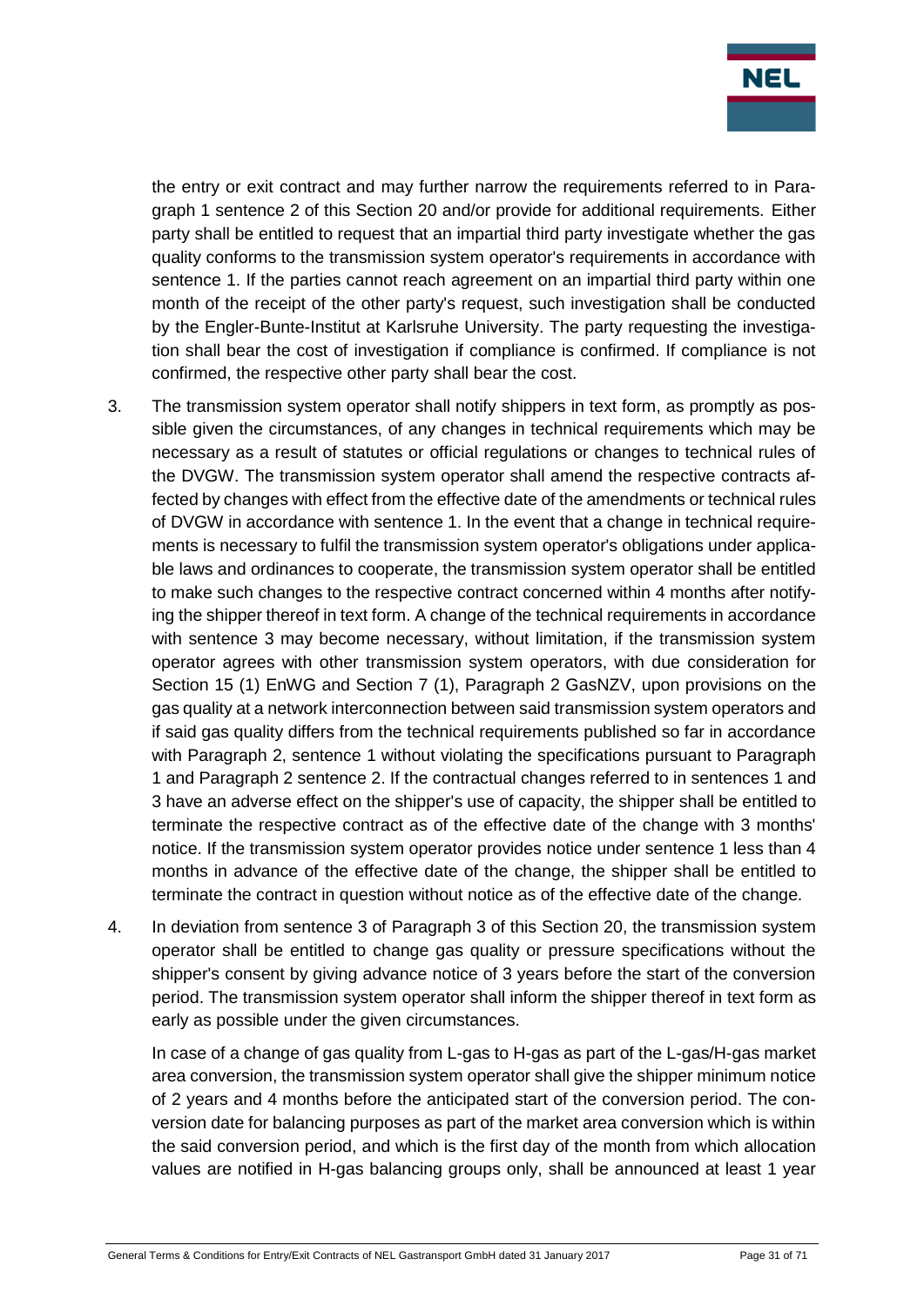the entry or exit contract and may further narrow the requirements referred to in Paragraph 1 sentence 2 of this Section 20 and/or provide for additional requirements. Either party shall be entitled to request that an impartial third party investigate whether the gas quality conforms to the transmission system operator's requirements in accordance with sentence 1. If the parties cannot reach agreement on an impartial third party within one month of the receipt of the other party's request, such investigation shall be conducted by the Engler-Bunte-Institut at Karlsruhe University. The party requesting the investigation shall bear the cost of investigation if compliance is confirmed. If compliance is not confirmed, the respective other party shall bear the cost.

3. The transmission system operator shall notify shippers in text form, as promptly as possible given the circumstances, of any changes in technical requirements which may be necessary as a result of statutes or official regulations or changes to technical rules of the DVGW. The transmission system operator shall amend the respective contracts affected by changes with effect from the effective date of the amendments or technical rules of DVGW in accordance with sentence 1. In the event that a change in technical requirements is necessary to fulfil the transmission system operator's obligations under applicable laws and ordinances to cooperate, the transmission system operator shall be entitled to make such changes to the respective contract concerned within 4 months after notifying the shipper thereof in text form. A change of the technical requirements in accordance with sentence 3 may become necessary, without limitation, if the transmission system operator agrees with other transmission system operators, with due consideration for Section 15 (1) EnWG and Section 7 (1), Paragraph 2 GasNZV, upon provisions on the gas quality at a network interconnection between said transmission system operators and if said gas quality differs from the technical requirements published so far in accordance with Paragraph 2, sentence 1 without violating the specifications pursuant to Paragraph 1 and Paragraph 2 sentence 2. If the contractual changes referred to in sentences 1 and 3 have an adverse effect on the shipper's use of capacity, the shipper shall be entitled to terminate the respective contract as of the effective date of the change with 3 months' notice. If the transmission system operator provides notice under sentence 1 less than 4 months in advance of the effective date of the change, the shipper shall be entitled to terminate the contract in question without notice as of the effective date of the change.

4. In deviation from sentence 3 of Paragraph 3 of this Section 20, the transmission system operator shall be entitled to change gas quality or pressure specifications without the shipper's consent by giving advance notice of 3 years before the start of the conversion period. The transmission system operator shall inform the shipper thereof in text form as early as possible under the given circumstances.

   In case of a change of gas quality from L-gas to H-gas as part of the L-gas/H-gas market area conversion, the transmission system operator shall give the shipper minimum notice of 2 years and 4 months before the anticipated start of the conversion period. The conversion date for balancing purposes as part of the market area conversion which is within the said conversion period, and which is the first day of the month from which allocation values are notified in H-gas balancing groups only, shall be announced at least 1 year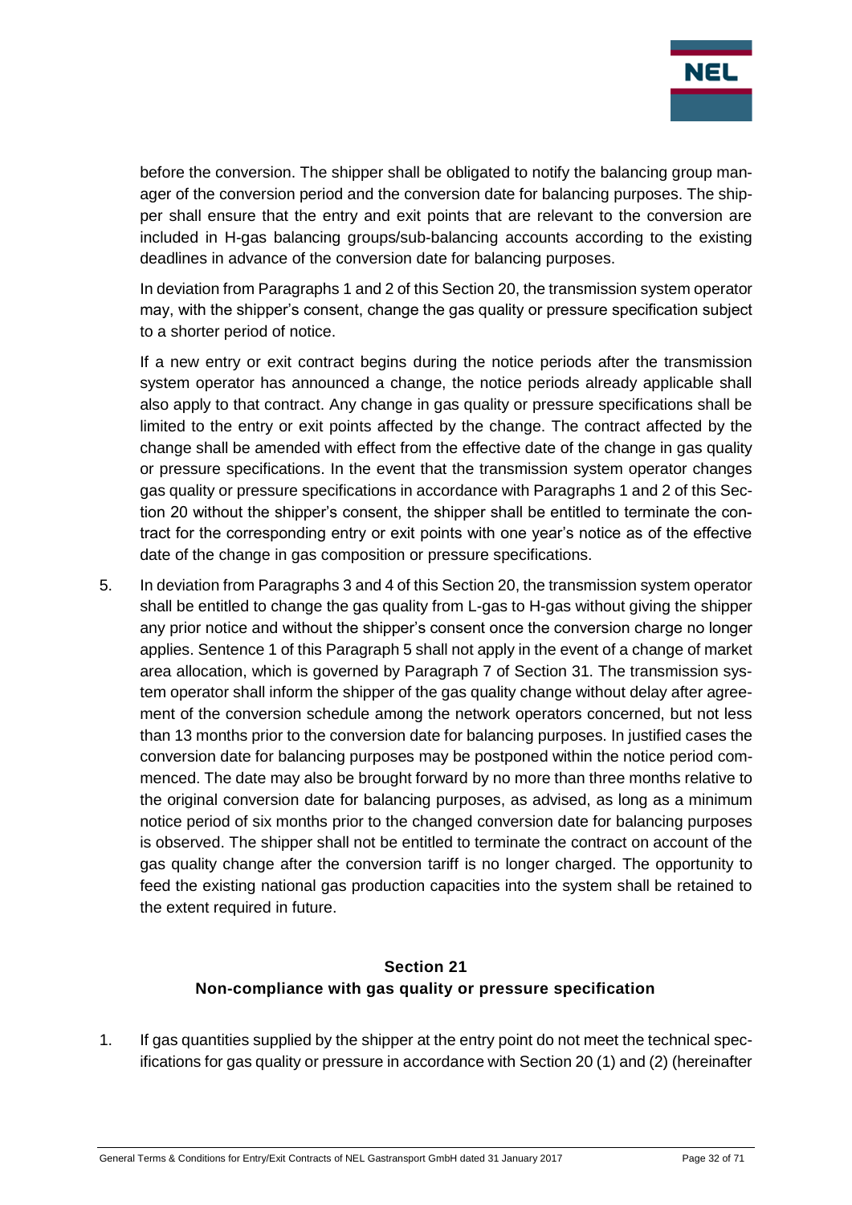before the conversion. The shipper shall be obligated to notify the balancing group manager of the conversion period and the conversion date for balancing purposes. The shipper shall ensure that the entry and exit points that are relevant to the conversion are included in H-gas balancing groups/sub-balancing accounts according to the existing deadlines in advance of the conversion date for balancing purposes.

In deviation from Paragraphs 1 and 2 of this Section 20, the transmission system operator may, with the shipper's consent, change the gas quality or pressure specification subject to a shorter period of notice.

If a new entry or exit contract begins during the notice periods after the transmission system operator has announced a change, the notice periods already applicable shall also apply to that contract. Any change in gas quality or pressure specifications shall be limited to the entry or exit points affected by the change. The contract affected by the change shall be amended with effect from the effective date of the change in gas quality or pressure specifications. In the event that the transmission system operator changes gas quality or pressure specifications in accordance with Paragraphs 1 and 2 of this Section 20 without the shipper's consent, the shipper shall be entitled to terminate the contract for the corresponding entry or exit points with one year's notice as of the effective date of the change in gas composition or pressure specifications.

5. In deviation from Paragraphs 3 and 4 of this Section 20, the transmission system operator shall be entitled to change the gas quality from L-gas to H-gas without giving the shipper any prior notice and without the shipper's consent once the conversion charge no longer applies. Sentence 1 of this Paragraph 5 shall not apply in the event of a change of market area allocation, which is governed by Paragraph 7 of Section 31. The transmission system operator shall inform the shipper of the gas quality change without delay after agreement of the conversion schedule among the network operators concerned, but not less than 13 months prior to the conversion date for balancing purposes. In justified cases the conversion date for balancing purposes may be postponed within the notice period commenced. The date may also be brought forward by no more than three months relative to the original conversion date for balancing purposes, as advised, as long as a minimum notice period of six months prior to the changed conversion date for balancing purposes is observed. The shipper shall not be entitled to terminate the contract on account of the gas quality change after the conversion tariff is no longer charged. The opportunity to feed the existing national gas production capacities into the system shall be retained to the extent required in future.

## Section 21
## Non-compliance with gas quality or pressure specification

1. If gas quantities supplied by the shipper at the entry point do not meet the technical specifications for gas quality or pressure in accordance with Section 20 (1) and (2) (hereinafter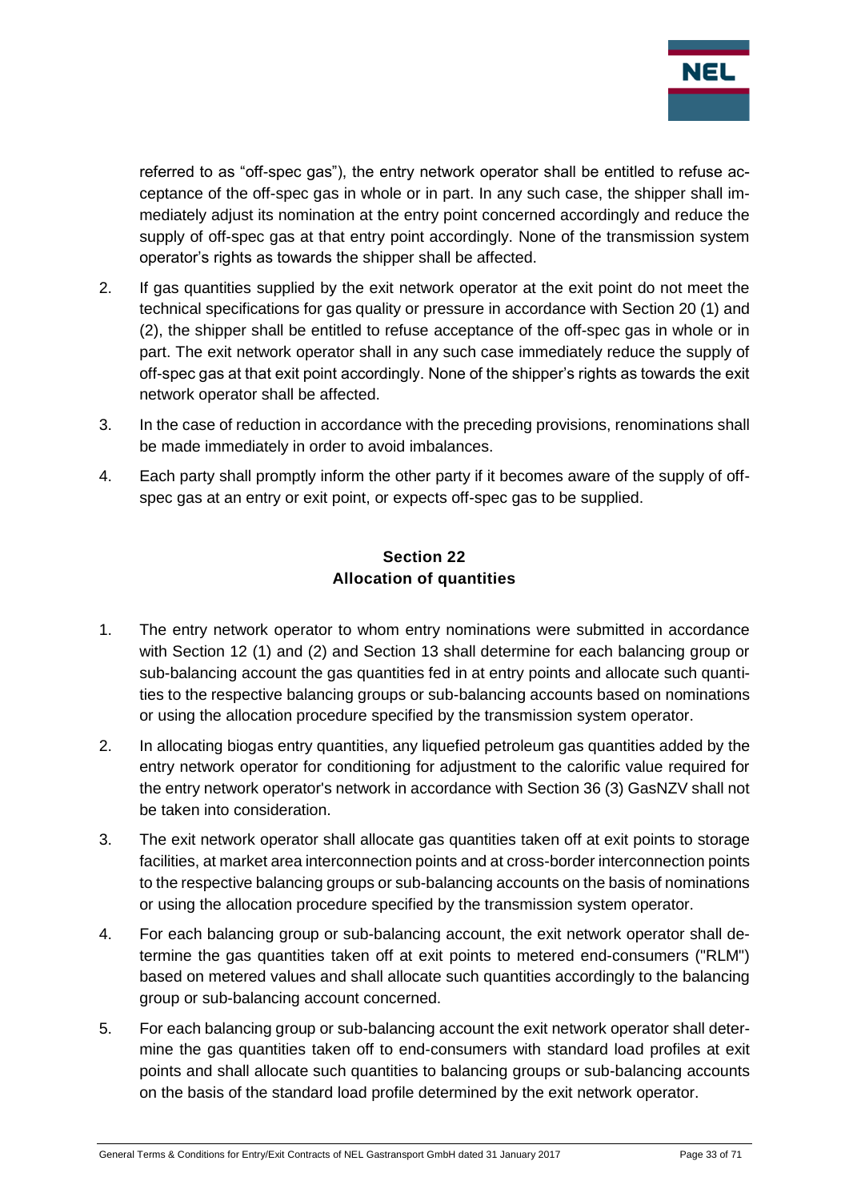referred to as "off-spec gas"), the entry network operator shall be entitled to refuse acceptance of the off-spec gas in whole or in part. In any such case, the shipper shall immediately adjust its nomination at the entry point concerned accordingly and reduce the supply of off-spec gas at that entry point accordingly. None of the transmission system operator's rights as towards the shipper shall be affected.

2. If gas quantities supplied by the exit network operator at the exit point do not meet the technical specifications for gas quality or pressure in accordance with Section 20 (1) and (2), the shipper shall be entitled to refuse acceptance of the off-spec gas in whole or in part. The exit network operator shall in any such case immediately reduce the supply of off-spec gas at that exit point accordingly. None of the shipper's rights as towards the exit network operator shall be affected.
3. In the case of reduction in accordance with the preceding provisions, renominations shall be made immediately in order to avoid imbalances.
4. Each party shall promptly inform the other party if it becomes aware of the supply of off-spec gas at an entry or exit point, or expects off-spec gas to be supplied.

## Section 22
## Allocation of quantities

1. The entry network operator to whom entry nominations were submitted in accordance with Section 12 (1) and (2) and Section 13 shall determine for each balancing group or sub-balancing account the gas quantities fed in at entry points and allocate such quantities to the respective balancing groups or sub-balancing accounts based on nominations or using the allocation procedure specified by the transmission system operator.
2. In allocating biogas entry quantities, any liquefied petroleum gas quantities added by the entry network operator for conditioning for adjustment to the calorific value required for the entry network operator's network in accordance with Section 36 (3) GasNZV shall not be taken into consideration.
3. The exit network operator shall allocate gas quantities taken off at exit points to storage facilities, at market area interconnection points and at cross-border interconnection points to the respective balancing groups or sub-balancing accounts on the basis of nominations or using the allocation procedure specified by the transmission system operator.
4. For each balancing group or sub-balancing account, the exit network operator shall determine the gas quantities taken off at exit points to metered end-consumers ("RLM") based on metered values and shall allocate such quantities accordingly to the balancing group or sub-balancing account concerned.
5. For each balancing group or sub-balancing account the exit network operator shall determine the gas quantities taken off to end-consumers with standard load profiles at exit points and shall allocate such quantities to balancing groups or sub-balancing accounts on the basis of the standard load profile determined by the exit network operator.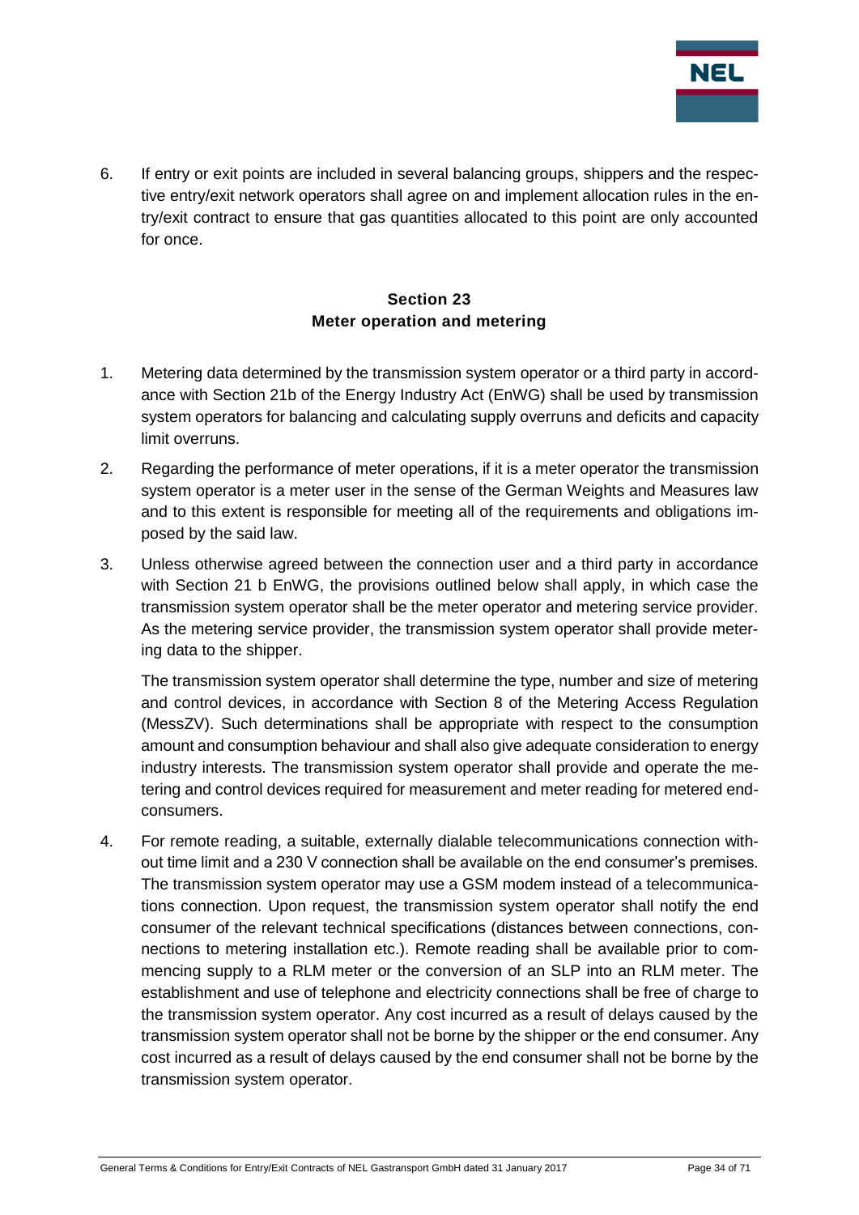6. If entry or exit points are included in several balancing groups, shippers and the respective entry/exit network operators shall agree on and implement allocation rules in the entry/exit contract to ensure that gas quantities allocated to this point are only accounted for once.

## Section 23
## Meter operation and metering

1. Metering data determined by the transmission system operator or a third party in accordance with Section 21b of the Energy Industry Act (EnWG) shall be used by transmission system operators for balancing and calculating supply overruns and deficits and capacity limit overruns.
2. Regarding the performance of meter operations, if it is a meter operator the transmission system operator is a meter user in the sense of the German Weights and Measures law and to this extent is responsible for meeting all of the requirements and obligations imposed by the said law.
3. Unless otherwise agreed between the connection user and a third party in accordance with Section 21 b EnWG, the provisions outlined below shall apply, in which case the transmission system operator shall be the meter operator and metering service provider. As the metering service provider, the transmission system operator shall provide metering data to the shipper.

   The transmission system operator shall determine the type, number and size of metering and control devices, in accordance with Section 8 of the Metering Access Regulation (MessZV). Such determinations shall be appropriate with respect to the consumption amount and consumption behaviour and shall also give adequate consideration to energy industry interests. The transmission system operator shall provide and operate the metering and control devices required for measurement and meter reading for metered end-consumers.
4. For remote reading, a suitable, externally dialable telecommunications connection without time limit and a 230 V connection shall be available on the end consumer's premises. The transmission system operator may use a GSM modem instead of a telecommunications connection. Upon request, the transmission system operator shall notify the end consumer of the relevant technical specifications (distances between connections, connections to metering installation etc.). Remote reading shall be available prior to commencing supply to a RLM meter or the conversion of an SLP into an RLM meter. The establishment and use of telephone and electricity connections shall be free of charge to the transmission system operator. Any cost incurred as a result of delays caused by the transmission system operator shall not be borne by the shipper or the end consumer. Any cost incurred as a result of delays caused by the end consumer shall not be borne by the transmission system operator.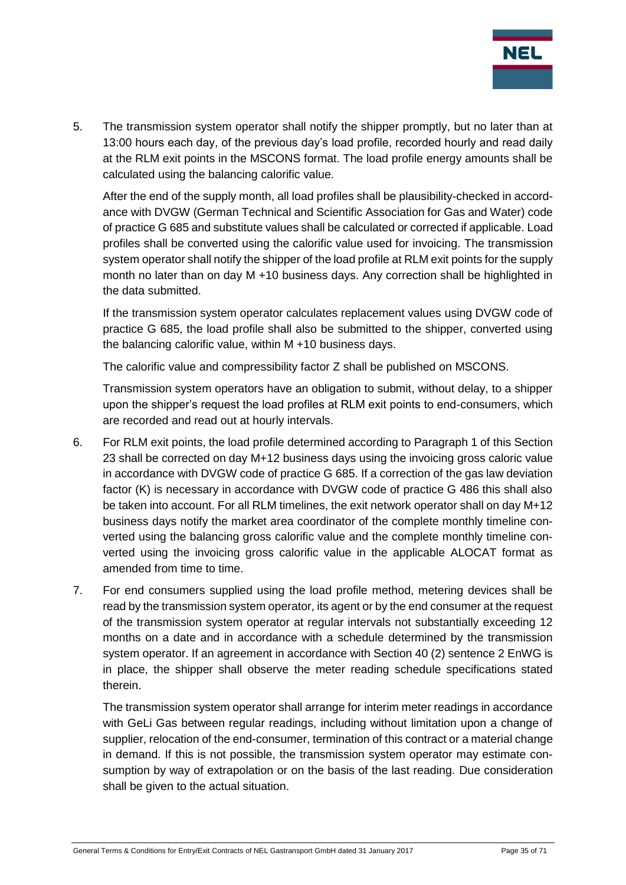5. The transmission system operator shall notify the shipper promptly, but no later than at 13:00 hours each day, of the previous day's load profile, recorded hourly and read daily at the RLM exit points in the MSCONS format. The load profile energy amounts shall be calculated using the balancing calorific value.

   After the end of the supply month, all load profiles shall be plausibility-checked in accordance with DVGW (German Technical and Scientific Association for Gas and Water) code of practice G 685 and substitute values shall be calculated or corrected if applicable. Load profiles shall be converted using the calorific value used for invoicing. The transmission system operator shall notify the shipper of the load profile at RLM exit points for the supply month no later than on day M +10 business days. Any correction shall be highlighted in the data submitted.

   If the transmission system operator calculates replacement values using DVGW code of practice G 685, the load profile shall also be submitted to the shipper, converted using the balancing calorific value, within M +10 business days.

   The calorific value and compressibility factor Z shall be published on MSCONS.

   Transmission system operators have an obligation to submit, without delay, to a shipper upon the shipper's request the load profiles at RLM exit points to end-consumers, which are recorded and read out at hourly intervals.

6. For RLM exit points, the load profile determined according to Paragraph 1 of this Section 23 shall be corrected on day M+12 business days using the invoicing gross caloric value in accordance with DVGW code of practice G 685. If a correction of the gas law deviation factor (K) is necessary in accordance with DVGW code of practice G 486 this shall also be taken into account. For all RLM timelines, the exit network operator shall on day M+12 business days notify the market area coordinator of the complete monthly timeline converted using the balancing gross calorific value and the complete monthly timeline converted using the invoicing gross calorific value in the applicable ALOCAT format as amended from time to time.

7. For end consumers supplied using the load profile method, metering devices shall be read by the transmission system operator, its agent or by the end consumer at the request of the transmission system operator at regular intervals not substantially exceeding 12 months on a date and in accordance with a schedule determined by the transmission system operator. If an agreement in accordance with Section 40 (2) sentence 2 EnWG is in place, the shipper shall observe the meter reading schedule specifications stated therein.

   The transmission system operator shall arrange for interim meter readings in accordance with GeLi Gas between regular readings, including without limitation upon a change of supplier, relocation of the end-consumer, termination of this contract or a material change in demand. If this is not possible, the transmission system operator may estimate consumption by way of extrapolation or on the basis of the last reading. Due consideration shall be given to the actual situation.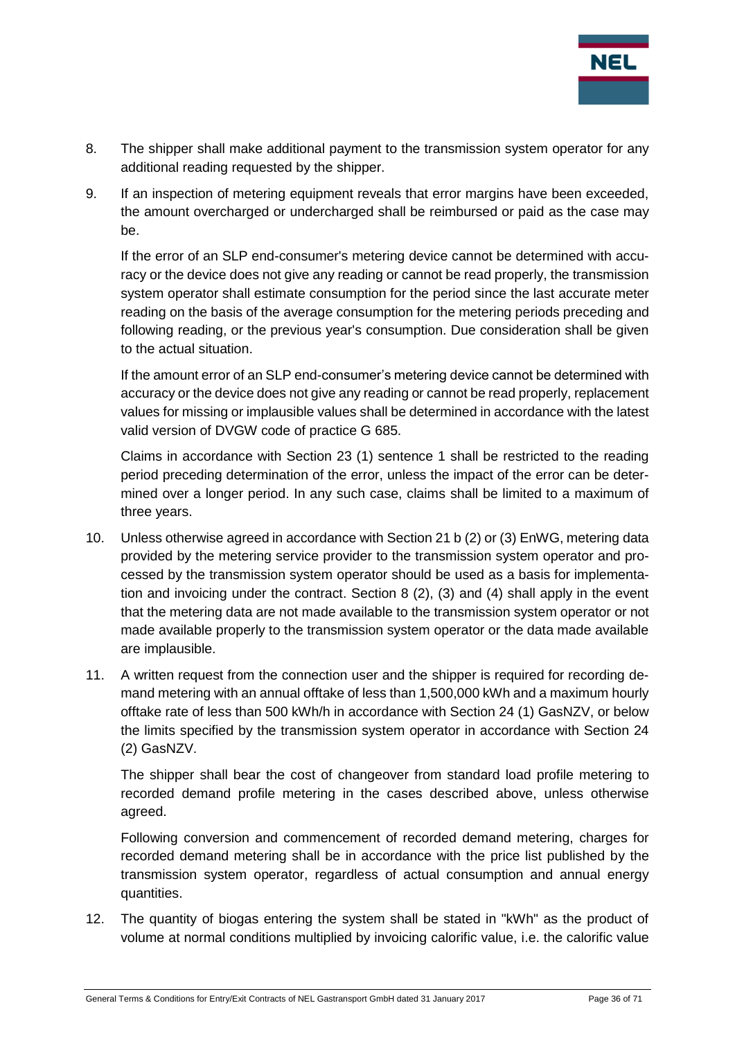8. The shipper shall make additional payment to the transmission system operator for any additional reading requested by the shipper.

9. If an inspection of metering equipment reveals that error margins have been exceeded, the amount overcharged or undercharged shall be reimbursed or paid as the case may be.

   If the error of an SLP end-consumer's metering device cannot be determined with accuracy or the device does not give any reading or cannot be read properly, the transmission system operator shall estimate consumption for the period since the last accurate meter reading on the basis of the average consumption for the metering periods preceding and following reading, or the previous year's consumption. Due consideration shall be given to the actual situation.

   If the amount error of an SLP end-consumer's metering device cannot be determined with accuracy or the device does not give any reading or cannot be read properly, replacement values for missing or implausible values shall be determined in accordance with the latest valid version of DVGW code of practice G 685.

   Claims in accordance with Section 23 (1) sentence 1 shall be restricted to the reading period preceding determination of the error, unless the impact of the error can be determined over a longer period. In any such case, claims shall be limited to a maximum of three years.

10. Unless otherwise agreed in accordance with Section 21 b (2) or (3) EnWG, metering data provided by the metering service provider to the transmission system operator and processed by the transmission system operator should be used as a basis for implementation and invoicing under the contract. Section 8 (2), (3) and (4) shall apply in the event that the metering data are not made available to the transmission system operator or not made available properly to the transmission system operator or the data made available are implausible.

11. A written request from the connection user and the shipper is required for recording demand metering with an annual offtake of less than 1,500,000 kWh and a maximum hourly offtake rate of less than 500 kWh/h in accordance with Section 24 (1) GasNZV, or below the limits specified by the transmission system operator in accordance with Section 24 (2) GasNZV.

    The shipper shall bear the cost of changeover from standard load profile metering to recorded demand profile metering in the cases described above, unless otherwise agreed.

    Following conversion and commencement of recorded demand metering, charges for recorded demand metering shall be in accordance with the price list published by the transmission system operator, regardless of actual consumption and annual energy quantities.

12. The quantity of biogas entering the system shall be stated in "kWh" as the product of volume at normal conditions multiplied by invoicing calorific value, i.e. the calorific value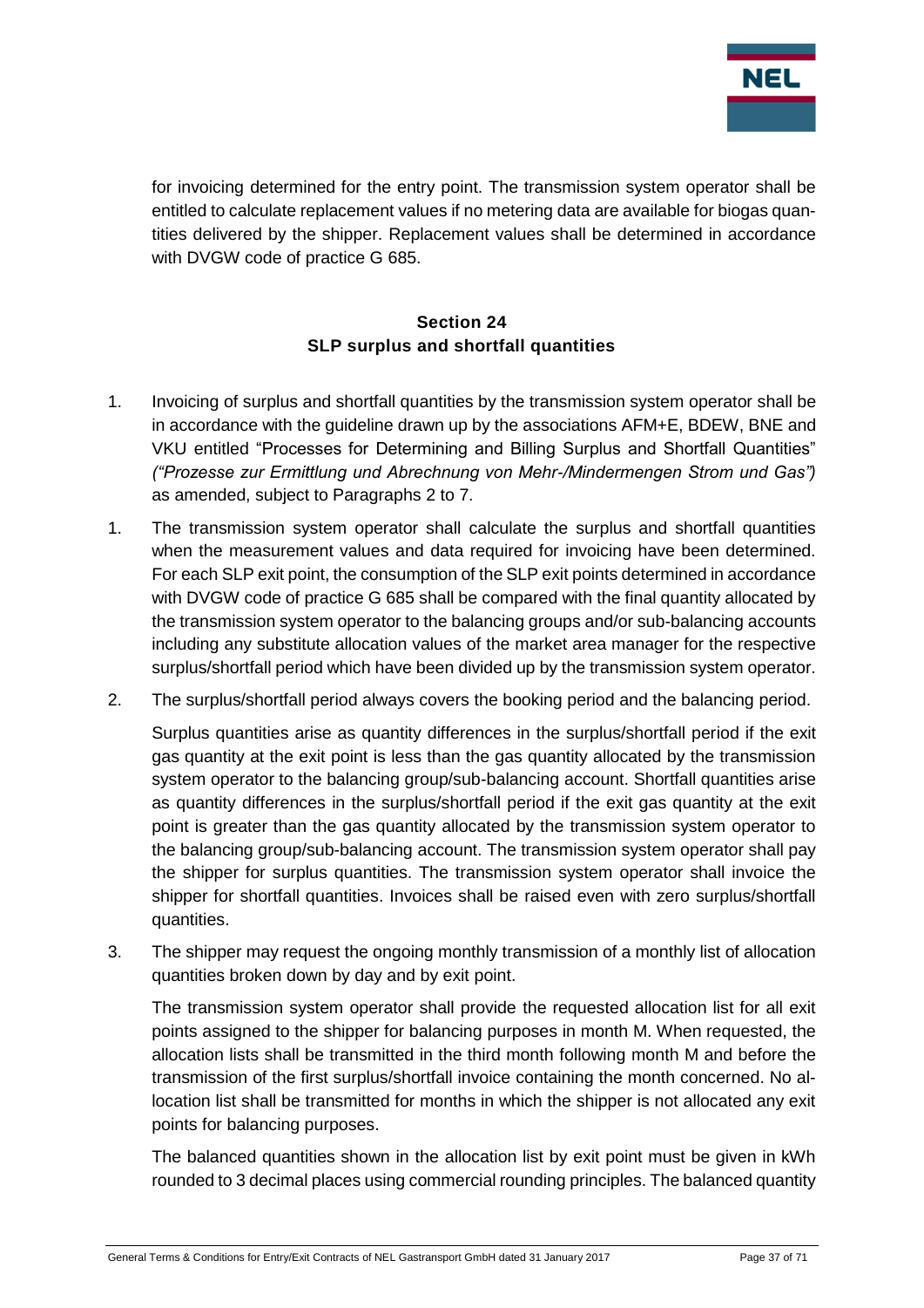for invoicing determined for the entry point. The transmission system operator shall be entitled to calculate replacement values if no metering data are available for biogas quantities delivered by the shipper. Replacement values shall be determined in accordance with DVGW code of practice G 685.

## Section 24
## SLP surplus and shortfall quantities

1. Invoicing of surplus and shortfall quantities by the transmission system operator shall be in accordance with the guideline drawn up by the associations AFM+E, BDEW, BNE and VKU entitled "Processes for Determining and Billing Surplus and Shortfall Quantities" *("Prozesse zur Ermittlung und Abrechnung von Mehr-/Mindermengen Strom und Gas")* as amended, subject to Paragraphs 2 to 7.

1. The transmission system operator shall calculate the surplus and shortfall quantities when the measurement values and data required for invoicing have been determined. For each SLP exit point, the consumption of the SLP exit points determined in accordance with DVGW code of practice G 685 shall be compared with the final quantity allocated by the transmission system operator to the balancing groups and/or sub-balancing accounts including any substitute allocation values of the market area manager for the respective surplus/shortfall period which have been divided up by the transmission system operator.

2. The surplus/shortfall period always covers the booking period and the balancing period.

   Surplus quantities arise as quantity differences in the surplus/shortfall period if the exit gas quantity at the exit point is less than the gas quantity allocated by the transmission system operator to the balancing group/sub-balancing account. Shortfall quantities arise as quantity differences in the surplus/shortfall period if the exit gas quantity at the exit point is greater than the gas quantity allocated by the transmission system operator to the balancing group/sub-balancing account. The transmission system operator shall pay the shipper for surplus quantities. The transmission system operator shall invoice the shipper for shortfall quantities. Invoices shall be raised even with zero surplus/shortfall quantities.

3. The shipper may request the ongoing monthly transmission of a monthly list of allocation quantities broken down by day and by exit point.

   The transmission system operator shall provide the requested allocation list for all exit points assigned to the shipper for balancing purposes in month M. When requested, the allocation lists shall be transmitted in the third month following month M and before the transmission of the first surplus/shortfall invoice containing the month concerned. No allocation list shall be transmitted for months in which the shipper is not allocated any exit points for balancing purposes.

   The balanced quantities shown in the allocation list by exit point must be given in kWh rounded to 3 decimal places using commercial rounding principles. The balanced quantity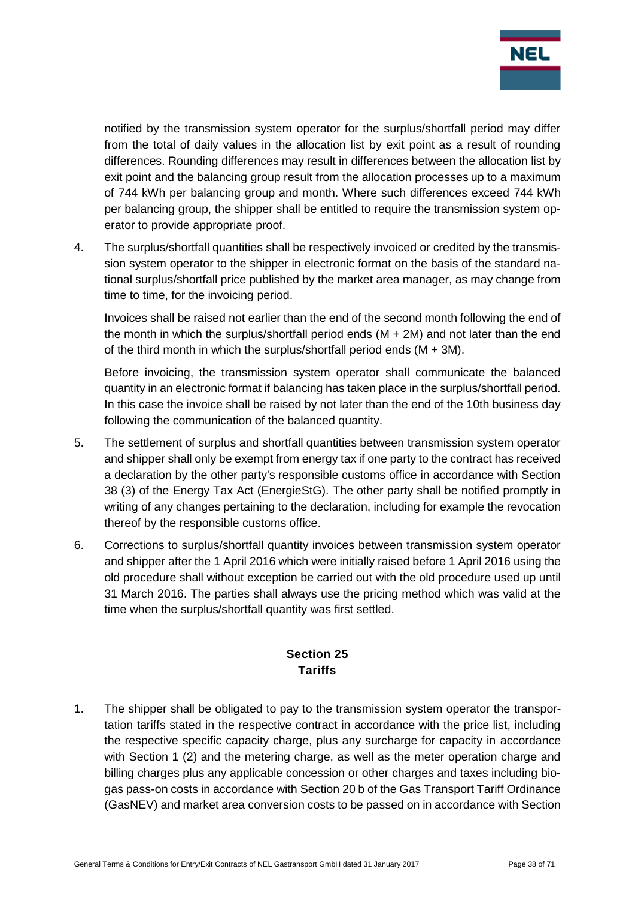notified by the transmission system operator for the surplus/shortfall period may differ from the total of daily values in the allocation list by exit point as a result of rounding differences. Rounding differences may result in differences between the allocation list by exit point and the balancing group result from the allocation processes up to a maximum of 744 kWh per balancing group and month. Where such differences exceed 744 kWh per balancing group, the shipper shall be entitled to require the transmission system operator to provide appropriate proof.

4. The surplus/shortfall quantities shall be respectively invoiced or credited by the transmission system operator to the shipper in electronic format on the basis of the standard national surplus/shortfall price published by the market area manager, as may change from time to time, for the invoicing period.

   Invoices shall be raised not earlier than the end of the second month following the end of the month in which the surplus/shortfall period ends (M + 2M) and not later than the end of the third month in which the surplus/shortfall period ends (M + 3M).

   Before invoicing, the transmission system operator shall communicate the balanced quantity in an electronic format if balancing has taken place in the surplus/shortfall period. In this case the invoice shall be raised by not later than the end of the 10th business day following the communication of the balanced quantity.

5. The settlement of surplus and shortfall quantities between transmission system operator and shipper shall only be exempt from energy tax if one party to the contract has received a declaration by the other party's responsible customs office in accordance with Section 38 (3) of the Energy Tax Act (EnergieStG). The other party shall be notified promptly in writing of any changes pertaining to the declaration, including for example the revocation thereof by the responsible customs office.

6. Corrections to surplus/shortfall quantity invoices between transmission system operator and shipper after the 1 April 2016 which were initially raised before 1 April 2016 using the old procedure shall without exception be carried out with the old procedure used up until 31 March 2016. The parties shall always use the pricing method which was valid at the time when the surplus/shortfall quantity was first settled.

## Section 25
## Tariffs

1. The shipper shall be obligated to pay to the transmission system operator the transportation tariffs stated in the respective contract in accordance with the price list, including the respective specific capacity charge, plus any surcharge for capacity in accordance with Section 1 (2) and the metering charge, as well as the meter operation charge and billing charges plus any applicable concession or other charges and taxes including biogas pass-on costs in accordance with Section 20 b of the Gas Transport Tariff Ordinance (GasNEV) and market area conversion costs to be passed on in accordance with Section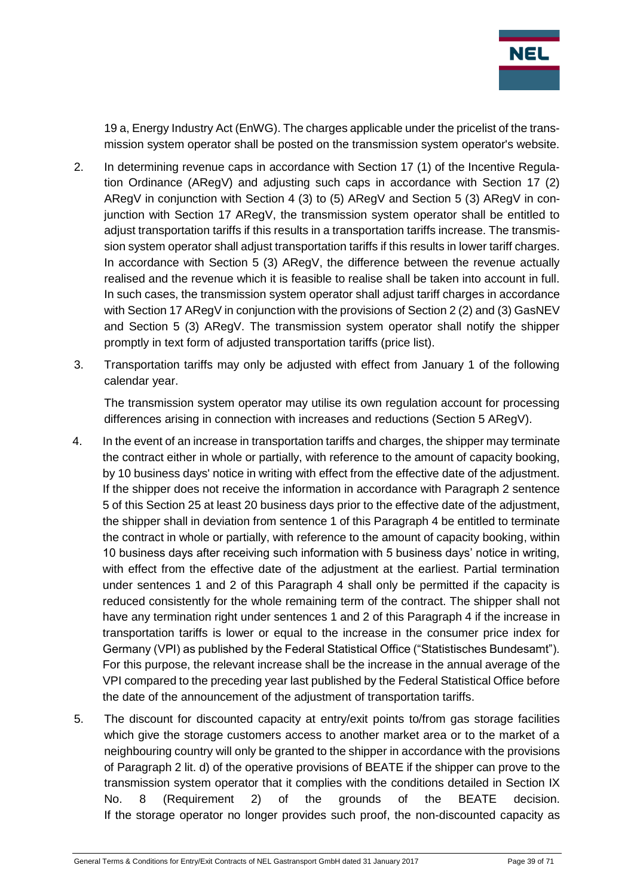19 a, Energy Industry Act (EnWG). The charges applicable under the pricelist of the transmission system operator shall be posted on the transmission system operator's website.

2. In determining revenue caps in accordance with Section 17 (1) of the Incentive Regulation Ordinance (ARegV) and adjusting such caps in accordance with Section 17 (2) ARegV in conjunction with Section 4 (3) to (5) ARegV and Section 5 (3) ARegV in conjunction with Section 17 ARegV, the transmission system operator shall be entitled to adjust transportation tariffs if this results in a transportation tariffs increase. The transmission system operator shall adjust transportation tariffs if this results in lower tariff charges. In accordance with Section 5 (3) ARegV, the difference between the revenue actually realised and the revenue which it is feasible to realise shall be taken into account in full. In such cases, the transmission system operator shall adjust tariff charges in accordance with Section 17 ARegV in conjunction with the provisions of Section 2 (2) and (3) GasNEV and Section 5 (3) ARegV. The transmission system operator shall notify the shipper promptly in text form of adjusted transportation tariffs (price list).

3. Transportation tariffs may only be adjusted with effect from January 1 of the following calendar year.

   The transmission system operator may utilise its own regulation account for processing differences arising in connection with increases and reductions (Section 5 ARegV).

4. In the event of an increase in transportation tariffs and charges, the shipper may terminate the contract either in whole or partially, with reference to the amount of capacity booking, by 10 business days' notice in writing with effect from the effective date of the adjustment. If the shipper does not receive the information in accordance with Paragraph 2 sentence 5 of this Section 25 at least 20 business days prior to the effective date of the adjustment, the shipper shall in deviation from sentence 1 of this Paragraph 4 be entitled to terminate the contract in whole or partially, with reference to the amount of capacity booking, within 10 business days after receiving such information with 5 business days' notice in writing, with effect from the effective date of the adjustment at the earliest. Partial termination under sentences 1 and 2 of this Paragraph 4 shall only be permitted if the capacity is reduced consistently for the whole remaining term of the contract. The shipper shall not have any termination right under sentences 1 and 2 of this Paragraph 4 if the increase in transportation tariffs is lower or equal to the increase in the consumer price index for Germany (VPI) as published by the Federal Statistical Office ("Statistisches Bundesamt"). For this purpose, the relevant increase shall be the increase in the annual average of the VPI compared to the preceding year last published by the Federal Statistical Office before the date of the announcement of the adjustment of transportation tariffs.

5. The discount for discounted capacity at entry/exit points to/from gas storage facilities which give the storage customers access to another market area or to the market of a neighbouring country will only be granted to the shipper in accordance with the provisions of Paragraph 2 lit. d) of the operative provisions of BEATE if the shipper can prove to the transmission system operator that it complies with the conditions detailed in Section IX No. 8 (Requirement 2) of the grounds of the BEATE decision. If the storage operator no longer provides such proof, the non-discounted capacity as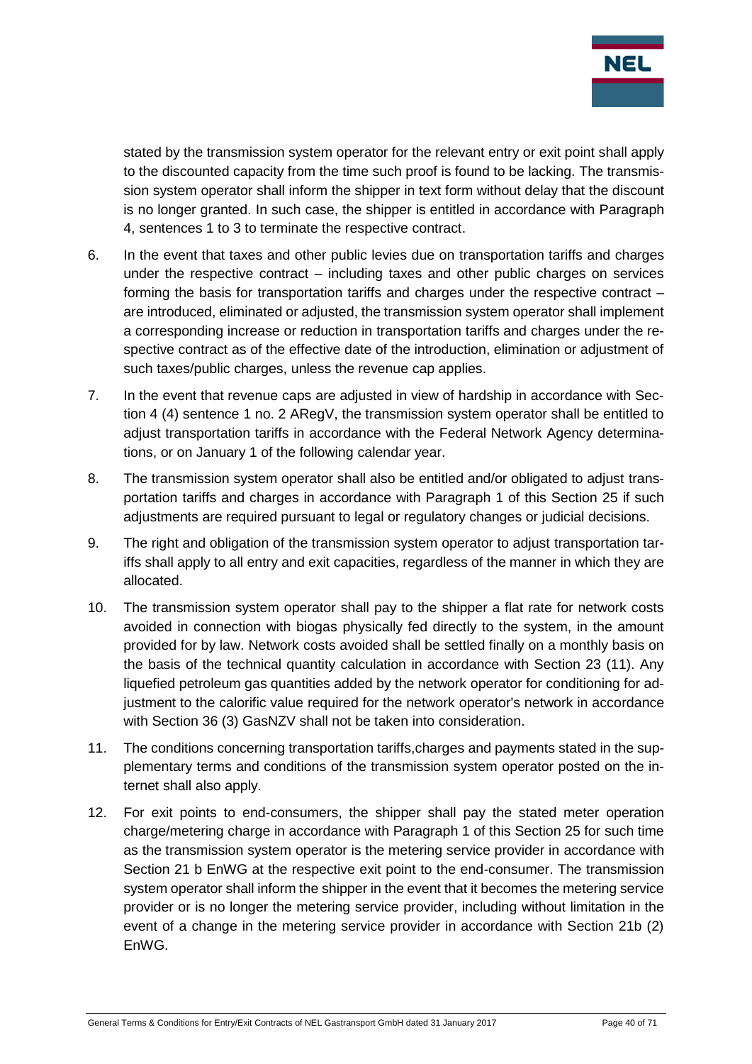stated by the transmission system operator for the relevant entry or exit point shall apply to the discounted capacity from the time such proof is found to be lacking. The transmission system operator shall inform the shipper in text form without delay that the discount is no longer granted. In such case, the shipper is entitled in accordance with Paragraph 4, sentences 1 to 3 to terminate the respective contract.

6. In the event that taxes and other public levies due on transportation tariffs and charges under the respective contract – including taxes and other public charges on services forming the basis for transportation tariffs and charges under the respective contract – are introduced, eliminated or adjusted, the transmission system operator shall implement a corresponding increase or reduction in transportation tariffs and charges under the respective contract as of the effective date of the introduction, elimination or adjustment of such taxes/public charges, unless the revenue cap applies.

7. In the event that revenue caps are adjusted in view of hardship in accordance with Section 4 (4) sentence 1 no. 2 ARegV, the transmission system operator shall be entitled to adjust transportation tariffs in accordance with the Federal Network Agency determinations, or on January 1 of the following calendar year.

8. The transmission system operator shall also be entitled and/or obligated to adjust transportation tariffs and charges in accordance with Paragraph 1 of this Section 25 if such adjustments are required pursuant to legal or regulatory changes or judicial decisions.

9. The right and obligation of the transmission system operator to adjust transportation tariffs shall apply to all entry and exit capacities, regardless of the manner in which they are allocated.

10. The transmission system operator shall pay to the shipper a flat rate for network costs avoided in connection with biogas physically fed directly to the system, in the amount provided for by law. Network costs avoided shall be settled finally on a monthly basis on the basis of the technical quantity calculation in accordance with Section 23 (11). Any liquefied petroleum gas quantities added by the network operator for conditioning for adjustment to the calorific value required for the network operator's network in accordance with Section 36 (3) GasNZV shall not be taken into consideration.

11. The conditions concerning transportation tariffs,charges and payments stated in the supplementary terms and conditions of the transmission system operator posted on the internet shall also apply.

12. For exit points to end-consumers, the shipper shall pay the stated meter operation charge/metering charge in accordance with Paragraph 1 of this Section 25 for such time as the transmission system operator is the metering service provider in accordance with Section 21 b EnWG at the respective exit point to the end-consumer. The transmission system operator shall inform the shipper in the event that it becomes the metering service provider or is no longer the metering service provider, including without limitation in the event of a change in the metering service provider in accordance with Section 21b (2) EnWG.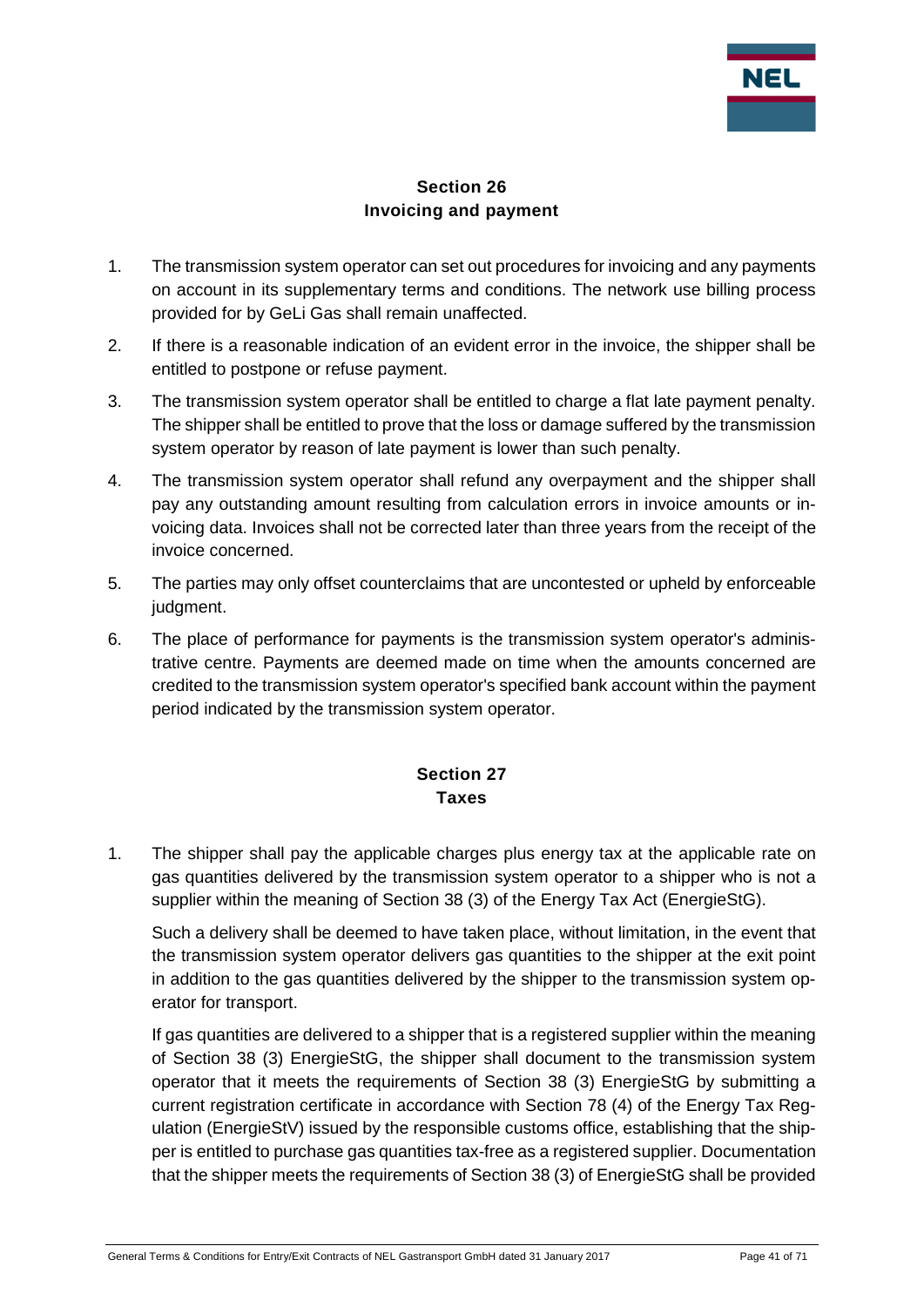## Section 26
## Invoicing and payment

1. The transmission system operator can set out procedures for invoicing and any payments on account in its supplementary terms and conditions. The network use billing process provided for by GeLi Gas shall remain unaffected.
2. If there is a reasonable indication of an evident error in the invoice, the shipper shall be entitled to postpone or refuse payment.
3. The transmission system operator shall be entitled to charge a flat late payment penalty. The shipper shall be entitled to prove that the loss or damage suffered by the transmission system operator by reason of late payment is lower than such penalty.
4. The transmission system operator shall refund any overpayment and the shipper shall pay any outstanding amount resulting from calculation errors in invoice amounts or invoicing data. Invoices shall not be corrected later than three years from the receipt of the invoice concerned.
5. The parties may only offset counterclaims that are uncontested or upheld by enforceable judgment.
6. The place of performance for payments is the transmission system operator's administrative centre. Payments are deemed made on time when the amounts concerned are credited to the transmission system operator's specified bank account within the payment period indicated by the transmission system operator.

## Section 27
## Taxes

1. The shipper shall pay the applicable charges plus energy tax at the applicable rate on gas quantities delivered by the transmission system operator to a shipper who is not a supplier within the meaning of Section 38 (3) of the Energy Tax Act (EnergieStG).

   Such a delivery shall be deemed to have taken place, without limitation, in the event that the transmission system operator delivers gas quantities to the shipper at the exit point in addition to the gas quantities delivered by the shipper to the transmission system operator for transport.

   If gas quantities are delivered to a shipper that is a registered supplier within the meaning of Section 38 (3) EnergieStG, the shipper shall document to the transmission system operator that it meets the requirements of Section 38 (3) EnergieStG by submitting a current registration certificate in accordance with Section 78 (4) of the Energy Tax Regulation (EnergieStV) issued by the responsible customs office, establishing that the shipper is entitled to purchase gas quantities tax-free as a registered supplier. Documentation that the shipper meets the requirements of Section 38 (3) of EnergieStG shall be provided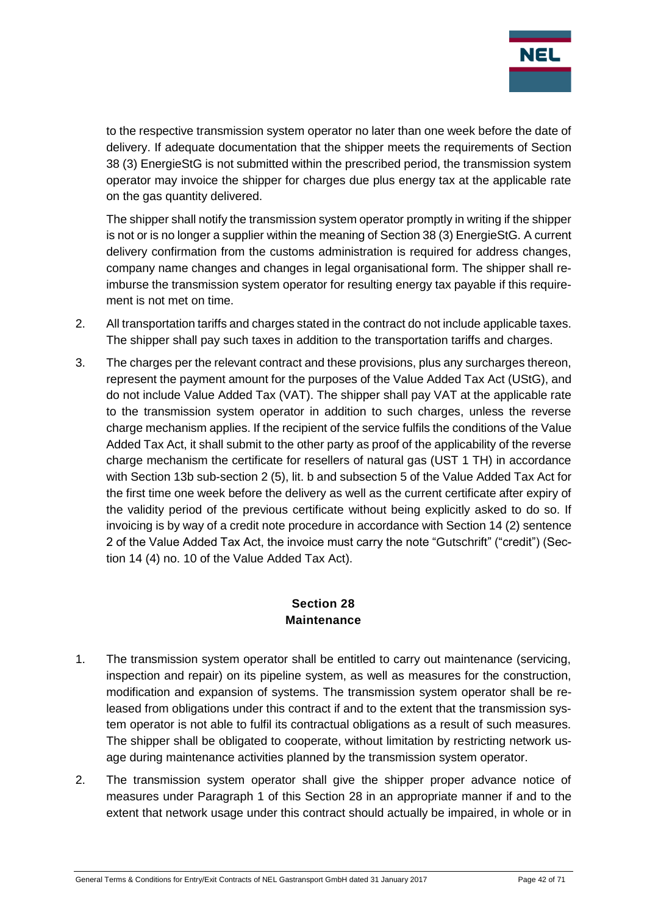to the respective transmission system operator no later than one week before the date of delivery. If adequate documentation that the shipper meets the requirements of Section 38 (3) EnergieStG is not submitted within the prescribed period, the transmission system operator may invoice the shipper for charges due plus energy tax at the applicable rate on the gas quantity delivered.

The shipper shall notify the transmission system operator promptly in writing if the shipper is not or is no longer a supplier within the meaning of Section 38 (3) EnergieStG. A current delivery confirmation from the customs administration is required for address changes, company name changes and changes in legal organisational form. The shipper shall reimburse the transmission system operator for resulting energy tax payable if this requirement is not met on time.

2. All transportation tariffs and charges stated in the contract do not include applicable taxes. The shipper shall pay such taxes in addition to the transportation tariffs and charges.

3. The charges per the relevant contract and these provisions, plus any surcharges thereon, represent the payment amount for the purposes of the Value Added Tax Act (UStG), and do not include Value Added Tax (VAT). The shipper shall pay VAT at the applicable rate to the transmission system operator in addition to such charges, unless the reverse charge mechanism applies. If the recipient of the service fulfils the conditions of the Value Added Tax Act, it shall submit to the other party as proof of the applicability of the reverse charge mechanism the certificate for resellers of natural gas (UST 1 TH) in accordance with Section 13b sub-section 2 (5), lit. b and subsection 5 of the Value Added Tax Act for the first time one week before the delivery as well as the current certificate after expiry of the validity period of the previous certificate without being explicitly asked to do so. If invoicing is by way of a credit note procedure in accordance with Section 14 (2) sentence 2 of the Value Added Tax Act, the invoice must carry the note "Gutschrift" ("credit") (Section 14 (4) no. 10 of the Value Added Tax Act).

## Section 28
## Maintenance

1. The transmission system operator shall be entitled to carry out maintenance (servicing, inspection and repair) on its pipeline system, as well as measures for the construction, modification and expansion of systems. The transmission system operator shall be released from obligations under this contract if and to the extent that the transmission system operator is not able to fulfil its contractual obligations as a result of such measures. The shipper shall be obligated to cooperate, without limitation by restricting network usage during maintenance activities planned by the transmission system operator.

2. The transmission system operator shall give the shipper proper advance notice of measures under Paragraph 1 of this Section 28 in an appropriate manner if and to the extent that network usage under this contract should actually be impaired, in whole or in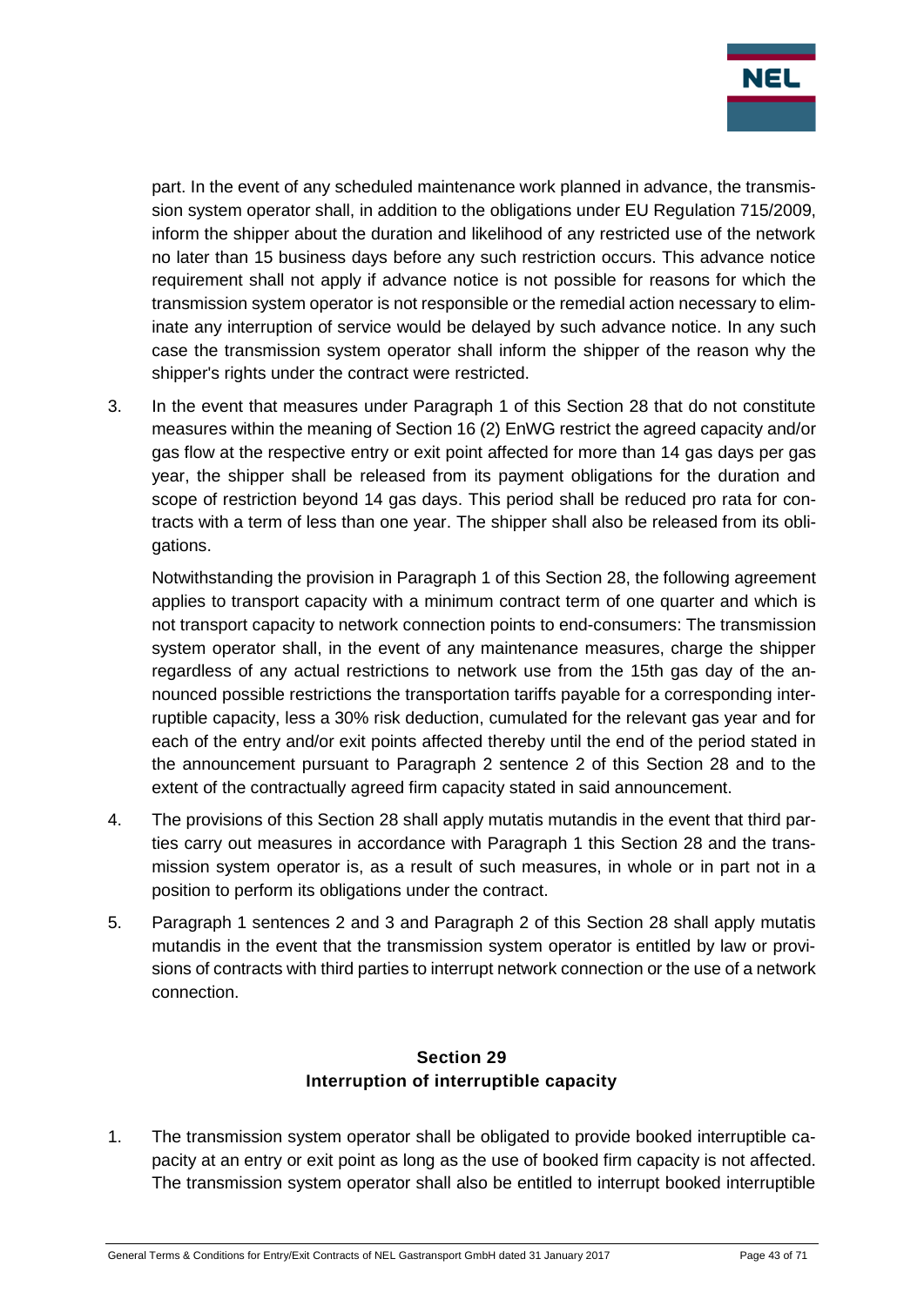part. In the event of any scheduled maintenance work planned in advance, the transmission system operator shall, in addition to the obligations under EU Regulation 715/2009, inform the shipper about the duration and likelihood of any restricted use of the network no later than 15 business days before any such restriction occurs. This advance notice requirement shall not apply if advance notice is not possible for reasons for which the transmission system operator is not responsible or the remedial action necessary to eliminate any interruption of service would be delayed by such advance notice. In any such case the transmission system operator shall inform the shipper of the reason why the shipper's rights under the contract were restricted.

3. In the event that measures under Paragraph 1 of this Section 28 that do not constitute measures within the meaning of Section 16 (2) EnWG restrict the agreed capacity and/or gas flow at the respective entry or exit point affected for more than 14 gas days per gas year, the shipper shall be released from its payment obligations for the duration and scope of restriction beyond 14 gas days. This period shall be reduced pro rata for contracts with a term of less than one year. The shipper shall also be released from its obligations.

   Notwithstanding the provision in Paragraph 1 of this Section 28, the following agreement applies to transport capacity with a minimum contract term of one quarter and which is not transport capacity to network connection points to end-consumers: The transmission system operator shall, in the event of any maintenance measures, charge the shipper regardless of any actual restrictions to network use from the 15th gas day of the announced possible restrictions the transportation tariffs payable for a corresponding interruptible capacity, less a 30% risk deduction, cumulated for the relevant gas year and for each of the entry and/or exit points affected thereby until the end of the period stated in the announcement pursuant to Paragraph 2 sentence 2 of this Section 28 and to the extent of the contractually agreed firm capacity stated in said announcement.

4. The provisions of this Section 28 shall apply mutatis mutandis in the event that third parties carry out measures in accordance with Paragraph 1 this Section 28 and the transmission system operator is, as a result of such measures, in whole or in part not in a position to perform its obligations under the contract.

5. Paragraph 1 sentences 2 and 3 and Paragraph 2 of this Section 28 shall apply mutatis mutandis in the event that the transmission system operator is entitled by law or provisions of contracts with third parties to interrupt network connection or the use of a network connection.

## Section 29
## Interruption of interruptible capacity

1. The transmission system operator shall be obligated to provide booked interruptible capacity at an entry or exit point as long as the use of booked firm capacity is not affected. The transmission system operator shall also be entitled to interrupt booked interruptible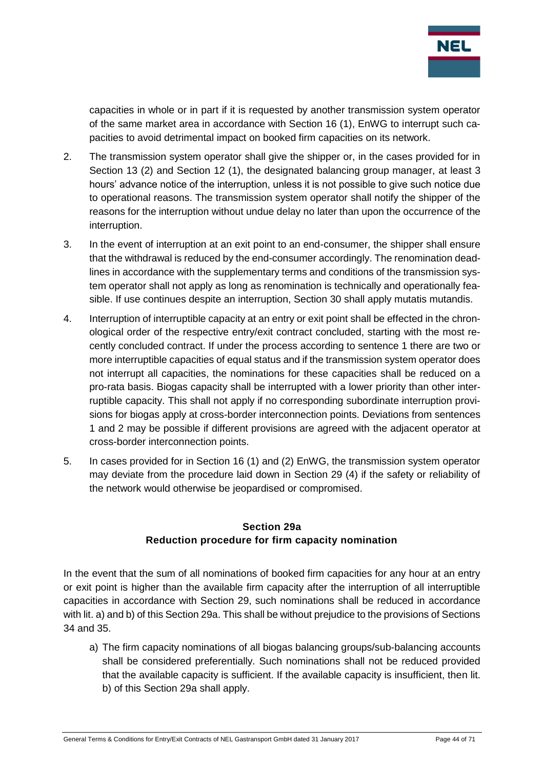capacities in whole or in part if it is requested by another transmission system operator of the same market area in accordance with Section 16 (1), EnWG to interrupt such capacities to avoid detrimental impact on booked firm capacities on its network.

2. The transmission system operator shall give the shipper or, in the cases provided for in Section 13 (2) and Section 12 (1), the designated balancing group manager, at least 3 hours' advance notice of the interruption, unless it is not possible to give such notice due to operational reasons. The transmission system operator shall notify the shipper of the reasons for the interruption without undue delay no later than upon the occurrence of the interruption.

3. In the event of interruption at an exit point to an end-consumer, the shipper shall ensure that the withdrawal is reduced by the end-consumer accordingly. The renomination deadlines in accordance with the supplementary terms and conditions of the transmission system operator shall not apply as long as renomination is technically and operationally feasible. If use continues despite an interruption, Section 30 shall apply mutatis mutandis.

4. Interruption of interruptible capacity at an entry or exit point shall be effected in the chronological order of the respective entry/exit contract concluded, starting with the most recently concluded contract. If under the process according to sentence 1 there are two or more interruptible capacities of equal status and if the transmission system operator does not interrupt all capacities, the nominations for these capacities shall be reduced on a pro-rata basis. Biogas capacity shall be interrupted with a lower priority than other interruptible capacity. This shall not apply if no corresponding subordinate interruption provisions for biogas apply at cross-border interconnection points. Deviations from sentences 1 and 2 may be possible if different provisions are agreed with the adjacent operator at cross-border interconnection points.

5. In cases provided for in Section 16 (1) and (2) EnWG, the transmission system operator may deviate from the procedure laid down in Section 29 (4) if the safety or reliability of the network would otherwise be jeopardised or compromised.

## Section 29a
## Reduction procedure for firm capacity nomination

In the event that the sum of all nominations of booked firm capacities for any hour at an entry or exit point is higher than the available firm capacity after the interruption of all interruptible capacities in accordance with Section 29, such nominations shall be reduced in accordance with lit. a) and b) of this Section 29a. This shall be without prejudice to the provisions of Sections 34 and 35.

a) The firm capacity nominations of all biogas balancing groups/sub-balancing accounts shall be considered preferentially. Such nominations shall not be reduced provided that the available capacity is sufficient. If the available capacity is insufficient, then lit. b) of this Section 29a shall apply.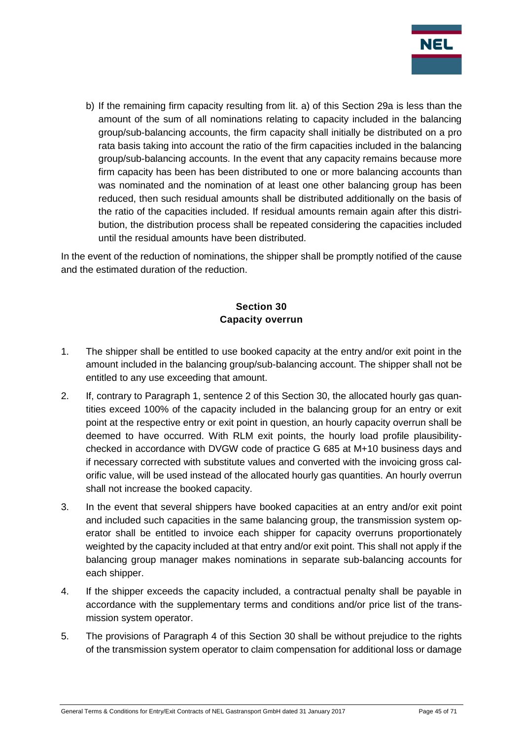b) If the remaining firm capacity resulting from lit. a) of this Section 29a is less than the amount of the sum of all nominations relating to capacity included in the balancing group/sub-balancing accounts, the firm capacity shall initially be distributed on a pro rata basis taking into account the ratio of the firm capacities included in the balancing group/sub-balancing accounts. In the event that any capacity remains because more firm capacity has been has been distributed to one or more balancing accounts than was nominated and the nomination of at least one other balancing group has been reduced, then such residual amounts shall be distributed additionally on the basis of the ratio of the capacities included. If residual amounts remain again after this distribution, the distribution process shall be repeated considering the capacities included until the residual amounts have been distributed.

In the event of the reduction of nominations, the shipper shall be promptly notified of the cause and the estimated duration of the reduction.

## Section 30
## Capacity overrun

1. The shipper shall be entitled to use booked capacity at the entry and/or exit point in the amount included in the balancing group/sub-balancing account. The shipper shall not be entitled to any use exceeding that amount.
2. If, contrary to Paragraph 1, sentence 2 of this Section 30, the allocated hourly gas quantities exceed 100% of the capacity included in the balancing group for an entry or exit point at the respective entry or exit point in question, an hourly capacity overrun shall be deemed to have occurred. With RLM exit points, the hourly load profile plausibility-checked in accordance with DVGW code of practice G 685 at M+10 business days and if necessary corrected with substitute values and converted with the invoicing gross calorific value, will be used instead of the allocated hourly gas quantities. An hourly overrun shall not increase the booked capacity.
3. In the event that several shippers have booked capacities at an entry and/or exit point and included such capacities in the same balancing group, the transmission system operator shall be entitled to invoice each shipper for capacity overruns proportionately weighted by the capacity included at that entry and/or exit point. This shall not apply if the balancing group manager makes nominations in separate sub-balancing accounts for each shipper.
4. If the shipper exceeds the capacity included, a contractual penalty shall be payable in accordance with the supplementary terms and conditions and/or price list of the transmission system operator.
5. The provisions of Paragraph 4 of this Section 30 shall be without prejudice to the rights of the transmission system operator to claim compensation for additional loss or damage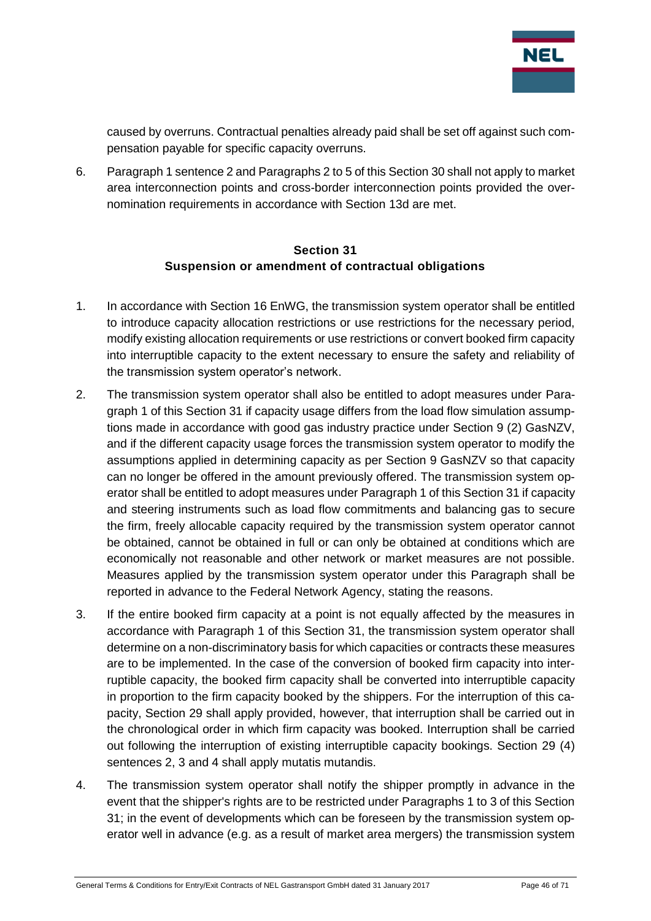caused by overruns. Contractual penalties already paid shall be set off against such compensation payable for specific capacity overruns.

6. Paragraph 1 sentence 2 and Paragraphs 2 to 5 of this Section 30 shall not apply to market area interconnection points and cross-border interconnection points provided the over-nomination requirements in accordance with Section 13d are met.

## Section 31
## Suspension or amendment of contractual obligations

1. In accordance with Section 16 EnWG, the transmission system operator shall be entitled to introduce capacity allocation restrictions or use restrictions for the necessary period, modify existing allocation requirements or use restrictions or convert booked firm capacity into interruptible capacity to the extent necessary to ensure the safety and reliability of the transmission system operator's network.

2. The transmission system operator shall also be entitled to adopt measures under Paragraph 1 of this Section 31 if capacity usage differs from the load flow simulation assumptions made in accordance with good gas industry practice under Section 9 (2) GasNZV, and if the different capacity usage forces the transmission system operator to modify the assumptions applied in determining capacity as per Section 9 GasNZV so that capacity can no longer be offered in the amount previously offered. The transmission system operator shall be entitled to adopt measures under Paragraph 1 of this Section 31 if capacity and steering instruments such as load flow commitments and balancing gas to secure the firm, freely allocable capacity required by the transmission system operator cannot be obtained, cannot be obtained in full or can only be obtained at conditions which are economically not reasonable and other network or market measures are not possible. Measures applied by the transmission system operator under this Paragraph shall be reported in advance to the Federal Network Agency, stating the reasons.

3. If the entire booked firm capacity at a point is not equally affected by the measures in accordance with Paragraph 1 of this Section 31, the transmission system operator shall determine on a non-discriminatory basis for which capacities or contracts these measures are to be implemented. In the case of the conversion of booked firm capacity into interruptible capacity, the booked firm capacity shall be converted into interruptible capacity in proportion to the firm capacity booked by the shippers. For the interruption of this capacity, Section 29 shall apply provided, however, that interruption shall be carried out in the chronological order in which firm capacity was booked. Interruption shall be carried out following the interruption of existing interruptible capacity bookings. Section 29 (4) sentences 2, 3 and 4 shall apply mutatis mutandis.

4. The transmission system operator shall notify the shipper promptly in advance in the event that the shipper's rights are to be restricted under Paragraphs 1 to 3 of this Section 31; in the event of developments which can be foreseen by the transmission system operator well in advance (e.g. as a result of market area mergers) the transmission system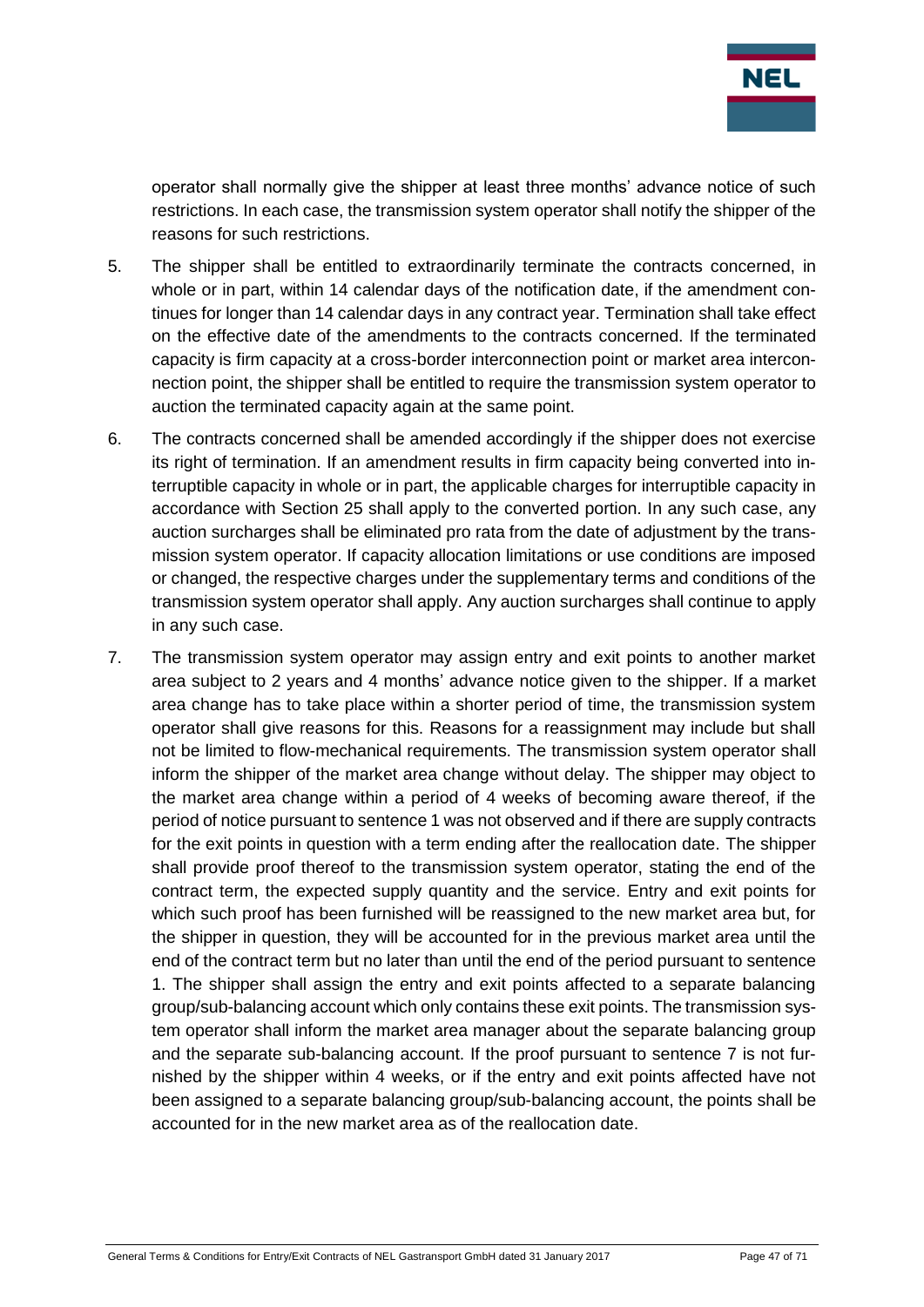operator shall normally give the shipper at least three months' advance notice of such restrictions. In each case, the transmission system operator shall notify the shipper of the reasons for such restrictions.

5. The shipper shall be entitled to extraordinarily terminate the contracts concerned, in whole or in part, within 14 calendar days of the notification date, if the amendment continues for longer than 14 calendar days in any contract year. Termination shall take effect on the effective date of the amendments to the contracts concerned. If the terminated capacity is firm capacity at a cross-border interconnection point or market area interconnection point, the shipper shall be entitled to require the transmission system operator to auction the terminated capacity again at the same point.

6. The contracts concerned shall be amended accordingly if the shipper does not exercise its right of termination. If an amendment results in firm capacity being converted into interruptible capacity in whole or in part, the applicable charges for interruptible capacity in accordance with Section 25 shall apply to the converted portion. In any such case, any auction surcharges shall be eliminated pro rata from the date of adjustment by the transmission system operator. If capacity allocation limitations or use conditions are imposed or changed, the respective charges under the supplementary terms and conditions of the transmission system operator shall apply. Any auction surcharges shall continue to apply in any such case.

7. The transmission system operator may assign entry and exit points to another market area subject to 2 years and 4 months' advance notice given to the shipper. If a market area change has to take place within a shorter period of time, the transmission system operator shall give reasons for this. Reasons for a reassignment may include but shall not be limited to flow-mechanical requirements. The transmission system operator shall inform the shipper of the market area change without delay. The shipper may object to the market area change within a period of 4 weeks of becoming aware thereof, if the period of notice pursuant to sentence 1 was not observed and if there are supply contracts for the exit points in question with a term ending after the reallocation date. The shipper shall provide proof thereof to the transmission system operator, stating the end of the contract term, the expected supply quantity and the service. Entry and exit points for which such proof has been furnished will be reassigned to the new market area but, for the shipper in question, they will be accounted for in the previous market area until the end of the contract term but no later than until the end of the period pursuant to sentence 1. The shipper shall assign the entry and exit points affected to a separate balancing group/sub-balancing account which only contains these exit points. The transmission system operator shall inform the market area manager about the separate balancing group and the separate sub-balancing account. If the proof pursuant to sentence 7 is not furnished by the shipper within 4 weeks, or if the entry and exit points affected have not been assigned to a separate balancing group/sub-balancing account, the points shall be accounted for in the new market area as of the reallocation date.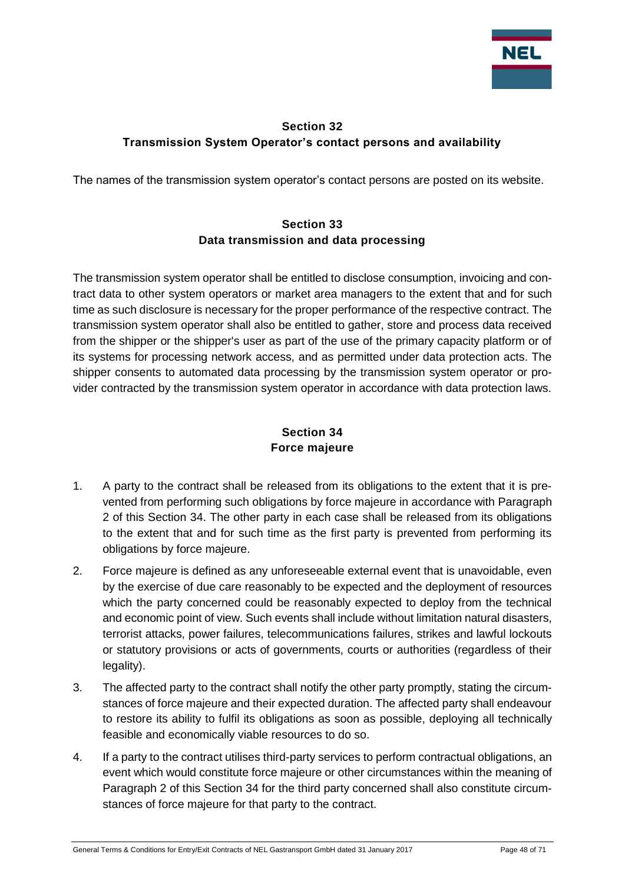## Section 32
## Transmission System Operator's contact persons and availability

The names of the transmission system operator's contact persons are posted on its website.

## Section 33
## Data transmission and data processing

The transmission system operator shall be entitled to disclose consumption, invoicing and contract data to other system operators or market area managers to the extent that and for such time as such disclosure is necessary for the proper performance of the respective contract. The transmission system operator shall also be entitled to gather, store and process data received from the shipper or the shipper's user as part of the use of the primary capacity platform or of its systems for processing network access, and as permitted under data protection acts. The shipper consents to automated data processing by the transmission system operator or provider contracted by the transmission system operator in accordance with data protection laws.

## Section 34
## Force majeure

1. A party to the contract shall be released from its obligations to the extent that it is prevented from performing such obligations by force majeure in accordance with Paragraph 2 of this Section 34. The other party in each case shall be released from its obligations to the extent that and for such time as the first party is prevented from performing its obligations by force majeure.
2. Force majeure is defined as any unforeseeable external event that is unavoidable, even by the exercise of due care reasonably to be expected and the deployment of resources which the party concerned could be reasonably expected to deploy from the technical and economic point of view. Such events shall include without limitation natural disasters, terrorist attacks, power failures, telecommunications failures, strikes and lawful lockouts or statutory provisions or acts of governments, courts or authorities (regardless of their legality).
3. The affected party to the contract shall notify the other party promptly, stating the circumstances of force majeure and their expected duration. The affected party shall endeavour to restore its ability to fulfil its obligations as soon as possible, deploying all technically feasible and economically viable resources to do so.
4. If a party to the contract utilises third-party services to perform contractual obligations, an event which would constitute force majeure or other circumstances within the meaning of Paragraph 2 of this Section 34 for the third party concerned shall also constitute circumstances of force majeure for that party to the contract.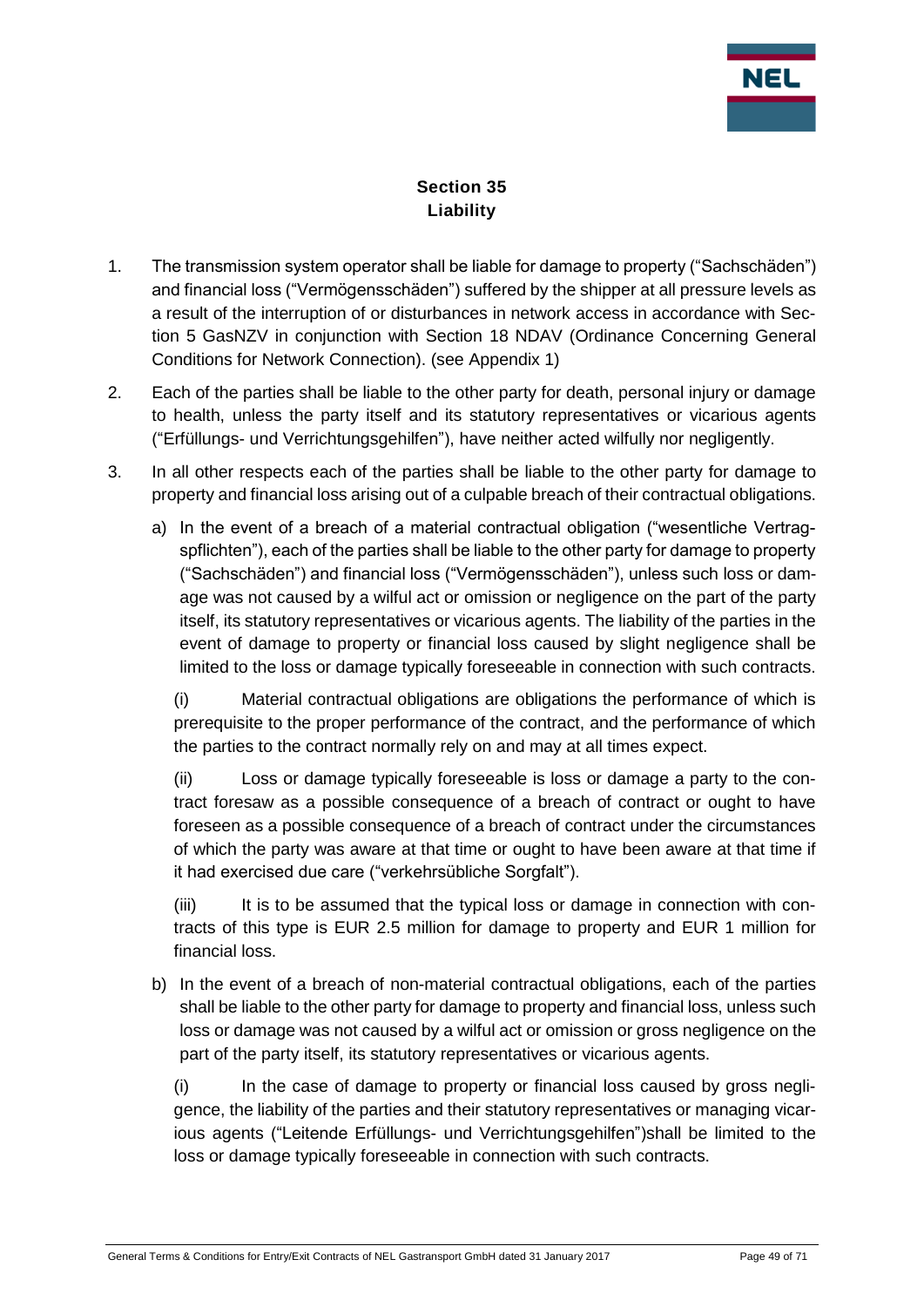## Section 35
## Liability

1. The transmission system operator shall be liable for damage to property ("Sachschäden") and financial loss ("Vermögensschäden") suffered by the shipper at all pressure levels as a result of the interruption of or disturbances in network access in accordance with Section 5 GasNZV in conjunction with Section 18 NDAV (Ordinance Concerning General Conditions for Network Connection). (see Appendix 1)

2. Each of the parties shall be liable to the other party for death, personal injury or damage to health, unless the party itself and its statutory representatives or vicarious agents ("Erfüllungs- und Verrichtungsgehilfen"), have neither acted wilfully nor negligently.

3. In all other respects each of the parties shall be liable to the other party for damage to property and financial loss arising out of a culpable breach of their contractual obligations.

   a) In the event of a breach of a material contractual obligation ("wesentliche Vertragspflichten"), each of the parties shall be liable to the other party for damage to property ("Sachschäden") and financial loss ("Vermögensschäden"), unless such loss or damage was not caused by a wilful act or omission or negligence on the part of the party itself, its statutory representatives or vicarious agents. The liability of the parties in the event of damage to property or financial loss caused by slight negligence shall be limited to the loss or damage typically foreseeable in connection with such contracts.

      (i) Material contractual obligations are obligations the performance of which is prerequisite to the proper performance of the contract, and the performance of which the parties to the contract normally rely on and may at all times expect.

      (ii) Loss or damage typically foreseeable is loss or damage a party to the contract foresaw as a possible consequence of a breach of contract or ought to have foreseen as a possible consequence of a breach of contract under the circumstances of which the party was aware at that time or ought to have been aware at that time if it had exercised due care ("verkehrsübliche Sorgfalt").

      (iii) It is to be assumed that the typical loss or damage in connection with contracts of this type is EUR 2.5 million for damage to property and EUR 1 million for financial loss.

   b) In the event of a breach of non-material contractual obligations, each of the parties shall be liable to the other party for damage to property and financial loss, unless such loss or damage was not caused by a wilful act or omission or gross negligence on the part of the party itself, its statutory representatives or vicarious agents.

      (i) In the case of damage to property or financial loss caused by gross negligence, the liability of the parties and their statutory representatives or managing vicarious agents ("Leitende Erfüllungs- und Verrichtungsgehilfen")shall be limited to the loss or damage typically foreseeable in connection with such contracts.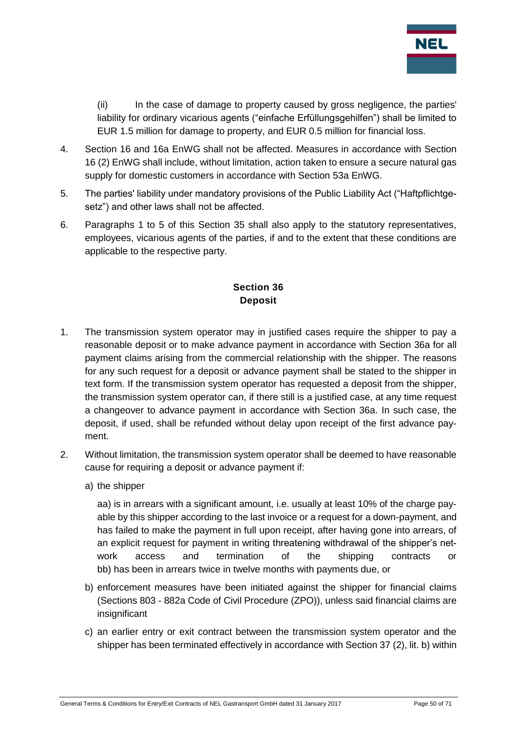(ii) In the case of damage to property caused by gross negligence, the parties' liability for ordinary vicarious agents ("einfache Erfüllungsgehilfen") shall be limited to EUR 1.5 million for damage to property, and EUR 0.5 million for financial loss.

4. Section 16 and 16a EnWG shall not be affected. Measures in accordance with Section 16 (2) EnWG shall include, without limitation, action taken to ensure a secure natural gas supply for domestic customers in accordance with Section 53a EnWG.

5. The parties' liability under mandatory provisions of the Public Liability Act ("Haftpflichtgesetz") and other laws shall not be affected.

6. Paragraphs 1 to 5 of this Section 35 shall also apply to the statutory representatives, employees, vicarious agents of the parties, if and to the extent that these conditions are applicable to the respective party.

## Section 36
## Deposit

1. The transmission system operator may in justified cases require the shipper to pay a reasonable deposit or to make advance payment in accordance with Section 36a for all payment claims arising from the commercial relationship with the shipper. The reasons for any such request for a deposit or advance payment shall be stated to the shipper in text form. If the transmission system operator has requested a deposit from the shipper, the transmission system operator can, if there still is a justified case, at any time request a changeover to advance payment in accordance with Section 36a. In such case, the deposit, if used, shall be refunded without delay upon receipt of the first advance payment.

2. Without limitation, the transmission system operator shall be deemed to have reasonable cause for requiring a deposit or advance payment if:

   a) the shipper

      aa) is in arrears with a significant amount, i.e. usually at least 10% of the charge payable by this shipper according to the last invoice or a request for a down-payment, and has failed to make the payment in full upon receipt, after having gone into arrears, of an explicit request for payment in writing threatening withdrawal of the shipper's network access and termination of the shipping contracts or bb) has been in arrears twice in twelve months with payments due, or

   b) enforcement measures have been initiated against the shipper for financial claims (Sections 803 - 882a Code of Civil Procedure (ZPO)), unless said financial claims are insignificant

   c) an earlier entry or exit contract between the transmission system operator and the shipper has been terminated effectively in accordance with Section 37 (2), lit. b) within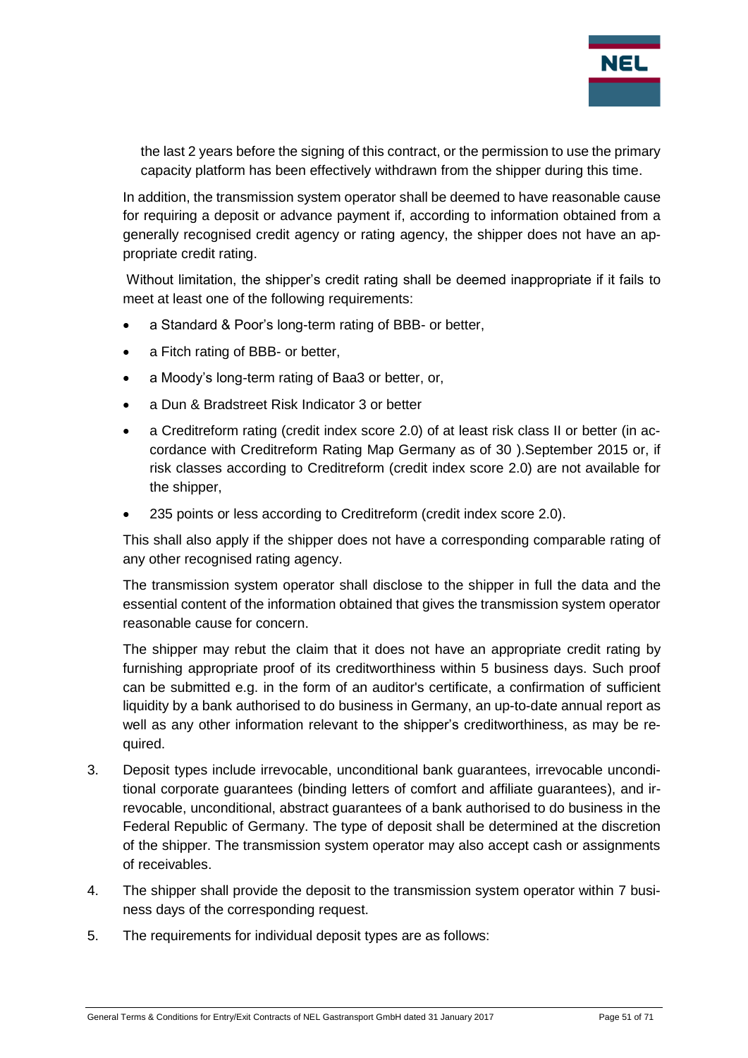the last 2 years before the signing of this contract, or the permission to use the primary capacity platform has been effectively withdrawn from the shipper during this time.

In addition, the transmission system operator shall be deemed to have reasonable cause for requiring a deposit or advance payment if, according to information obtained from a generally recognised credit agency or rating agency, the shipper does not have an appropriate credit rating.

Without limitation, the shipper's credit rating shall be deemed inappropriate if it fails to meet at least one of the following requirements:

- a Standard & Poor's long-term rating of BBB- or better,
- a Fitch rating of BBB- or better,
- a Moody's long-term rating of Baa3 or better, or,
- a Dun & Bradstreet Risk Indicator 3 or better
- a Creditreform rating (credit index score 2.0) of at least risk class II or better (in accordance with Creditreform Rating Map Germany as of 30 ).September 2015 or, if risk classes according to Creditreform (credit index score 2.0) are not available for the shipper,
- 235 points or less according to Creditreform (credit index score 2.0).

This shall also apply if the shipper does not have a corresponding comparable rating of any other recognised rating agency.

The transmission system operator shall disclose to the shipper in full the data and the essential content of the information obtained that gives the transmission system operator reasonable cause for concern.

The shipper may rebut the claim that it does not have an appropriate credit rating by furnishing appropriate proof of its creditworthiness within 5 business days. Such proof can be submitted e.g. in the form of an auditor's certificate, a confirmation of sufficient liquidity by a bank authorised to do business in Germany, an up-to-date annual report as well as any other information relevant to the shipper's creditworthiness, as may be required.

3. Deposit types include irrevocable, unconditional bank guarantees, irrevocable unconditional corporate guarantees (binding letters of comfort and affiliate guarantees), and irrevocable, unconditional, abstract guarantees of a bank authorised to do business in the Federal Republic of Germany. The type of deposit shall be determined at the discretion of the shipper. The transmission system operator may also accept cash or assignments of receivables.
4. The shipper shall provide the deposit to the transmission system operator within 7 business days of the corresponding request.
5. The requirements for individual deposit types are as follows: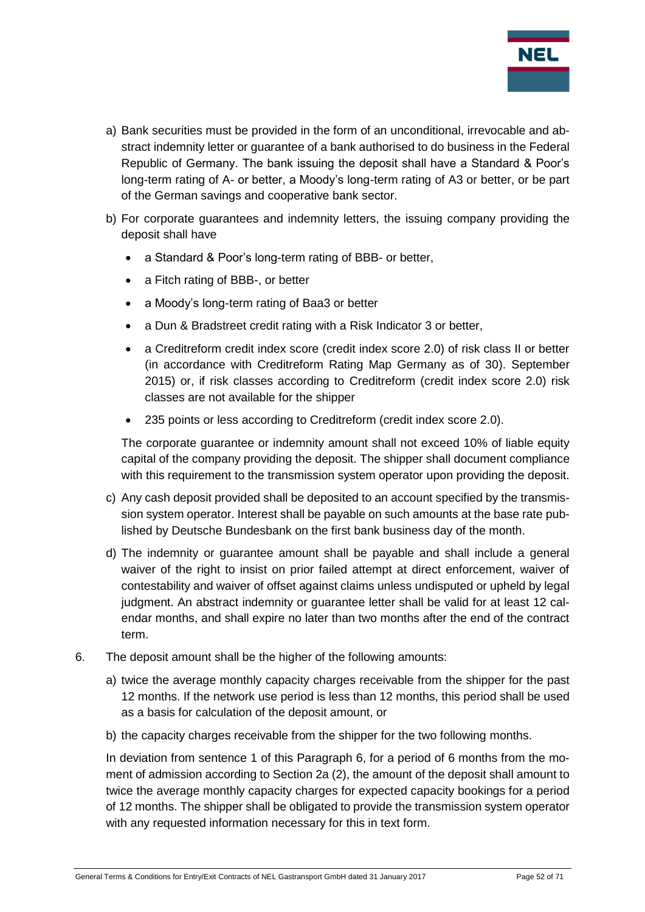a) Bank securities must be provided in the form of an unconditional, irrevocable and abstract indemnity letter or guarantee of a bank authorised to do business in the Federal Republic of Germany. The bank issuing the deposit shall have a Standard & Poor's long-term rating of A- or better, a Moody's long-term rating of A3 or better, or be part of the German savings and cooperative bank sector.

b) For corporate guarantees and indemnity letters, the issuing company providing the deposit shall have

- a Standard & Poor's long-term rating of BBB- or better,
- a Fitch rating of BBB-, or better
- a Moody's long-term rating of Baa3 or better
- a Dun & Bradstreet credit rating with a Risk Indicator 3 or better,
- a Creditreform credit index score (credit index score 2.0) of risk class II or better (in accordance with Creditreform Rating Map Germany as of 30). September 2015) or, if risk classes according to Creditreform (credit index score 2.0) risk classes are not available for the shipper
- 235 points or less according to Creditreform (credit index score 2.0).

The corporate guarantee or indemnity amount shall not exceed 10% of liable equity capital of the company providing the deposit. The shipper shall document compliance with this requirement to the transmission system operator upon providing the deposit.

c) Any cash deposit provided shall be deposited to an account specified by the transmission system operator. Interest shall be payable on such amounts at the base rate published by Deutsche Bundesbank on the first bank business day of the month.

d) The indemnity or guarantee amount shall be payable and shall include a general waiver of the right to insist on prior failed attempt at direct enforcement, waiver of contestability and waiver of offset against claims unless undisputed or upheld by legal judgment. An abstract indemnity or guarantee letter shall be valid for at least 12 calendar months, and shall expire no later than two months after the end of the contract term.

6. The deposit amount shall be the higher of the following amounts:

a) twice the average monthly capacity charges receivable from the shipper for the past 12 months. If the network use period is less than 12 months, this period shall be used as a basis for calculation of the deposit amount, or

b) the capacity charges receivable from the shipper for the two following months.

In deviation from sentence 1 of this Paragraph 6, for a period of 6 months from the moment of admission according to Section 2a (2), the amount of the deposit shall amount to twice the average monthly capacity charges for expected capacity bookings for a period of 12 months. The shipper shall be obligated to provide the transmission system operator with any requested information necessary for this in text form.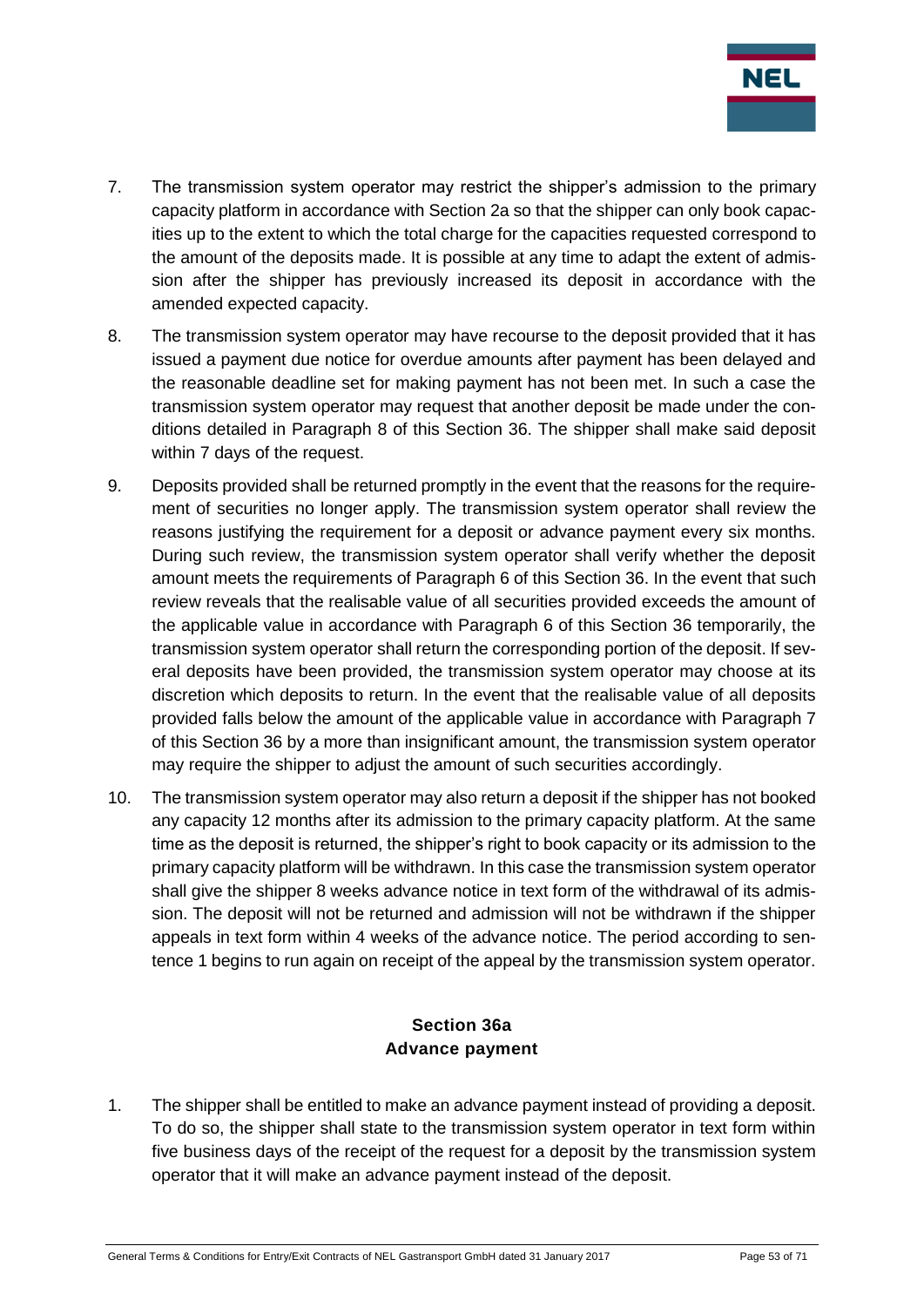7. The transmission system operator may restrict the shipper's admission to the primary capacity platform in accordance with Section 2a so that the shipper can only book capacities up to the extent to which the total charge for the capacities requested correspond to the amount of the deposits made. It is possible at any time to adapt the extent of admission after the shipper has previously increased its deposit in accordance with the amended expected capacity.

8. The transmission system operator may have recourse to the deposit provided that it has issued a payment due notice for overdue amounts after payment has been delayed and the reasonable deadline set for making payment has not been met. In such a case the transmission system operator may request that another deposit be made under the conditions detailed in Paragraph 8 of this Section 36. The shipper shall make said deposit within 7 days of the request.

9. Deposits provided shall be returned promptly in the event that the reasons for the requirement of securities no longer apply. The transmission system operator shall review the reasons justifying the requirement for a deposit or advance payment every six months. During such review, the transmission system operator shall verify whether the deposit amount meets the requirements of Paragraph 6 of this Section 36. In the event that such review reveals that the realisable value of all securities provided exceeds the amount of the applicable value in accordance with Paragraph 6 of this Section 36 temporarily, the transmission system operator shall return the corresponding portion of the deposit. If several deposits have been provided, the transmission system operator may choose at its discretion which deposits to return. In the event that the realisable value of all deposits provided falls below the amount of the applicable value in accordance with Paragraph 7 of this Section 36 by a more than insignificant amount, the transmission system operator may require the shipper to adjust the amount of such securities accordingly.

10. The transmission system operator may also return a deposit if the shipper has not booked any capacity 12 months after its admission to the primary capacity platform. At the same time as the deposit is returned, the shipper's right to book capacity or its admission to the primary capacity platform will be withdrawn. In this case the transmission system operator shall give the shipper 8 weeks advance notice in text form of the withdrawal of its admission. The deposit will not be returned and admission will not be withdrawn if the shipper appeals in text form within 4 weeks of the advance notice. The period according to sentence 1 begins to run again on receipt of the appeal by the transmission system operator.

## Section 36a
## Advance payment

1. The shipper shall be entitled to make an advance payment instead of providing a deposit. To do so, the shipper shall state to the transmission system operator in text form within five business days of the receipt of the request for a deposit by the transmission system operator that it will make an advance payment instead of the deposit.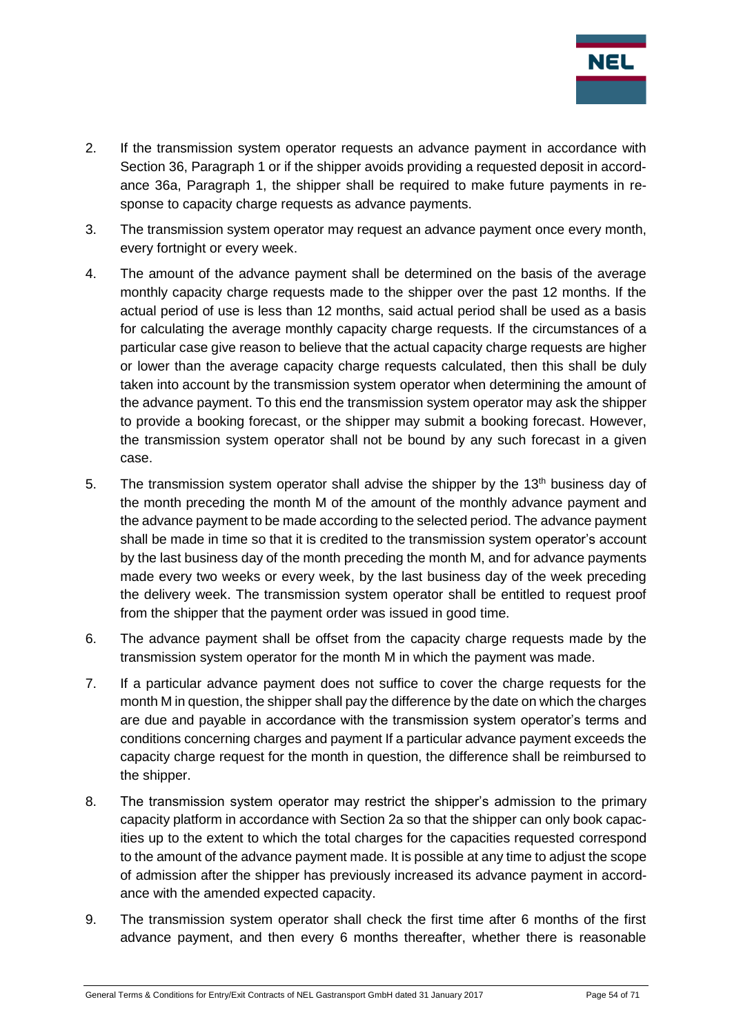2. If the transmission system operator requests an advance payment in accordance with Section 36, Paragraph 1 or if the shipper avoids providing a requested deposit in accordance 36a, Paragraph 1, the shipper shall be required to make future payments in response to capacity charge requests as advance payments.

3. The transmission system operator may request an advance payment once every month, every fortnight or every week.

4. The amount of the advance payment shall be determined on the basis of the average monthly capacity charge requests made to the shipper over the past 12 months. If the actual period of use is less than 12 months, said actual period shall be used as a basis for calculating the average monthly capacity charge requests. If the circumstances of a particular case give reason to believe that the actual capacity charge requests are higher or lower than the average capacity charge requests calculated, then this shall be duly taken into account by the transmission system operator when determining the amount of the advance payment. To this end the transmission system operator may ask the shipper to provide a booking forecast, or the shipper may submit a booking forecast. However, the transmission system operator shall not be bound by any such forecast in a given case.

5. The transmission system operator shall advise the shipper by the 13th business day of the month preceding the month M of the amount of the monthly advance payment and the advance payment to be made according to the selected period. The advance payment shall be made in time so that it is credited to the transmission system operator's account by the last business day of the month preceding the month M, and for advance payments made every two weeks or every week, by the last business day of the week preceding the delivery week. The transmission system operator shall be entitled to request proof from the shipper that the payment order was issued in good time.

6. The advance payment shall be offset from the capacity charge requests made by the transmission system operator for the month M in which the payment was made.

7. If a particular advance payment does not suffice to cover the charge requests for the month M in question, the shipper shall pay the difference by the date on which the charges are due and payable in accordance with the transmission system operator's terms and conditions concerning charges and payment If a particular advance payment exceeds the capacity charge request for the month in question, the difference shall be reimbursed to the shipper.

8. The transmission system operator may restrict the shipper's admission to the primary capacity platform in accordance with Section 2a so that the shipper can only book capacities up to the extent to which the total charges for the capacities requested correspond to the amount of the advance payment made. It is possible at any time to adjust the scope of admission after the shipper has previously increased its advance payment in accordance with the amended expected capacity.

9. The transmission system operator shall check the first time after 6 months of the first advance payment, and then every 6 months thereafter, whether there is reasonable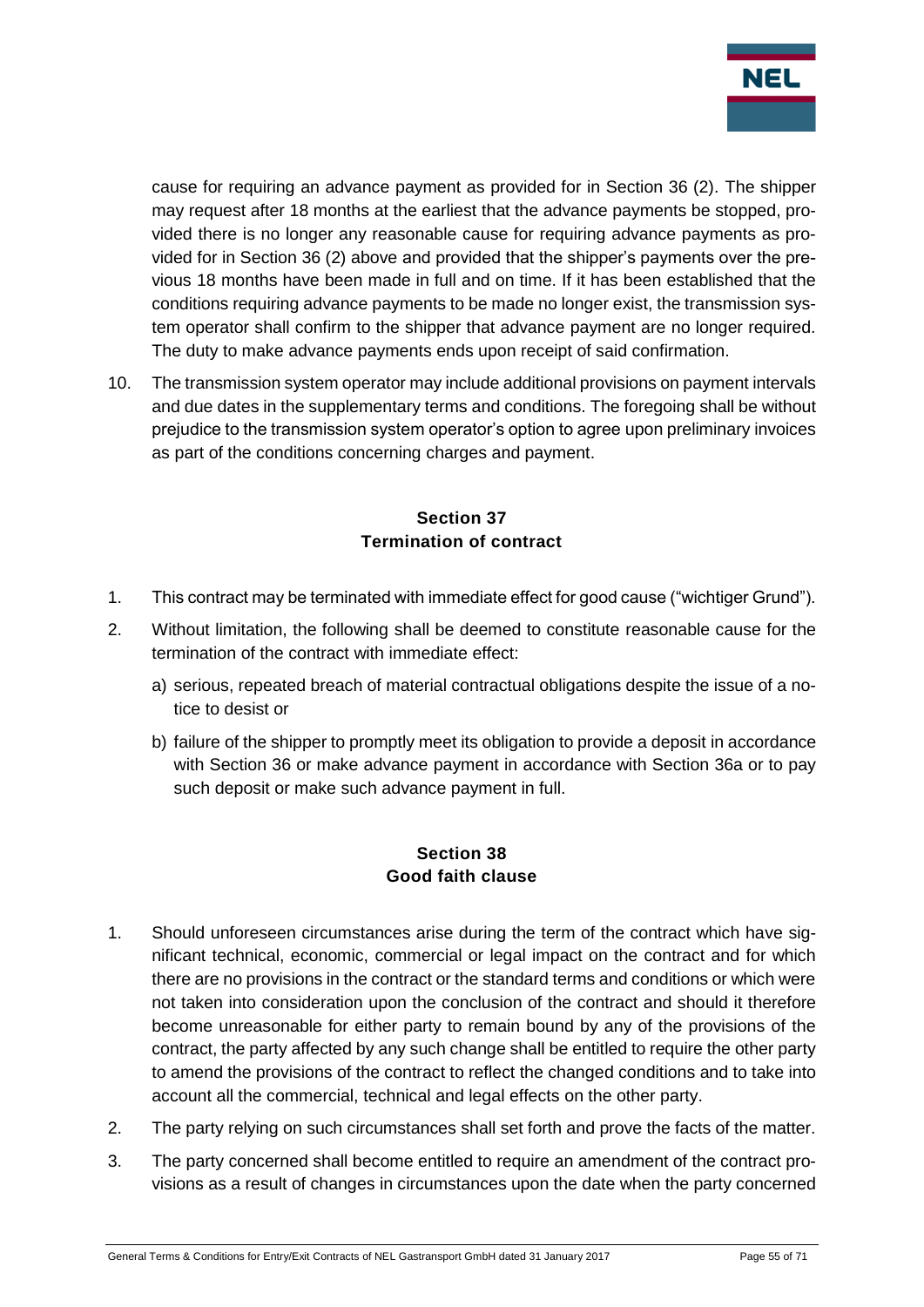cause for requiring an advance payment as provided for in Section 36 (2). The shipper may request after 18 months at the earliest that the advance payments be stopped, provided there is no longer any reasonable cause for requiring advance payments as provided for in Section 36 (2) above and provided that the shipper's payments over the previous 18 months have been made in full and on time. If it has been established that the conditions requiring advance payments to be made no longer exist, the transmission system operator shall confirm to the shipper that advance payment are no longer required. The duty to make advance payments ends upon receipt of said confirmation.

10. The transmission system operator may include additional provisions on payment intervals and due dates in the supplementary terms and conditions. The foregoing shall be without prejudice to the transmission system operator's option to agree upon preliminary invoices as part of the conditions concerning charges and payment.

## Section 37
## Termination of contract

1. This contract may be terminated with immediate effect for good cause ("wichtiger Grund").
2. Without limitation, the following shall be deemed to constitute reasonable cause for the termination of the contract with immediate effect:
   a) serious, repeated breach of material contractual obligations despite the issue of a notice to desist or
   b) failure of the shipper to promptly meet its obligation to provide a deposit in accordance with Section 36 or make advance payment in accordance with Section 36a or to pay such deposit or make such advance payment in full.

## Section 38
## Good faith clause

1. Should unforeseen circumstances arise during the term of the contract which have significant technical, economic, commercial or legal impact on the contract and for which there are no provisions in the contract or the standard terms and conditions or which were not taken into consideration upon the conclusion of the contract and should it therefore become unreasonable for either party to remain bound by any of the provisions of the contract, the party affected by any such change shall be entitled to require the other party to amend the provisions of the contract to reflect the changed conditions and to take into account all the commercial, technical and legal effects on the other party.
2. The party relying on such circumstances shall set forth and prove the facts of the matter.
3. The party concerned shall become entitled to require an amendment of the contract provisions as a result of changes in circumstances upon the date when the party concerned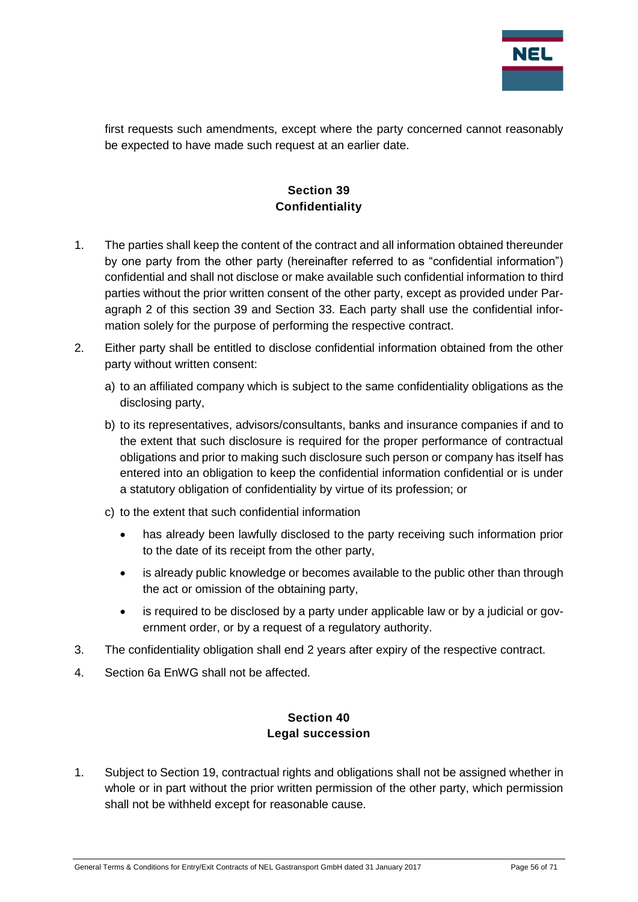first requests such amendments, except where the party concerned cannot reasonably be expected to have made such request at an earlier date.

## Section 39
## Confidentiality

1. The parties shall keep the content of the contract and all information obtained thereunder by one party from the other party (hereinafter referred to as "confidential information") confidential and shall not disclose or make available such confidential information to third parties without the prior written consent of the other party, except as provided under Paragraph 2 of this section 39 and Section 33. Each party shall use the confidential information solely for the purpose of performing the respective contract.

2. Either party shall be entitled to disclose confidential information obtained from the other party without written consent:

   a) to an affiliated company which is subject to the same confidentiality obligations as the disclosing party,

   b) to its representatives, advisors/consultants, banks and insurance companies if and to the extent that such disclosure is required for the proper performance of contractual obligations and prior to making such disclosure such person or company has itself has entered into an obligation to keep the confidential information confidential or is under a statutory obligation of confidentiality by virtue of its profession; or

   c) to the extent that such confidential information

      - has already been lawfully disclosed to the party receiving such information prior to the date of its receipt from the other party,
      - is already public knowledge or becomes available to the public other than through the act or omission of the obtaining party,
      - is required to be disclosed by a party under applicable law or by a judicial or government order, or by a request of a regulatory authority.

3. The confidentiality obligation shall end 2 years after expiry of the respective contract.

4. Section 6a EnWG shall not be affected.

## Section 40
## Legal succession

1. Subject to Section 19, contractual rights and obligations shall not be assigned whether in whole or in part without the prior written permission of the other party, which permission shall not be withheld except for reasonable cause.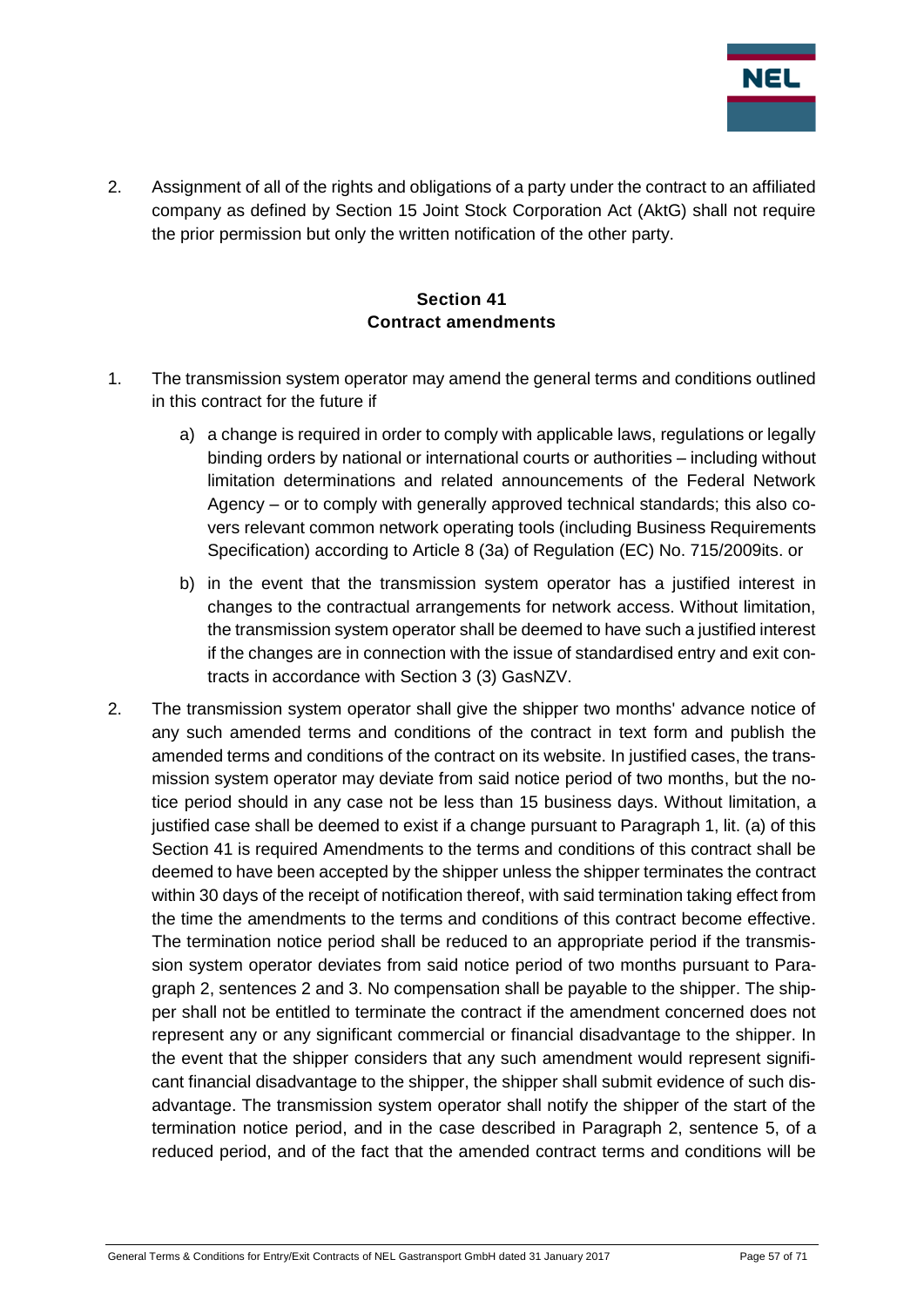2. Assignment of all of the rights and obligations of a party under the contract to an affiliated company as defined by Section 15 Joint Stock Corporation Act (AktG) shall not require the prior permission but only the written notification of the other party.

## Section 41
## Contract amendments

1. The transmission system operator may amend the general terms and conditions outlined in this contract for the future if

   a) a change is required in order to comply with applicable laws, regulations or legally binding orders by national or international courts or authorities – including without limitation determinations and related announcements of the Federal Network Agency – or to comply with generally approved technical standards; this also covers relevant common network operating tools (including Business Requirements Specification) according to Article 8 (3a) of Regulation (EC) No. 715/2009its. or

   b) in the event that the transmission system operator has a justified interest in changes to the contractual arrangements for network access. Without limitation, the transmission system operator shall be deemed to have such a justified interest if the changes are in connection with the issue of standardised entry and exit contracts in accordance with Section 3 (3) GasNZV.

2. The transmission system operator shall give the shipper two months' advance notice of any such amended terms and conditions of the contract in text form and publish the amended terms and conditions of the contract on its website. In justified cases, the transmission system operator may deviate from said notice period of two months, but the notice period should in any case not be less than 15 business days. Without limitation, a justified case shall be deemed to exist if a change pursuant to Paragraph 1, lit. (a) of this Section 41 is required Amendments to the terms and conditions of this contract shall be deemed to have been accepted by the shipper unless the shipper terminates the contract within 30 days of the receipt of notification thereof, with said termination taking effect from the time the amendments to the terms and conditions of this contract become effective. The termination notice period shall be reduced to an appropriate period if the transmission system operator deviates from said notice period of two months pursuant to Paragraph 2, sentences 2 and 3. No compensation shall be payable to the shipper. The shipper shall not be entitled to terminate the contract if the amendment concerned does not represent any or any significant commercial or financial disadvantage to the shipper. In the event that the shipper considers that any such amendment would represent significant financial disadvantage to the shipper, the shipper shall submit evidence of such disadvantage. The transmission system operator shall notify the shipper of the start of the termination notice period, and in the case described in Paragraph 2, sentence 5, of a reduced period, and of the fact that the amended contract terms and conditions will be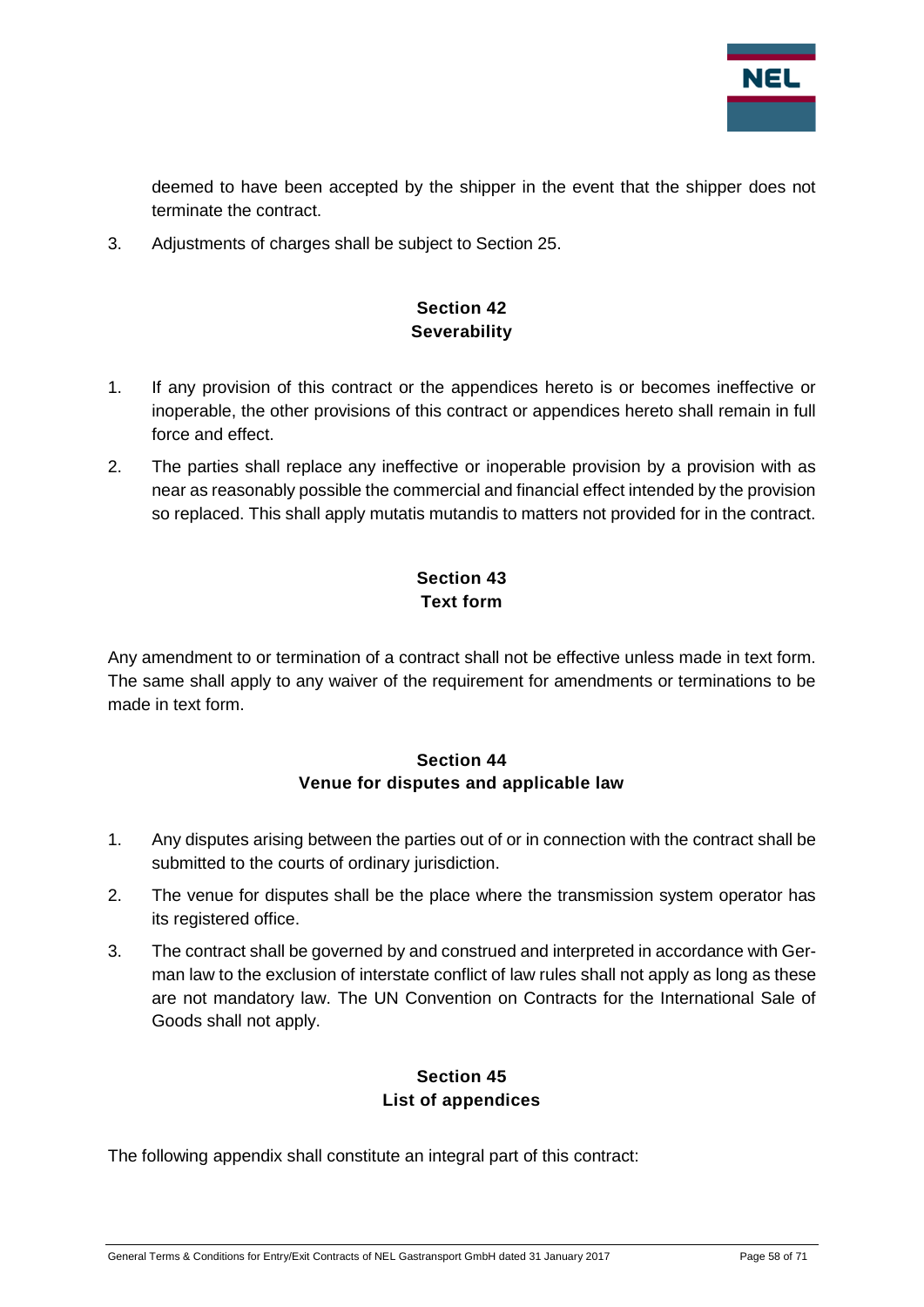deemed to have been accepted by the shipper in the event that the shipper does not terminate the contract.

3. Adjustments of charges shall be subject to Section 25.

## Section 42
## Severability

1. If any provision of this contract or the appendices hereto is or becomes ineffective or inoperable, the other provisions of this contract or appendices hereto shall remain in full force and effect.
2. The parties shall replace any ineffective or inoperable provision by a provision with as near as reasonably possible the commercial and financial effect intended by the provision so replaced. This shall apply mutatis mutandis to matters not provided for in the contract.

## Section 43
## Text form

Any amendment to or termination of a contract shall not be effective unless made in text form. The same shall apply to any waiver of the requirement for amendments or terminations to be made in text form.

## Section 44
## Venue for disputes and applicable law

1. Any disputes arising between the parties out of or in connection with the contract shall be submitted to the courts of ordinary jurisdiction.
2. The venue for disputes shall be the place where the transmission system operator has its registered office.
3. The contract shall be governed by and construed and interpreted in accordance with German law to the exclusion of interstate conflict of law rules shall not apply as long as these are not mandatory law. The UN Convention on Contracts for the International Sale of Goods shall not apply.

## Section 45
## List of appendices

The following appendix shall constitute an integral part of this contract: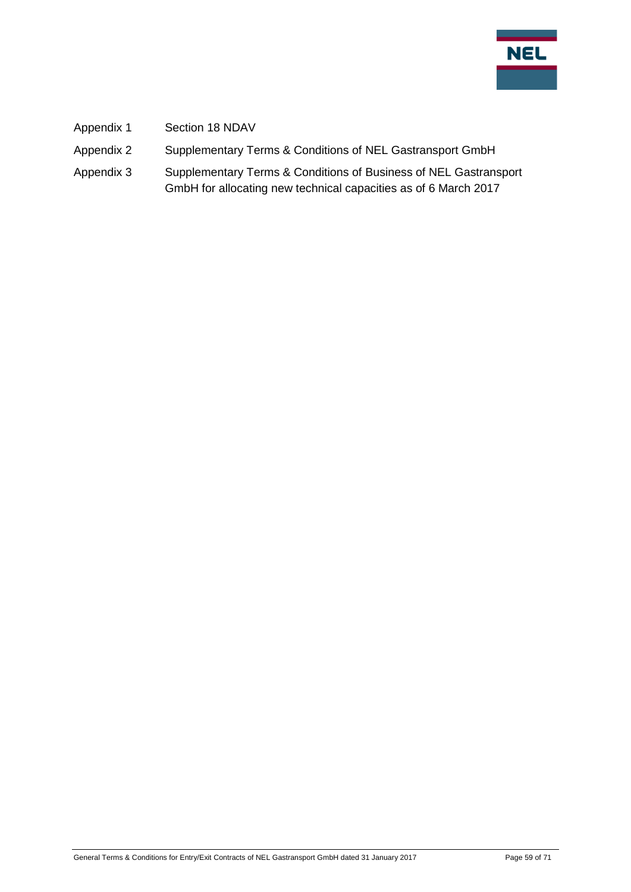| | |
|---|---|
| Appendix 1 | Section 18 NDAV |
| Appendix 2 | Supplementary Terms & Conditions of NEL Gastransport GmbH |
| Appendix 3 | Supplementary Terms & Conditions of Business of NEL Gastransport GmbH for allocating new technical capacities as of 6 March 2017 |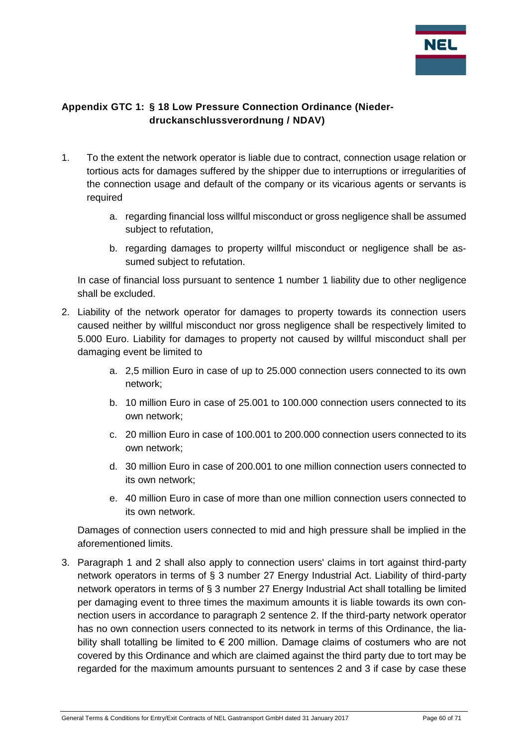## Appendix GTC 1: § 18 Low Pressure Connection Ordinance (Niederdruckanschlussverordnung / NDAV)

1. To the extent the network operator is liable due to contract, connection usage relation or tortious acts for damages suffered by the shipper due to interruptions or irregularities of the connection usage and default of the company or its vicarious agents or servants is required

   a. regarding financial loss willful misconduct or gross negligence shall be assumed subject to refutation,

   b. regarding damages to property willful misconduct or negligence shall be assumed subject to refutation.

   In case of financial loss pursuant to sentence 1 number 1 liability due to other negligence shall be excluded.

2. Liability of the network operator for damages to property towards its connection users caused neither by willful misconduct nor gross negligence shall be respectively limited to 5.000 Euro. Liability for damages to property not caused by willful misconduct shall per damaging event be limited to

   a. 2,5 million Euro in case of up to 25.000 connection users connected to its own network;

   b. 10 million Euro in case of 25.001 to 100.000 connection users connected to its own network;

   c. 20 million Euro in case of 100.001 to 200.000 connection users connected to its own network;

   d. 30 million Euro in case of 200.001 to one million connection users connected to its own network;

   e. 40 million Euro in case of more than one million connection users connected to its own network.

   Damages of connection users connected to mid and high pressure shall be implied in the aforementioned limits.

3. Paragraph 1 and 2 shall also apply to connection users' claims in tort against third-party network operators in terms of § 3 number 27 Energy Industrial Act. Liability of third-party network operators in terms of § 3 number 27 Energy Industrial Act shall totalling be limited per damaging event to three times the maximum amounts it is liable towards its own connection users in accordance to paragraph 2 sentence 2. If the third-party network operator has no own connection users connected to its network in terms of this Ordinance, the liability shall totalling be limited to € 200 million. Damage claims of costumers who are not covered by this Ordinance and which are claimed against the third party due to tort may be regarded for the maximum amounts pursuant to sentences 2 and 3 if case by case these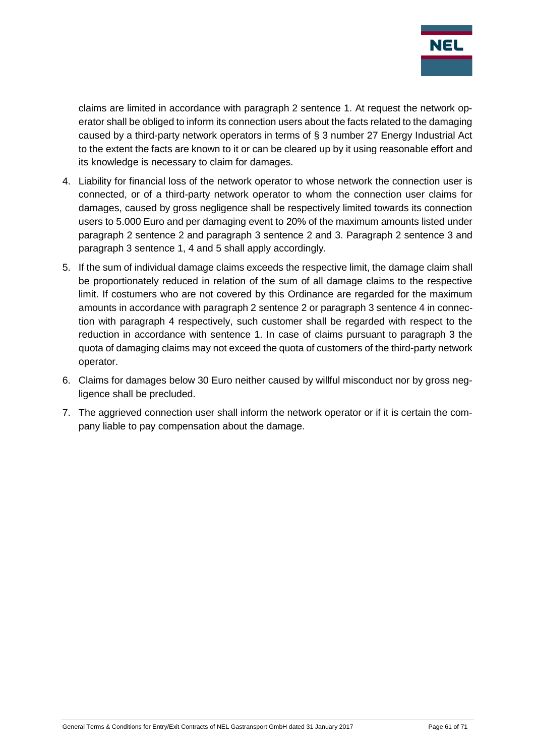claims are limited in accordance with paragraph 2 sentence 1. At request the network operator shall be obliged to inform its connection users about the facts related to the damaging caused by a third-party network operators in terms of § 3 number 27 Energy Industrial Act to the extent the facts are known to it or can be cleared up by it using reasonable effort and its knowledge is necessary to claim for damages.

4. Liability for financial loss of the network operator to whose network the connection user is connected, or of a third-party network operator to whom the connection user claims for damages, caused by gross negligence shall be respectively limited towards its connection users to 5.000 Euro and per damaging event to 20% of the maximum amounts listed under paragraph 2 sentence 2 and paragraph 3 sentence 2 and 3. Paragraph 2 sentence 3 and paragraph 3 sentence 1, 4 and 5 shall apply accordingly.
5. If the sum of individual damage claims exceeds the respective limit, the damage claim shall be proportionately reduced in relation of the sum of all damage claims to the respective limit. If costumers who are not covered by this Ordinance are regarded for the maximum amounts in accordance with paragraph 2 sentence 2 or paragraph 3 sentence 4 in connection with paragraph 4 respectively, such customer shall be regarded with respect to the reduction in accordance with sentence 1. In case of claims pursuant to paragraph 3 the quota of damaging claims may not exceed the quota of customers of the third-party network operator.
6. Claims for damages below 30 Euro neither caused by willful misconduct nor by gross negligence shall be precluded.
7. The aggrieved connection user shall inform the network operator or if it is certain the company liable to pay compensation about the damage.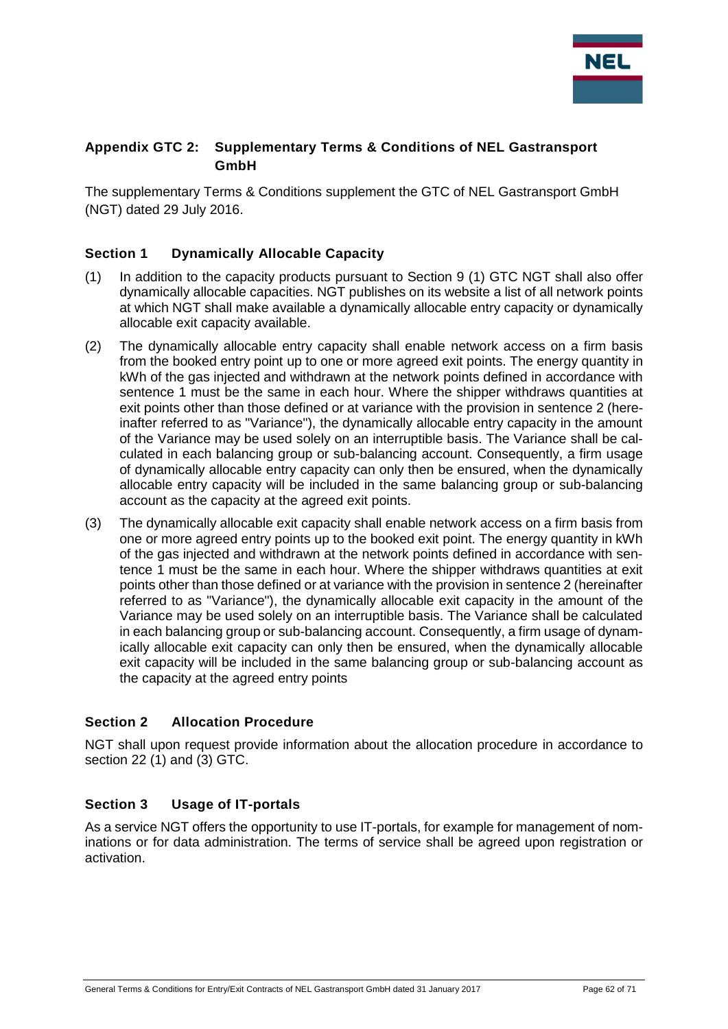## Appendix GTC 2: Supplementary Terms & Conditions of NEL Gastransport GmbH

The supplementary Terms & Conditions supplement the GTC of NEL Gastransport GmbH (NGT) dated 29 July 2016.

### Section 1 Dynamically Allocable Capacity

(1) In addition to the capacity products pursuant to Section 9 (1) GTC NGT shall also offer dynamically allocable capacities. NGT publishes on its website a list of all network points at which NGT shall make available a dynamically allocable entry capacity or dynamically allocable exit capacity available.

(2) The dynamically allocable entry capacity shall enable network access on a firm basis from the booked entry point up to one or more agreed exit points. The energy quantity in kWh of the gas injected and withdrawn at the network points defined in accordance with sentence 1 must be the same in each hour. Where the shipper withdraws quantities at exit points other than those defined or at variance with the provision in sentence 2 (hereinafter referred to as "Variance"), the dynamically allocable entry capacity in the amount of the Variance may be used solely on an interruptible basis. The Variance shall be calculated in each balancing group or sub-balancing account. Consequently, a firm usage of dynamically allocable entry capacity can only then be ensured, when the dynamically allocable entry capacity will be included in the same balancing group or sub-balancing account as the capacity at the agreed exit points.

(3) The dynamically allocable exit capacity shall enable network access on a firm basis from one or more agreed entry points up to the booked exit point. The energy quantity in kWh of the gas injected and withdrawn at the network points defined in accordance with sentence 1 must be the same in each hour. Where the shipper withdraws quantities at exit points other than those defined or at variance with the provision in sentence 2 (hereinafter referred to as "Variance"), the dynamically allocable exit capacity in the amount of the Variance may be used solely on an interruptible basis. The Variance shall be calculated in each balancing group or sub-balancing account. Consequently, a firm usage of dynamically allocable exit capacity can only then be ensured, when the dynamically allocable exit capacity will be included in the same balancing group or sub-balancing account as the capacity at the agreed entry points

### Section 2 Allocation Procedure

NGT shall upon request provide information about the allocation procedure in accordance to section 22 (1) and (3) GTC.

### Section 3 Usage of IT-portals

As a service NGT offers the opportunity to use IT-portals, for example for management of nominations or for data administration. The terms of service shall be agreed upon registration or activation.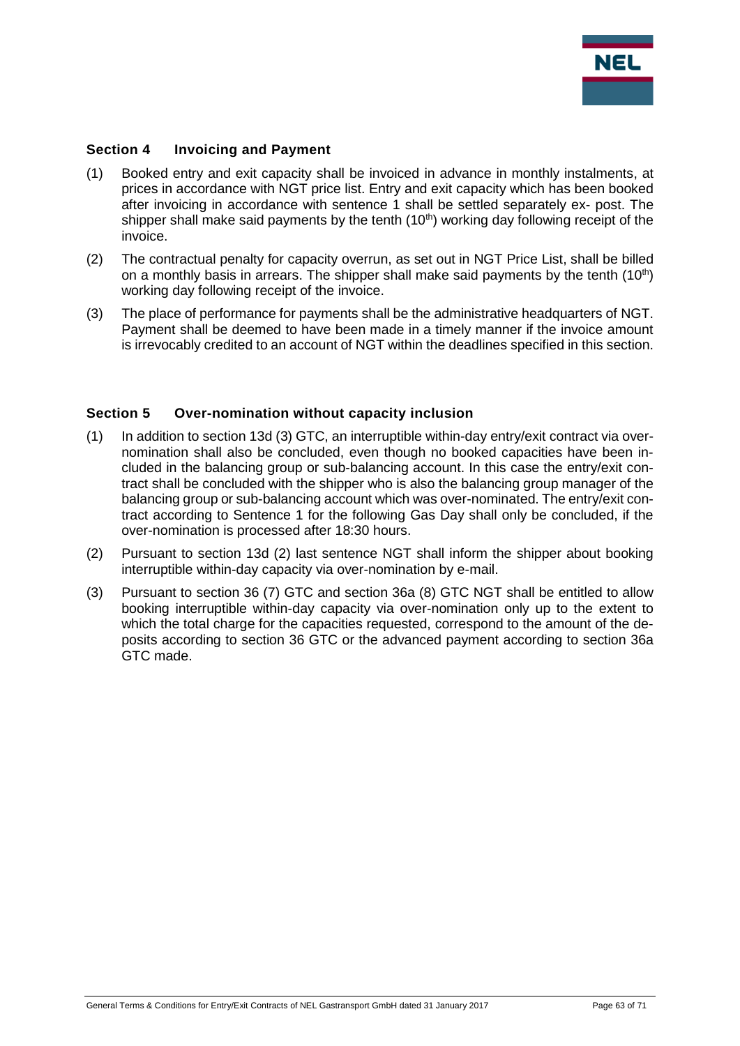## Section 4 Invoicing and Payment

(1) Booked entry and exit capacity shall be invoiced in advance in monthly instalments, at prices in accordance with NGT price list. Entry and exit capacity which has been booked after invoicing in accordance with sentence 1 shall be settled separately ex- post. The shipper shall make said payments by the tenth (10th) working day following receipt of the invoice.

(2) The contractual penalty for capacity overrun, as set out in NGT Price List, shall be billed on a monthly basis in arrears. The shipper shall make said payments by the tenth (10th) working day following receipt of the invoice.

(3) The place of performance for payments shall be the administrative headquarters of NGT. Payment shall be deemed to have been made in a timely manner if the invoice amount is irrevocably credited to an account of NGT within the deadlines specified in this section.

## Section 5 Over-nomination without capacity inclusion

(1) In addition to section 13d (3) GTC, an interruptible within-day entry/exit contract via over-nomination shall also be concluded, even though no booked capacities have been included in the balancing group or sub-balancing account. In this case the entry/exit contract shall be concluded with the shipper who is also the balancing group manager of the balancing group or sub-balancing account which was over-nominated. The entry/exit contract according to Sentence 1 for the following Gas Day shall only be concluded, if the over-nomination is processed after 18:30 hours.

(2) Pursuant to section 13d (2) last sentence NGT shall inform the shipper about booking interruptible within-day capacity via over-nomination by e-mail.

(3) Pursuant to section 36 (7) GTC and section 36a (8) GTC NGT shall be entitled to allow booking interruptible within-day capacity via over-nomination only up to the extent to which the total charge for the capacities requested, correspond to the amount of the deposits according to section 36 GTC or the advanced payment according to section 36a GTC made.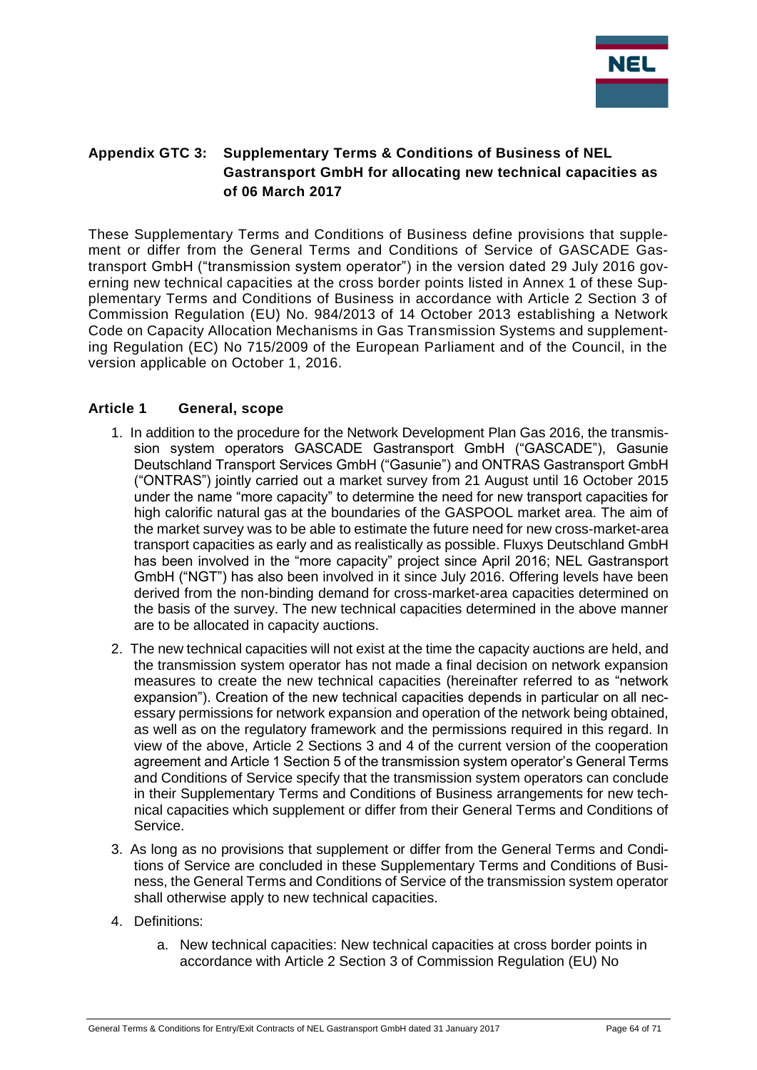## Appendix GTC 3: Supplementary Terms & Conditions of Business of NEL Gastransport GmbH for allocating new technical capacities as of 06 March 2017

These Supplementary Terms and Conditions of Business define provisions that supplement or differ from the General Terms and Conditions of Service of GASCADE Gastransport GmbH ("transmission system operator") in the version dated 29 July 2016 governing new technical capacities at the cross border points listed in Annex 1 of these Supplementary Terms and Conditions of Business in accordance with Article 2 Section 3 of Commission Regulation (EU) No. 984/2013 of 14 October 2013 establishing a Network Code on Capacity Allocation Mechanisms in Gas Transmission Systems and supplementing Regulation (EC) No 715/2009 of the European Parliament and of the Council, in the version applicable on October 1, 2016.

### Article 1 General, scope

1. In addition to the procedure for the Network Development Plan Gas 2016, the transmission system operators GASCADE Gastransport GmbH ("GASCADE"), Gasunie Deutschland Transport Services GmbH ("Gasunie") and ONTRAS Gastransport GmbH ("ONTRAS") jointly carried out a market survey from 21 August until 16 October 2015 under the name "more capacity" to determine the need for new transport capacities for high calorific natural gas at the boundaries of the GASPOOL market area. The aim of the market survey was to be able to estimate the future need for new cross-market-area transport capacities as early and as realistically as possible. Fluxys Deutschland GmbH has been involved in the "more capacity" project since April 2016; NEL Gastransport GmbH ("NGT") has also been involved in it since July 2016. Offering levels have been derived from the non-binding demand for cross-market-area capacities determined on the basis of the survey. The new technical capacities determined in the above manner are to be allocated in capacity auctions.
2. The new technical capacities will not exist at the time the capacity auctions are held, and the transmission system operator has not made a final decision on network expansion measures to create the new technical capacities (hereinafter referred to as "network expansion"). Creation of the new technical capacities depends in particular on all necessary permissions for network expansion and operation of the network being obtained, as well as on the regulatory framework and the permissions required in this regard. In view of the above, Article 2 Sections 3 and 4 of the current version of the cooperation agreement and Article 1 Section 5 of the transmission system operator's General Terms and Conditions of Service specify that the transmission system operators can conclude in their Supplementary Terms and Conditions of Business arrangements for new technical capacities which supplement or differ from their General Terms and Conditions of Service.
3. As long as no provisions that supplement or differ from the General Terms and Conditions of Service are concluded in these Supplementary Terms and Conditions of Business, the General Terms and Conditions of Service of the transmission system operator shall otherwise apply to new technical capacities.
4. Definitions:
   a. New technical capacities: New technical capacities at cross border points in accordance with Article 2 Section 3 of Commission Regulation (EU) No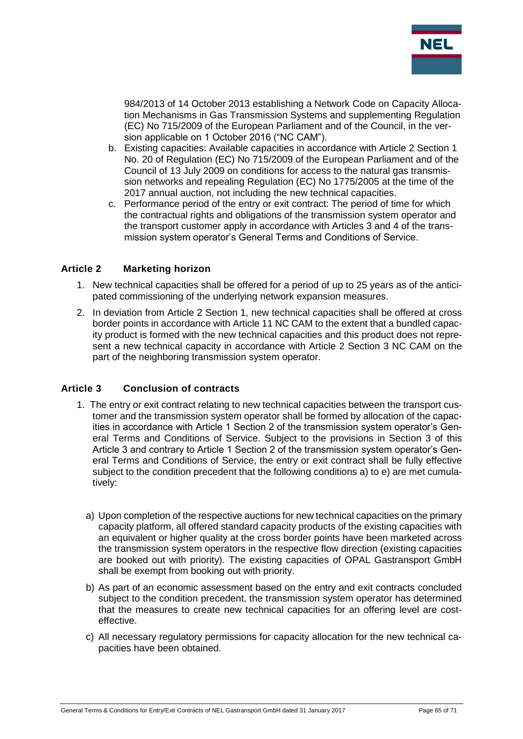984/2013 of 14 October 2013 establishing a Network Code on Capacity Allocation Mechanisms in Gas Transmission Systems and supplementing Regulation (EC) No 715/2009 of the European Parliament and of the Council, in the version applicable on 1 October 2016 ("NC CAM").

b. Existing capacities: Available capacities in accordance with Article 2 Section 1 No. 20 of Regulation (EC) No 715/2009 of the European Parliament and of the Council of 13 July 2009 on conditions for access to the natural gas transmission networks and repealing Regulation (EC) No 1775/2005 at the time of the 2017 annual auction, not including the new technical capacities.

c. Performance period of the entry or exit contract: The period of time for which the contractual rights and obligations of the transmission system operator and the transport customer apply in accordance with Articles 3 and 4 of the transmission system operator's General Terms and Conditions of Service.

## Article 2 Marketing horizon

1. New technical capacities shall be offered for a period of up to 25 years as of the anticipated commissioning of the underlying network expansion measures.
2. In deviation from Article 2 Section 1, new technical capacities shall be offered at cross border points in accordance with Article 11 NC CAM to the extent that a bundled capacity product is formed with the new technical capacities and this product does not represent a new technical capacity in accordance with Article 2 Section 3 NC CAM on the part of the neighboring transmission system operator.

## Article 3 Conclusion of contracts

1. The entry or exit contract relating to new technical capacities between the transport customer and the transmission system operator shall be formed by allocation of the capacities in accordance with Article 1 Section 2 of the transmission system operator's General Terms and Conditions of Service. Subject to the provisions in Section 3 of this Article 3 and contrary to Article 1 Section 2 of the transmission system operator's General Terms and Conditions of Service, the entry or exit contract shall be fully effective subject to the condition precedent that the following conditions a) to e) are met cumulatively:

   a) Upon completion of the respective auctions for new technical capacities on the primary capacity platform, all offered standard capacity products of the existing capacities with an equivalent or higher quality at the cross border points have been marketed across the transmission system operators in the respective flow direction (existing capacities are booked out with priority). The existing capacities of OPAL Gastransport GmbH shall be exempt from booking out with priority.

   b) As part of an economic assessment based on the entry and exit contracts concluded subject to the condition precedent, the transmission system operator has determined that the measures to create new technical capacities for an offering level are cost-effective.

   c) All necessary regulatory permissions for capacity allocation for the new technical capacities have been obtained.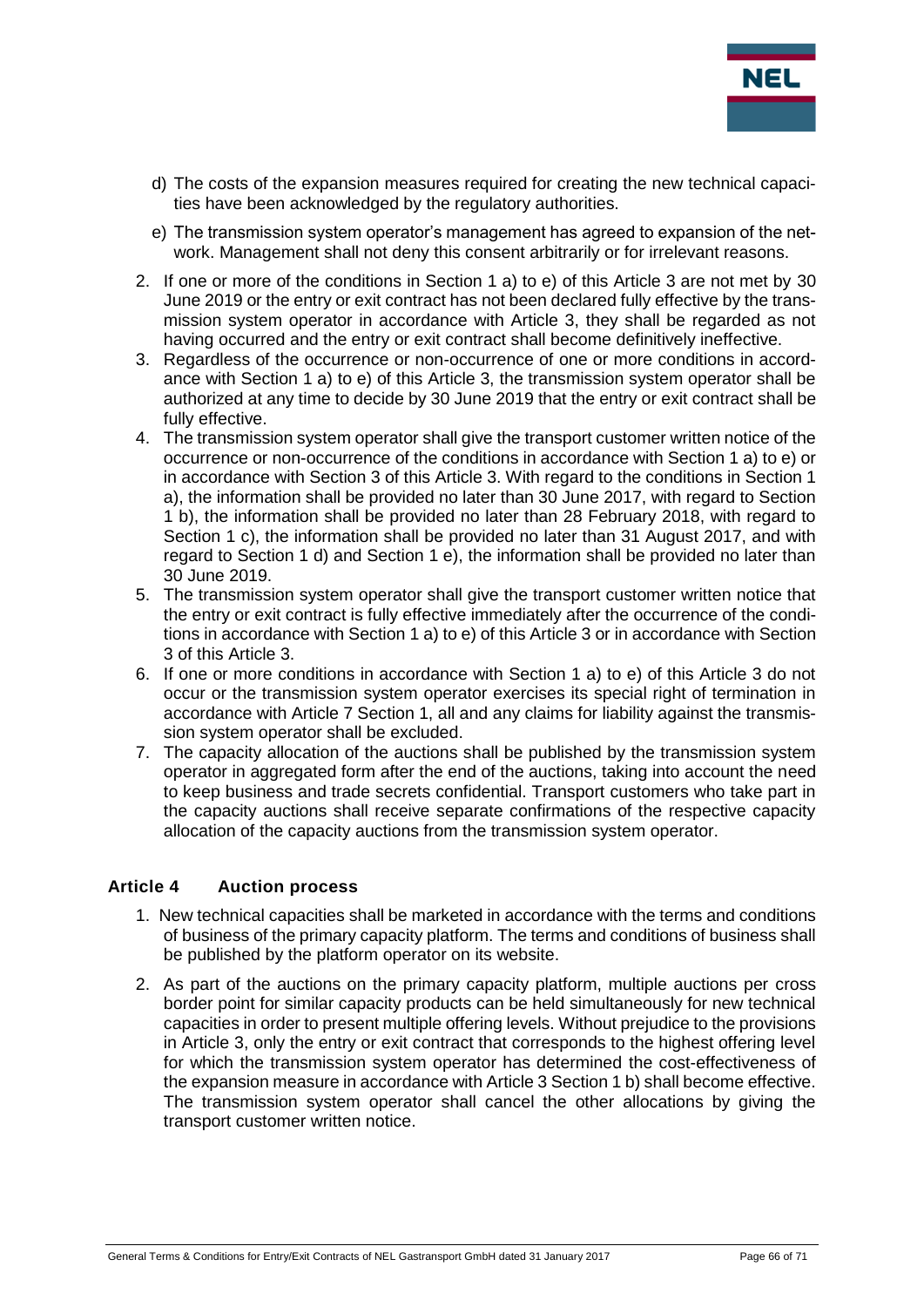d) The costs of the expansion measures required for creating the new technical capacities have been acknowledged by the regulatory authorities.

e) The transmission system operator's management has agreed to expansion of the network. Management shall not deny this consent arbitrarily or for irrelevant reasons.

2. If one or more of the conditions in Section 1 a) to e) of this Article 3 are not met by 30 June 2019 or the entry or exit contract has not been declared fully effective by the transmission system operator in accordance with Article 3, they shall be regarded as not having occurred and the entry or exit contract shall become definitively ineffective.
3. Regardless of the occurrence or non-occurrence of one or more conditions in accordance with Section 1 a) to e) of this Article 3, the transmission system operator shall be authorized at any time to decide by 30 June 2019 that the entry or exit contract shall be fully effective.
4. The transmission system operator shall give the transport customer written notice of the occurrence or non-occurrence of the conditions in accordance with Section 1 a) to e) or in accordance with Section 3 of this Article 3. With regard to the conditions in Section 1 a), the information shall be provided no later than 30 June 2017, with regard to Section 1 b), the information shall be provided no later than 28 February 2018, with regard to Section 1 c), the information shall be provided no later than 31 August 2017, and with regard to Section 1 d) and Section 1 e), the information shall be provided no later than 30 June 2019.
5. The transmission system operator shall give the transport customer written notice that the entry or exit contract is fully effective immediately after the occurrence of the conditions in accordance with Section 1 a) to e) of this Article 3 or in accordance with Section 3 of this Article 3.
6. If one or more conditions in accordance with Section 1 a) to e) of this Article 3 do not occur or the transmission system operator exercises its special right of termination in accordance with Article 7 Section 1, all and any claims for liability against the transmission system operator shall be excluded.
7. The capacity allocation of the auctions shall be published by the transmission system operator in aggregated form after the end of the auctions, taking into account the need to keep business and trade secrets confidential. Transport customers who take part in the capacity auctions shall receive separate confirmations of the respective capacity allocation of the capacity auctions from the transmission system operator.

### Article 4 Auction process

1. New technical capacities shall be marketed in accordance with the terms and conditions of business of the primary capacity platform. The terms and conditions of business shall be published by the platform operator on its website.
2. As part of the auctions on the primary capacity platform, multiple auctions per cross border point for similar capacity products can be held simultaneously for new technical capacities in order to present multiple offering levels. Without prejudice to the provisions in Article 3, only the entry or exit contract that corresponds to the highest offering level for which the transmission system operator has determined the cost-effectiveness of the expansion measure in accordance with Article 3 Section 1 b) shall become effective. The transmission system operator shall cancel the other allocations by giving the transport customer written notice.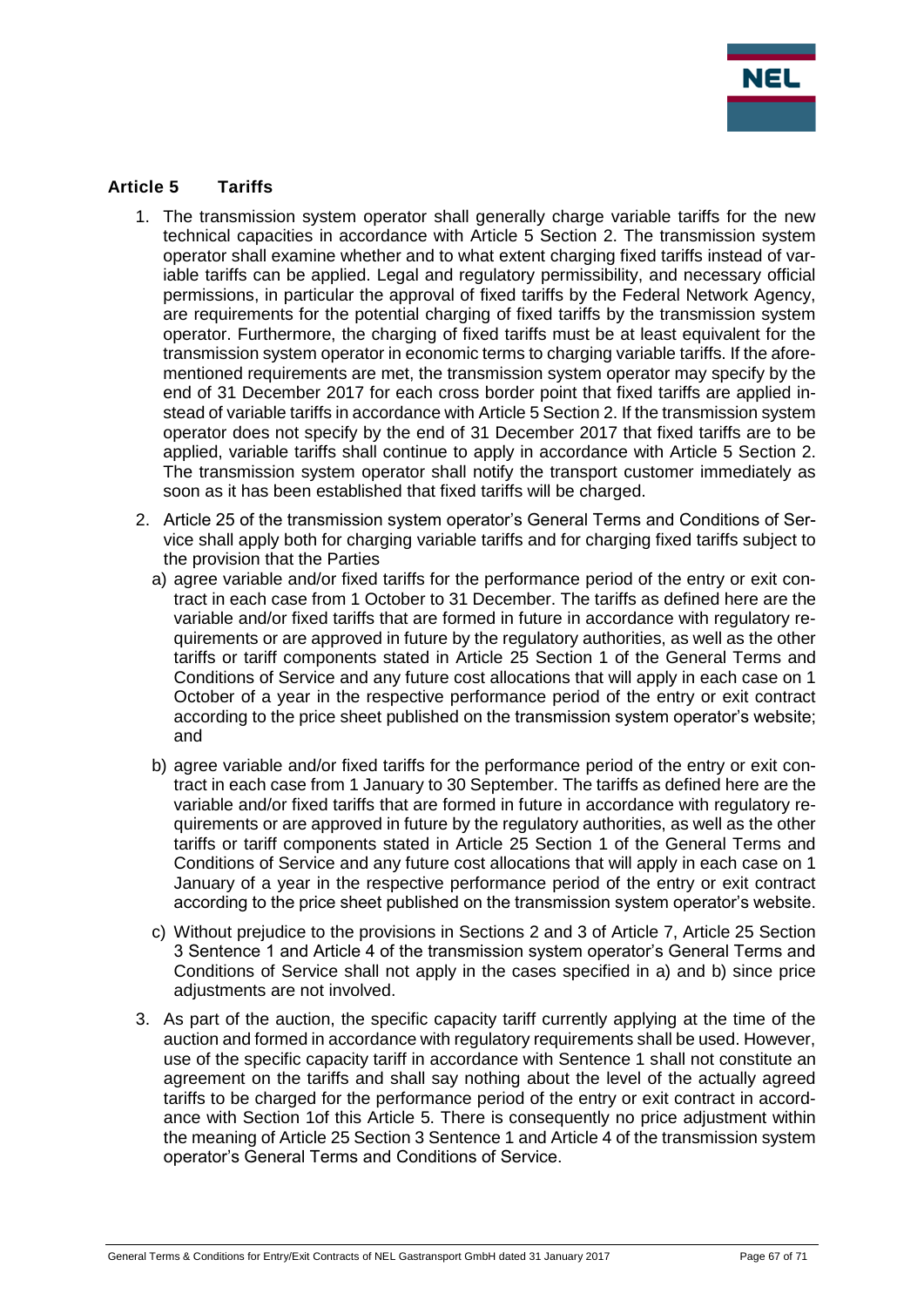## Article 5 Tariffs

1. The transmission system operator shall generally charge variable tariffs for the new technical capacities in accordance with Article 5 Section 2. The transmission system operator shall examine whether and to what extent charging fixed tariffs instead of variable tariffs can be applied. Legal and regulatory permissibility, and necessary official permissions, in particular the approval of fixed tariffs by the Federal Network Agency, are requirements for the potential charging of fixed tariffs by the transmission system operator. Furthermore, the charging of fixed tariffs must be at least equivalent for the transmission system operator in economic terms to charging variable tariffs. If the aforementioned requirements are met, the transmission system operator may specify by the end of 31 December 2017 for each cross border point that fixed tariffs are applied instead of variable tariffs in accordance with Article 5 Section 2. If the transmission system operator does not specify by the end of 31 December 2017 that fixed tariffs are to be applied, variable tariffs shall continue to apply in accordance with Article 5 Section 2. The transmission system operator shall notify the transport customer immediately as soon as it has been established that fixed tariffs will be charged.
2. Article 25 of the transmission system operator's General Terms and Conditions of Service shall apply both for charging variable tariffs and for charging fixed tariffs subject to the provision that the Parties
   a) agree variable and/or fixed tariffs for the performance period of the entry or exit contract in each case from 1 October to 31 December. The tariffs as defined here are the variable and/or fixed tariffs that are formed in future in accordance with regulatory requirements or are approved in future by the regulatory authorities, as well as the other tariffs or tariff components stated in Article 25 Section 1 of the General Terms and Conditions of Service and any future cost allocations that will apply in each case on 1 October of a year in the respective performance period of the entry or exit contract according to the price sheet published on the transmission system operator's website; and
   b) agree variable and/or fixed tariffs for the performance period of the entry or exit contract in each case from 1 January to 30 September. The tariffs as defined here are the variable and/or fixed tariffs that are formed in future in accordance with regulatory requirements or are approved in future by the regulatory authorities, as well as the other tariffs or tariff components stated in Article 25 Section 1 of the General Terms and Conditions of Service and any future cost allocations that will apply in each case on 1 January of a year in the respective performance period of the entry or exit contract according to the price sheet published on the transmission system operator's website.
   c) Without prejudice to the provisions in Sections 2 and 3 of Article 7, Article 25 Section 3 Sentence 1 and Article 4 of the transmission system operator's General Terms and Conditions of Service shall not apply in the cases specified in a) and b) since price adjustments are not involved.
3. As part of the auction, the specific capacity tariff currently applying at the time of the auction and formed in accordance with regulatory requirements shall be used. However, use of the specific capacity tariff in accordance with Sentence 1 shall not constitute an agreement on the tariffs and shall say nothing about the level of the actually agreed tariffs to be charged for the performance period of the entry or exit contract in accordance with Section 1of this Article 5. There is consequently no price adjustment within the meaning of Article 25 Section 3 Sentence 1 and Article 4 of the transmission system operator's General Terms and Conditions of Service.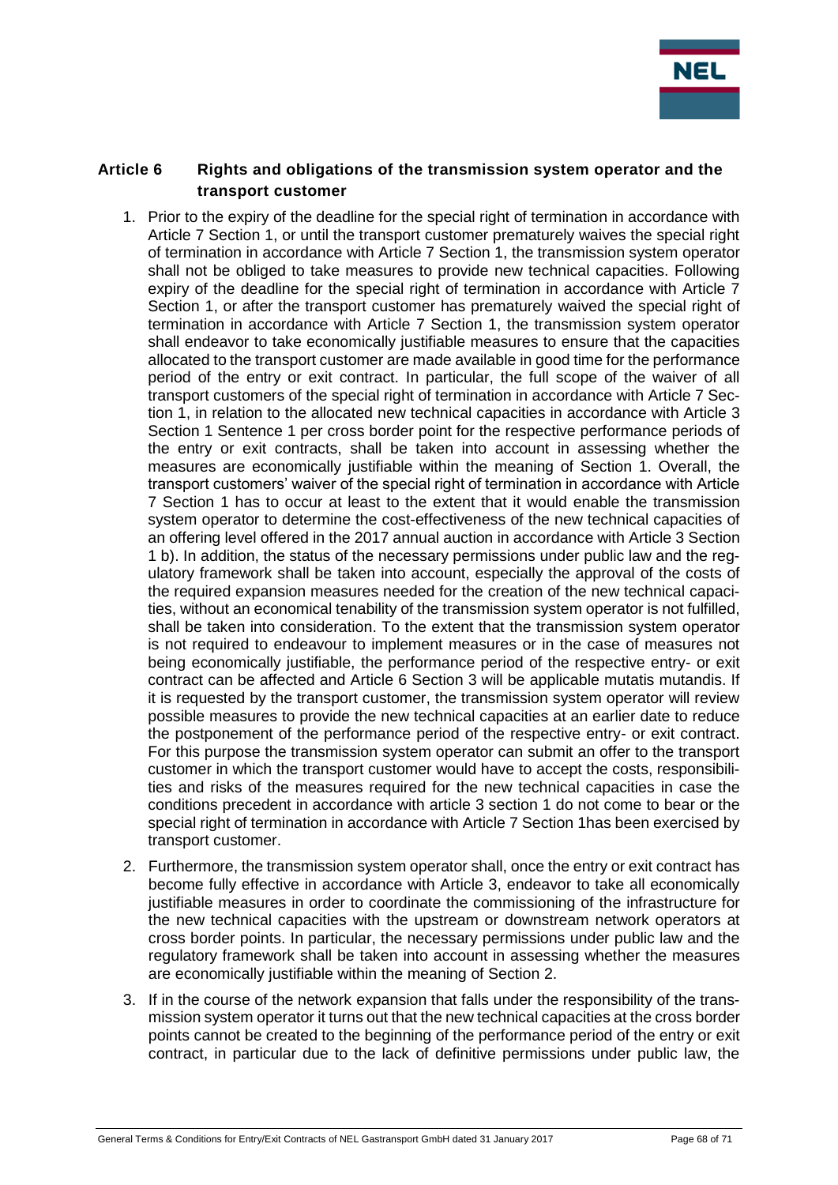## Article 6 Rights and obligations of the transmission system operator and the transport customer

1. Prior to the expiry of the deadline for the special right of termination in accordance with Article 7 Section 1, or until the transport customer prematurely waives the special right of termination in accordance with Article 7 Section 1, the transmission system operator shall not be obliged to take measures to provide new technical capacities. Following expiry of the deadline for the special right of termination in accordance with Article 7 Section 1, or after the transport customer has prematurely waived the special right of termination in accordance with Article 7 Section 1, the transmission system operator shall endeavor to take economically justifiable measures to ensure that the capacities allocated to the transport customer are made available in good time for the performance period of the entry or exit contract. In particular, the full scope of the waiver of all transport customers of the special right of termination in accordance with Article 7 Section 1, in relation to the allocated new technical capacities in accordance with Article 3 Section 1 Sentence 1 per cross border point for the respective performance periods of the entry or exit contracts, shall be taken into account in assessing whether the measures are economically justifiable within the meaning of Section 1. Overall, the transport customers' waiver of the special right of termination in accordance with Article 7 Section 1 has to occur at least to the extent that it would enable the transmission system operator to determine the cost-effectiveness of the new technical capacities of an offering level offered in the 2017 annual auction in accordance with Article 3 Section 1 b). In addition, the status of the necessary permissions under public law and the regulatory framework shall be taken into account, especially the approval of the costs of the required expansion measures needed for the creation of the new technical capacities, without an economical tenability of the transmission system operator is not fulfilled, shall be taken into consideration. To the extent that the transmission system operator is not required to endeavour to implement measures or in the case of measures not being economically justifiable, the performance period of the respective entry- or exit contract can be affected and Article 6 Section 3 will be applicable mutatis mutandis. If it is requested by the transport customer, the transmission system operator will review possible measures to provide the new technical capacities at an earlier date to reduce the postponement of the performance period of the respective entry- or exit contract. For this purpose the transmission system operator can submit an offer to the transport customer in which the transport customer would have to accept the costs, responsibilities and risks of the measures required for the new technical capacities in case the conditions precedent in accordance with article 3 section 1 do not come to bear or the special right of termination in accordance with Article 7 Section 1has been exercised by transport customer.
2. Furthermore, the transmission system operator shall, once the entry or exit contract has become fully effective in accordance with Article 3, endeavor to take all economically justifiable measures in order to coordinate the commissioning of the infrastructure for the new technical capacities with the upstream or downstream network operators at cross border points. In particular, the necessary permissions under public law and the regulatory framework shall be taken into account in assessing whether the measures are economically justifiable within the meaning of Section 2.
3. If in the course of the network expansion that falls under the responsibility of the transmission system operator it turns out that the new technical capacities at the cross border points cannot be created to the beginning of the performance period of the entry or exit contract, in particular due to the lack of definitive permissions under public law, the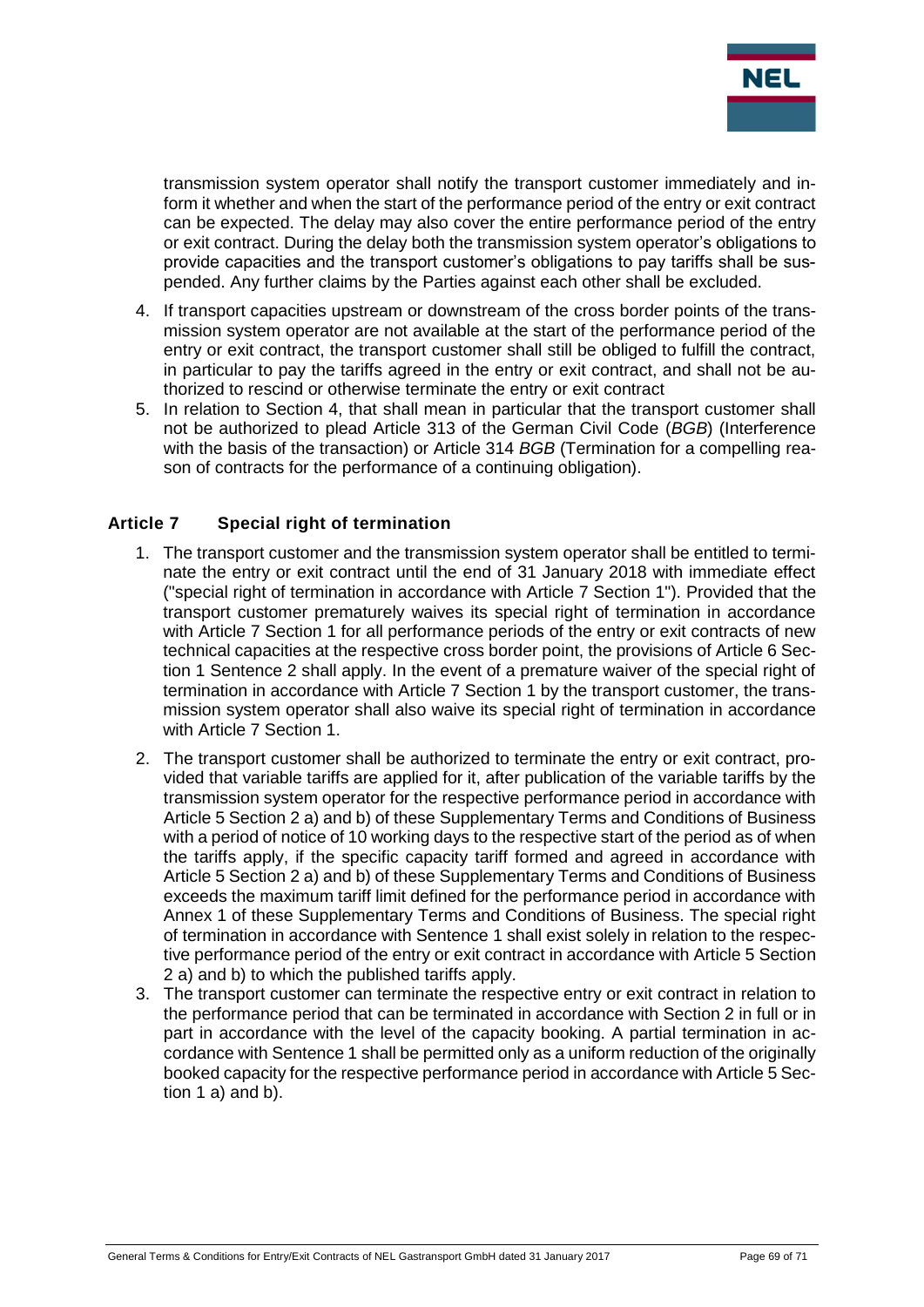transmission system operator shall notify the transport customer immediately and inform it whether and when the start of the performance period of the entry or exit contract can be expected. The delay may also cover the entire performance period of the entry or exit contract. During the delay both the transmission system operator's obligations to provide capacities and the transport customer's obligations to pay tariffs shall be suspended. Any further claims by the Parties against each other shall be excluded.

4. If transport capacities upstream or downstream of the cross border points of the transmission system operator are not available at the start of the performance period of the entry or exit contract, the transport customer shall still be obliged to fulfill the contract, in particular to pay the tariffs agreed in the entry or exit contract, and shall not be authorized to rescind or otherwise terminate the entry or exit contract
5. In relation to Section 4, that shall mean in particular that the transport customer shall not be authorized to plead Article 313 of the German Civil Code (*BGB*) (Interference with the basis of the transaction) or Article 314 *BGB* (Termination for a compelling reason of contracts for the performance of a continuing obligation).

## Article 7 Special right of termination

1. The transport customer and the transmission system operator shall be entitled to terminate the entry or exit contract until the end of 31 January 2018 with immediate effect ("special right of termination in accordance with Article 7 Section 1"). Provided that the transport customer prematurely waives its special right of termination in accordance with Article 7 Section 1 for all performance periods of the entry or exit contracts of new technical capacities at the respective cross border point, the provisions of Article 6 Section 1 Sentence 2 shall apply. In the event of a premature waiver of the special right of termination in accordance with Article 7 Section 1 by the transport customer, the transmission system operator shall also waive its special right of termination in accordance with Article 7 Section 1.
2. The transport customer shall be authorized to terminate the entry or exit contract, provided that variable tariffs are applied for it, after publication of the variable tariffs by the transmission system operator for the respective performance period in accordance with Article 5 Section 2 a) and b) of these Supplementary Terms and Conditions of Business with a period of notice of 10 working days to the respective start of the period as of when the tariffs apply, if the specific capacity tariff formed and agreed in accordance with Article 5 Section 2 a) and b) of these Supplementary Terms and Conditions of Business exceeds the maximum tariff limit defined for the performance period in accordance with Annex 1 of these Supplementary Terms and Conditions of Business. The special right of termination in accordance with Sentence 1 shall exist solely in relation to the respective performance period of the entry or exit contract in accordance with Article 5 Section 2 a) and b) to which the published tariffs apply.
3. The transport customer can terminate the respective entry or exit contract in relation to the performance period that can be terminated in accordance with Section 2 in full or in part in accordance with the level of the capacity booking. A partial termination in accordance with Sentence 1 shall be permitted only as a uniform reduction of the originally booked capacity for the respective performance period in accordance with Article 5 Section 1 a) and b).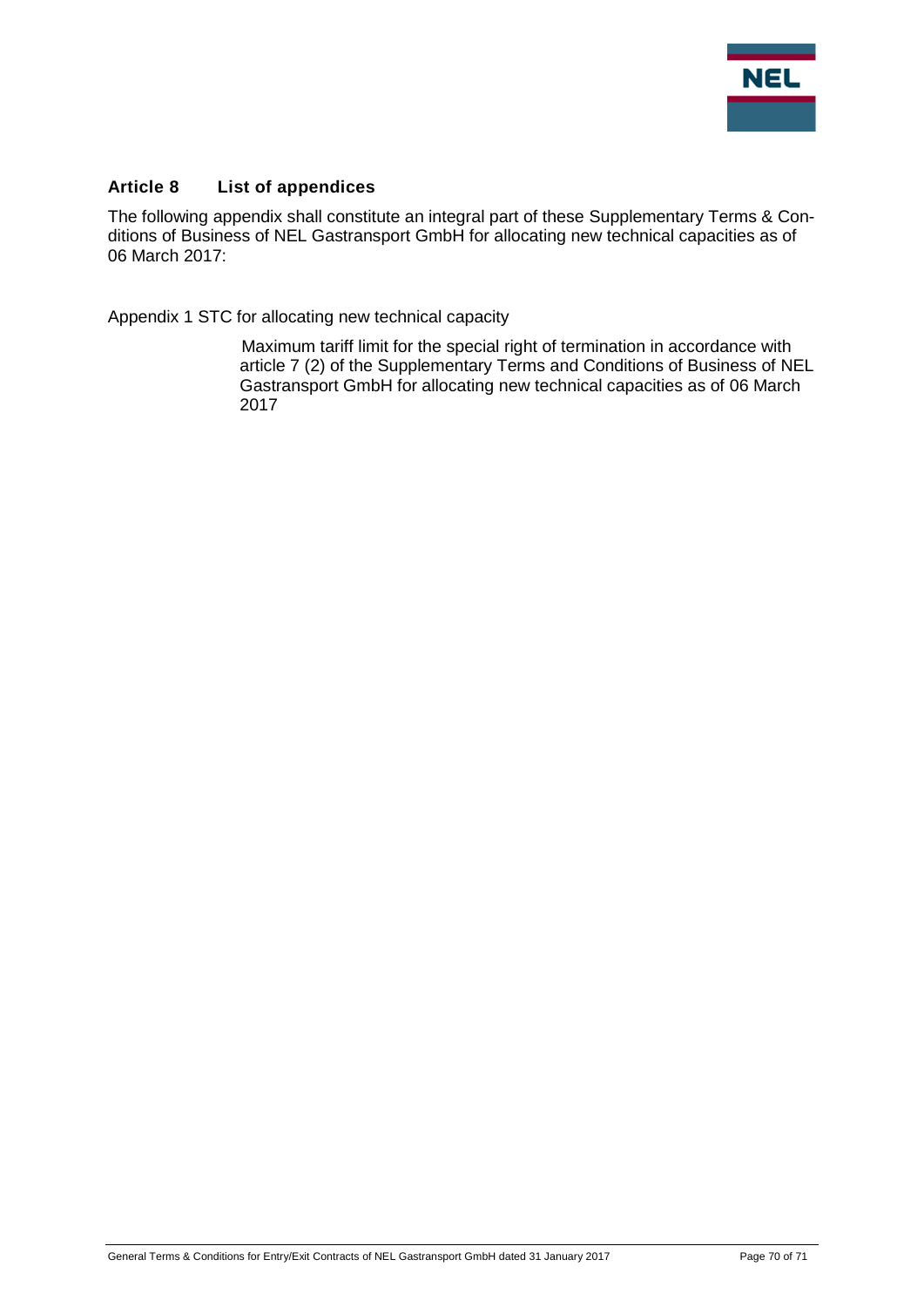## Article 8 List of appendices

The following appendix shall constitute an integral part of these Supplementary Terms & Conditions of Business of NEL Gastransport GmbH for allocating new technical capacities as of 06 March 2017:

Appendix 1 STC for allocating new technical capacity

Maximum tariff limit for the special right of termination in accordance with article 7 (2) of the Supplementary Terms and Conditions of Business of NEL Gastransport GmbH for allocating new technical capacities as of 06 March 2017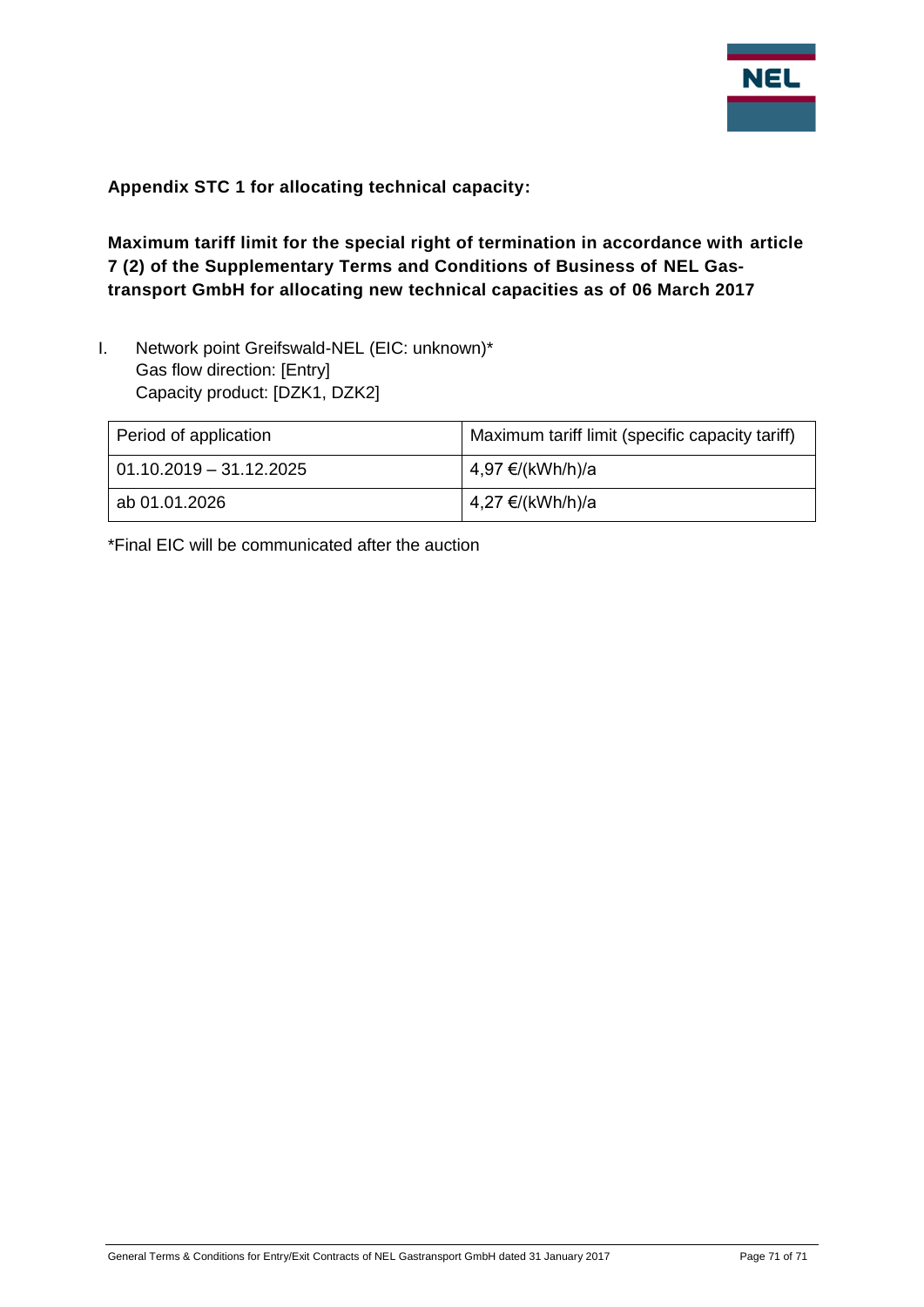**Appendix STC 1 for allocating technical capacity:**

**Maximum tariff limit for the special right of termination in accordance with article 7 (2) of the Supplementary Terms and Conditions of Business of NEL Gas-transport GmbH for allocating new technical capacities as of 06 March 2017**

I. Network point Greifswald-NEL (EIC: unknown)*
   Gas flow direction: [Entry]
   Capacity product: [DZK1, DZK2]

| Period of application | Maximum tariff limit (specific capacity tariff) |
|---|---|
| 01.10.2019 – 31.12.2025 | 4,97 €/(kWh/h)/a |
| ab 01.01.2026 | 4,27 €/(kWh/h)/a |

*Final EIC will be communicated after the auction